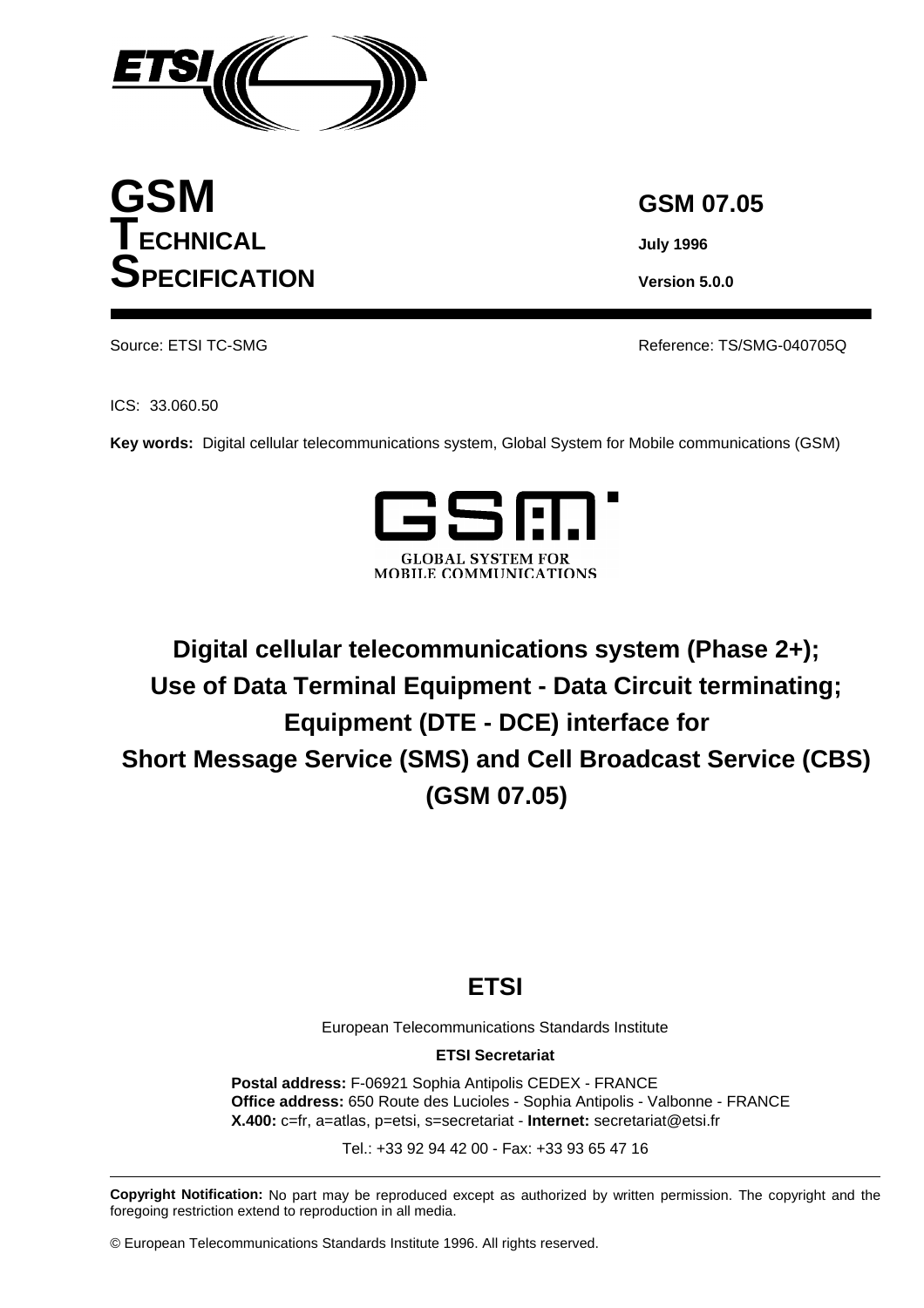# GSM TECHNICAL SPECIFICATION

**GSM 07.05**

**July 1996**

**Version 5.0.0**

Source: ETSI TC-SMG

Reference: TS/SMG-040705Q

ICS: 33.060.50

**Key words:** Digital cellular telecommunications system, Global System for Mobile communications (GSM)

GLOBAL SYSTEM FOR MOBILE COMMUNICATIONS

# Digital cellular telecommunications system (Phase 2+); Use of Data Terminal Equipment - Data Circuit terminating; Equipment (DTE - DCE) interface for Short Message Service (SMS) and Cell Broadcast Service (CBS) (GSM 07.05)

## ETSI

European Telecommunications Standards Institute

**ETSI Secretariat**

**Postal address:** F-06921 Sophia Antipolis CEDEX - FRANCE
**Office address:** 650 Route des Lucioles - Sophia Antipolis - Valbonne - FRANCE
**X.400:** c=fr, a=atlas, p=etsi, s=secretariat - **Internet:** secretariat@etsi.fr

Tel.: +33 92 94 42 00 - Fax: +33 93 65 47 16

**Copyright Notification:** No part may be reproduced except as authorized by written permission. The copyright and the foregoing restriction extend to reproduction in all media.

© European Telecommunications Standards Institute 1996. All rights reserved.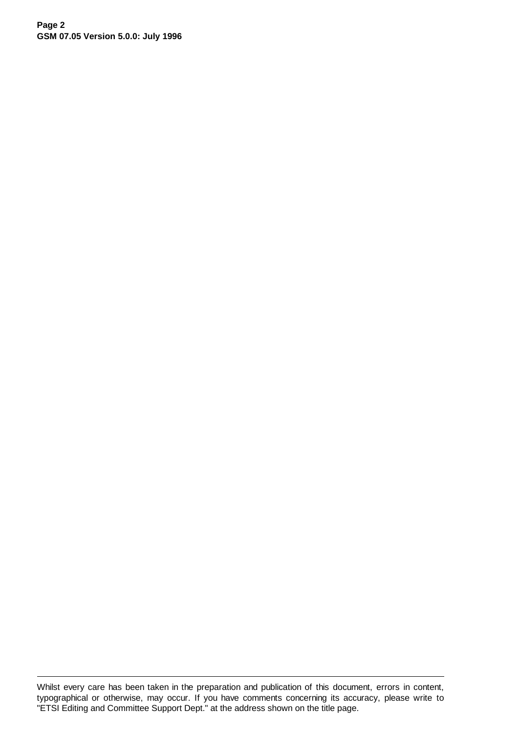Whilst every care has been taken in the preparation and publication of this document, errors in content, typographical or otherwise, may occur. If you have comments concerning its accuracy, please write to "ETSI Editing and Committee Support Dept." at the address shown on the title page.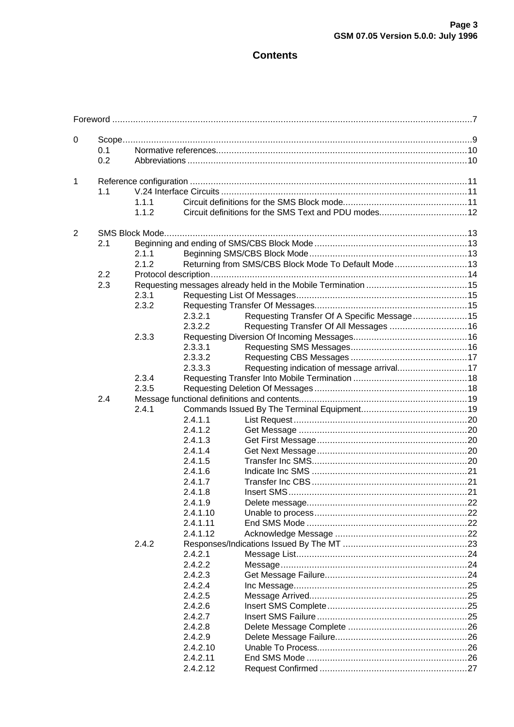# Contents

Foreword ........................................................................................................................................7

0 Scope.......................................................................................................................................9
  0.1 Normative references.................................................................................................10
  0.2 Abbreviations ............................................................................................................10

1 Reference configuration ...........................................................................................................11
  1.1 V.24 Interface Circuits ...............................................................................................11
    1.1.1 Circuit definitions for the SMS Block mode................................................11
    1.1.2 Circuit definitions for the SMS Text and PDU modes..................................12

2 SMS Block Mode.....................................................................................................................13
  2.1 Beginning and ending of SMS/CBS Block Mode ...........................................................13
    2.1.1 Beginning SMS/CBS Block Mode.............................................................13
    2.1.2 Returning from SMS/CBS Block Mode To Default Mode............................13
  2.2 Protocol description...................................................................................................14
  2.3 Requesting messages already held in the Mobile Termination .......................................15
    2.3.1 Requesting List Of Messages..................................................................15
    2.3.2 Requesting Transfer Of Messages...........................................................15
      2.3.2.1 Requesting Transfer Of A Specific Message.....................15
      2.3.2.2 Requesting Transfer Of All Messages ..............................16
    2.3.3 Requesting Diversion Of Incoming Messages............................................16
      2.3.3.1 Requesting SMS Messages.............................................16
      2.3.3.2 Requesting CBS Messages .............................................17
      2.3.3.3 Requesting indication of message arrival...........................17
    2.3.4 Requesting Transfer Into Mobile Termination ............................................18
    2.3.5 Requesting Deletion Of Messages...........................................................18
  2.4 Message functional definitions and contents.................................................................19
    2.4.1 Commands Issued By The Terminal Equipment.........................................19
      2.4.1.1 List Request...................................................................20
      2.4.1.2 Get Message .................................................................20
      2.4.1.3 Get First Message..........................................................20
      2.4.1.4 Get Next Message..........................................................20
      2.4.1.5 Transfer Inc SMS............................................................20
      2.4.1.6 Indicate Inc SMS ............................................................21
      2.4.1.7 Transfer Inc CBS............................................................21
      2.4.1.8 Insert SMS.....................................................................21
      2.4.1.9 Delete message..............................................................22
      2.4.1.10 Unable to process...........................................................22
      2.4.1.11 End SMS Mode ..............................................................22
      2.4.1.12 Acknowledge Message ...................................................22
    2.4.2 Responses/Indications Issued By The MT ................................................23
      2.4.2.1 Message List..................................................................24
      2.4.2.2 Message........................................................................24
      2.4.2.3 Get Message Failure.......................................................24
      2.4.2.4 Inc Message...................................................................25
      2.4.2.5 Message Arrived.............................................................25
      2.4.2.6 Insert SMS Complete......................................................25
      2.4.2.7 Insert SMS Failure..........................................................25
      2.4.2.8 Delete Message Complete ..............................................26
      2.4.2.9 Delete Message Failure...................................................26
      2.4.2.10 Unable To Process..........................................................26
      2.4.2.11 End SMS Mode ..............................................................26
      2.4.2.12 Request Confirmed .........................................................27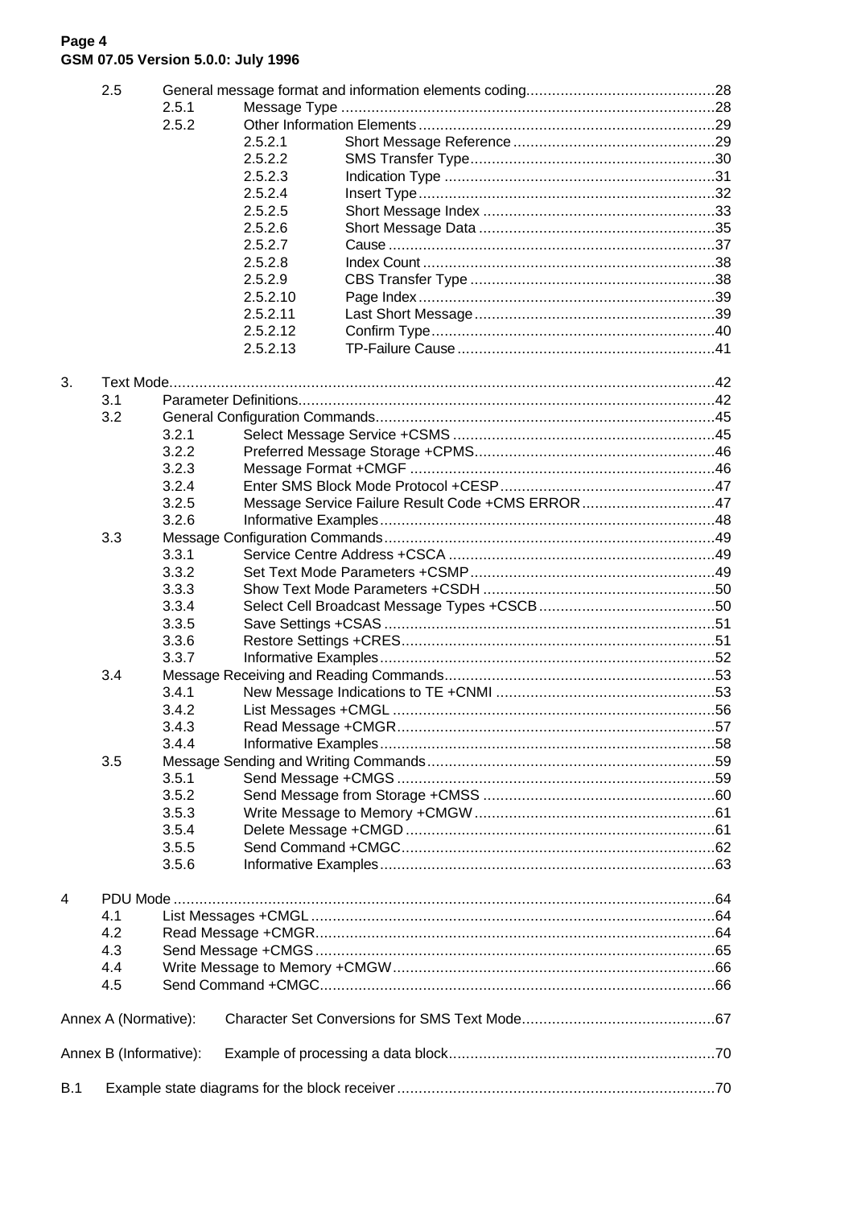2.5 General message format and information elements coding ............................................28
- 2.5.1 Message Type .......................................................................................28
- 2.5.2 Other Information Elements .....................................................................29
  - 2.5.2.1 Short Message Reference ...............................................29
  - 2.5.2.2 SMS Transfer Type .........................................................30
  - 2.5.2.3 Indication Type ...............................................................31
  - 2.5.2.4 Insert Type .....................................................................32
  - 2.5.2.5 Short Message Index ......................................................33
  - 2.5.2.6 Short Message Data .......................................................35
  - 2.5.2.7 Cause ............................................................................37
  - 2.5.2.8 Index Count ....................................................................38
  - 2.5.2.9 CBS Transfer Type .........................................................38
  - 2.5.2.10 Page Index .....................................................................39
  - 2.5.2.11 Last Short Message ........................................................39
  - 2.5.2.12 Confirm Type ..................................................................40
  - 2.5.2.13 TP-Failure Cause ............................................................41

3. Text Mode.............................................................................................................................42
- 3.1 Parameter Definitions.................................................................................................42
- 3.2 General Configuration Commands...............................................................................45
  - 3.2.1 Select Message Service +CSMS .............................................................45
  - 3.2.2 Preferred Message Storage +CPMS........................................................46
  - 3.2.3 Message Format +CMGF .......................................................................46
  - 3.2.4 Enter SMS Block Mode Protocol +CESP..................................................47
  - 3.2.5 Message Service Failure Result Code +CMS ERROR ...............................47
  - 3.2.6 Informative Examples.............................................................................48
- 3.3 Message Configuration Commands............................................................................49
  - 3.3.1 Service Centre Address +CSCA ..............................................................49
  - 3.3.2 Set Text Mode Parameters +CSMP.........................................................49
  - 3.3.3 Show Text Mode Parameters +CSDH ......................................................50
  - 3.3.4 Select Cell Broadcast Message Types +CSCB.........................................50
  - 3.3.5 Save Settings +CSAS ............................................................................51
  - 3.3.6 Restore Settings +CRES.........................................................................51
  - 3.3.7 Informative Examples.............................................................................52
- 3.4 Message Receiving and Reading Commands...............................................................53
  - 3.4.1 New Message Indications to TE +CNMI ...................................................53
  - 3.4.2 List Messages +CMGL ...........................................................................56
  - 3.4.3 Read Message +CMGR..........................................................................57
  - 3.4.4 Informative Examples.............................................................................58
- 3.5 Message Sending and Writing Commands...................................................................59
  - 3.5.1 Send Message +CMGS ..........................................................................59
  - 3.5.2 Send Message from Storage +CMSS ......................................................60
  - 3.5.3 Write Message to Memory +CMGW ........................................................61
  - 3.5.4 Delete Message +CMGD ........................................................................61
  - 3.5.5 Send Command +CMGC.........................................................................62
  - 3.5.6 Informative Examples.............................................................................63

4 PDU Mode .............................................................................................................................64
- 4.1 List Messages +CMGL .............................................................................................64
- 4.2 Read Message +CMGR............................................................................................64
- 4.3 Send Message +CMGS ............................................................................................65
- 4.4 Write Message to Memory +CMGW ...........................................................................66
- 4.5 Send Command +CMGC...........................................................................................66

Annex A (Normative): Character Set Conversions for SMS Text Mode.............................................67

Annex B (Informative): Example of processing a data block..............................................................70

B.1 Example state diagrams for the block receiver..........................................................................70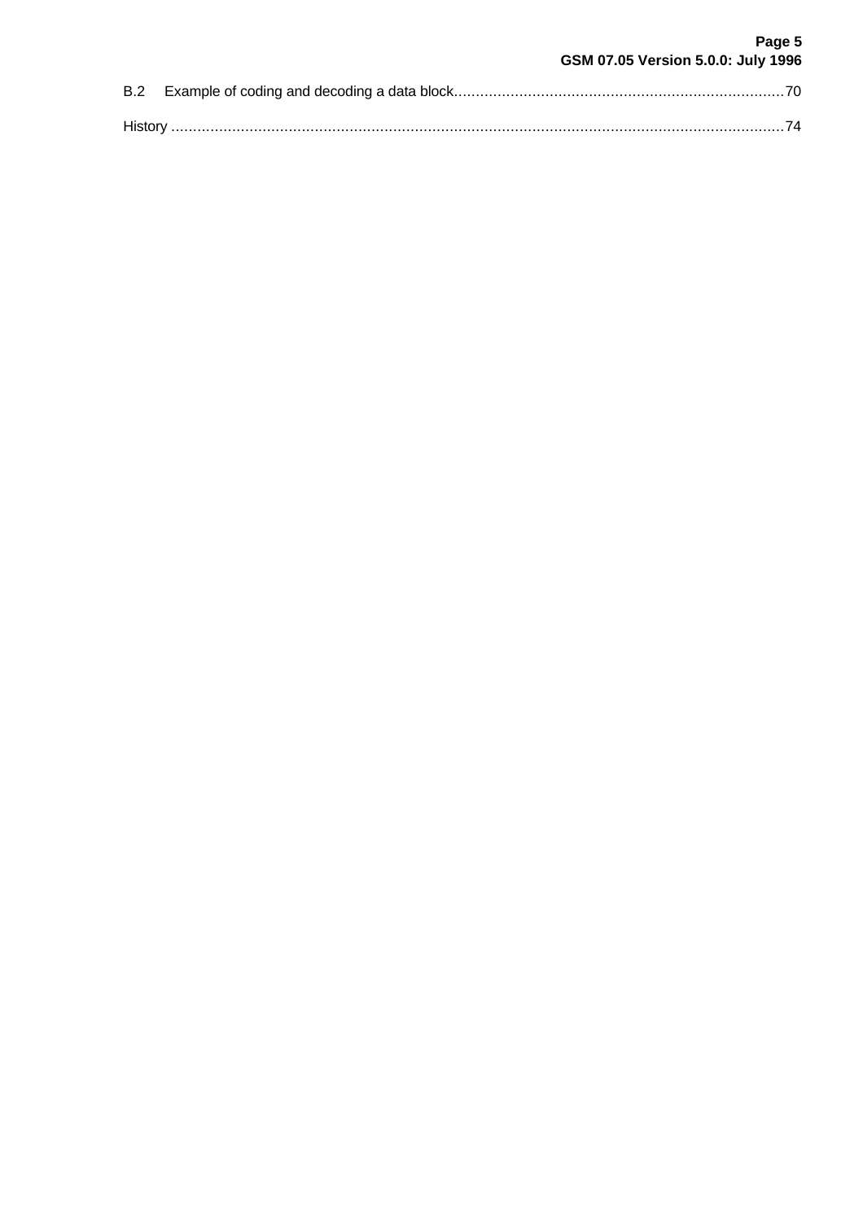B.2 Example of coding and decoding a data block ........................................................................ 70

History ........................................................................................................................................ 74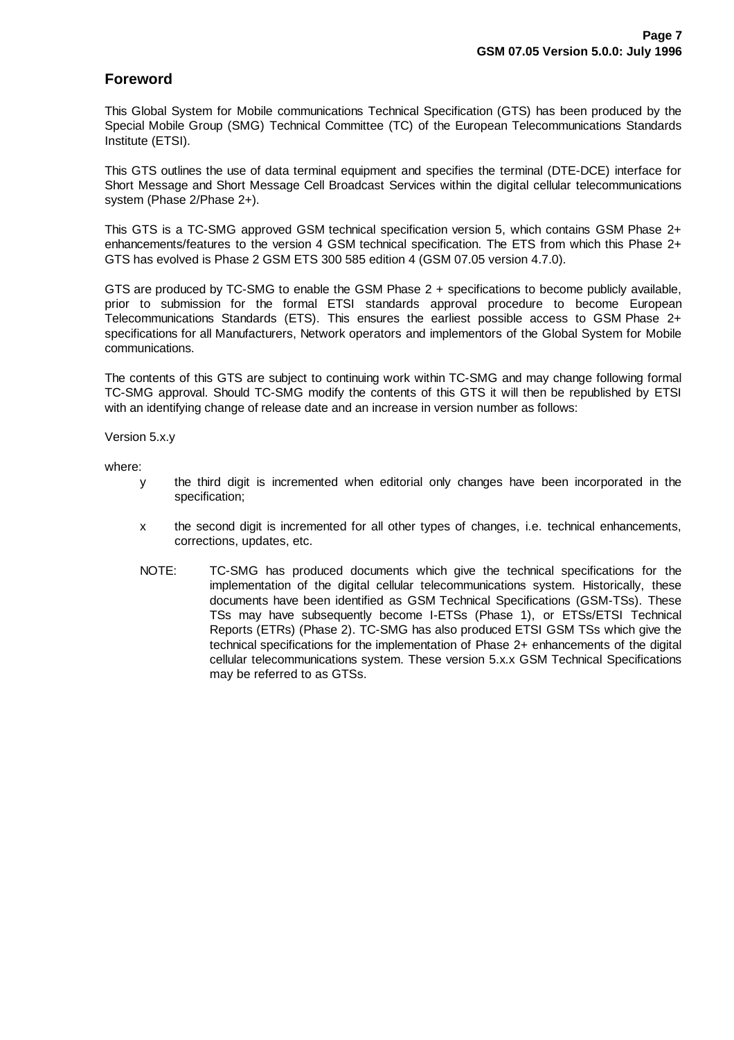## Foreword

This Global System for Mobile communications Technical Specification (GTS) has been produced by the Special Mobile Group (SMG) Technical Committee (TC) of the European Telecommunications Standards Institute (ETSI).

This GTS outlines the use of data terminal equipment and specifies the terminal (DTE-DCE) interface for Short Message and Short Message Cell Broadcast Services within the digital cellular telecommunications system (Phase 2/Phase 2+).

This GTS is a TC-SMG approved GSM technical specification version 5, which contains GSM Phase 2+ enhancements/features to the version 4 GSM technical specification. The ETS from which this Phase 2+ GTS has evolved is Phase 2 GSM ETS 300 585 edition 4 (GSM 07.05 version 4.7.0).

GTS are produced by TC-SMG to enable the GSM Phase 2 + specifications to become publicly available, prior to submission for the formal ETSI standards approval procedure to become European Telecommunications Standards (ETS). This ensures the earliest possible access to GSM Phase 2+ specifications for all Manufacturers, Network operators and implementors of the Global System for Mobile communications.

The contents of this GTS are subject to continuing work within TC-SMG and may change following formal TC-SMG approval. Should TC-SMG modify the contents of this GTS it will then be republished by ETSI with an identifying change of release date and an increase in version number as follows:

Version 5.x.y

where:

- y the third digit is incremented when editorial only changes have been incorporated in the specification;
- x the second digit is incremented for all other types of changes, i.e. technical enhancements, corrections, updates, etc.

NOTE: TC-SMG has produced documents which give the technical specifications for the implementation of the digital cellular telecommunications system. Historically, these documents have been identified as GSM Technical Specifications (GSM-TSs). These TSs may have subsequently become I-ETSs (Phase 1), or ETSs/ETSI Technical Reports (ETRs) (Phase 2). TC-SMG has also produced ETSI GSM TSs which give the technical specifications for the implementation of Phase 2+ enhancements of the digital cellular telecommunications system. These version 5.x.x GSM Technical Specifications may be referred to as GTSs.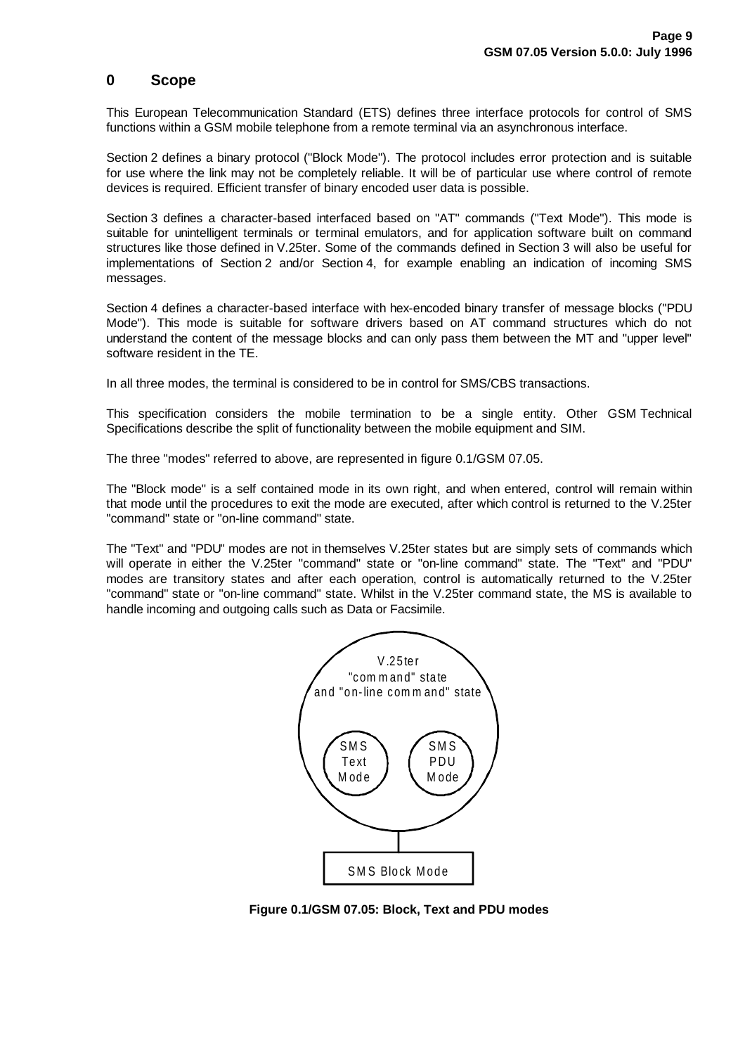# 0 Scope

This European Telecommunication Standard (ETS) defines three interface protocols for control of SMS functions within a GSM mobile telephone from a remote terminal via an asynchronous interface.

Section 2 defines a binary protocol ("Block Mode"). The protocol includes error protection and is suitable for use where the link may not be completely reliable. It will be of particular use where control of remote devices is required. Efficient transfer of binary encoded user data is possible.

Section 3 defines a character-based interfaced based on "AT" commands ("Text Mode"). This mode is suitable for unintelligent terminals or terminal emulators, and for application software built on command structures like those defined in V.25ter. Some of the commands defined in Section 3 will also be useful for implementations of Section 2 and/or Section 4, for example enabling an indication of incoming SMS messages.

Section 4 defines a character-based interface with hex-encoded binary transfer of message blocks ("PDU Mode"). This mode is suitable for software drivers based on AT command structures which do not understand the content of the message blocks and can only pass them between the MT and "upper level" software resident in the TE.

In all three modes, the terminal is considered to be in control for SMS/CBS transactions.

This specification considers the mobile termination to be a single entity. Other GSM Technical Specifications describe the split of functionality between the mobile equipment and SIM.

The three "modes" referred to above, are represented in figure 0.1/GSM 07.05.

The "Block mode" is a self contained mode in its own right, and when entered, control will remain within that mode until the procedures to exit the mode are executed, after which control is returned to the V.25ter "command" state or "on-line command" state.

The "Text" and "PDU" modes are not in themselves V.25ter states but are simply sets of commands which will operate in either the V.25ter "command" state or "on-line command" state. The "Text" and "PDU" modes are transitory states and after each operation, control is automatically returned to the V.25ter "command" state or "on-line command" state. Whilst in the V.25ter command state, the MS is available to handle incoming and outgoing calls such as Data or Facsimile.

V.25ter "command" state and "on-line command" state

SMS Text Mode

SMS PDU Mode

SMS Block Mode

**Figure 0.1/GSM 07.05: Block, Text and PDU modes**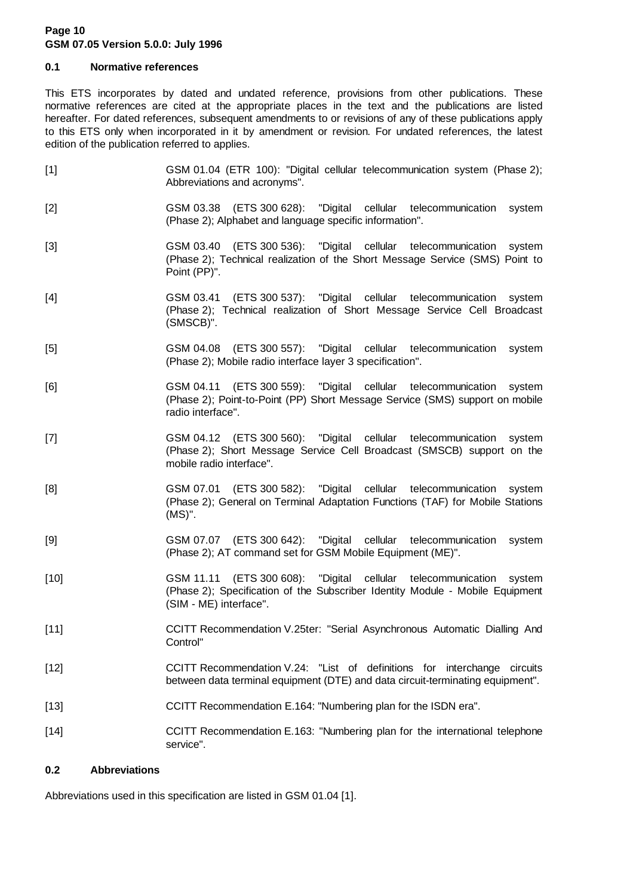## 0.1 Normative references

This ETS incorporates by dated and undated reference, provisions from other publications. These normative references are cited at the appropriate places in the text and the publications are listed hereafter. For dated references, subsequent amendments to or revisions of any of these publications apply to this ETS only when incorporated in it by amendment or revision. For undated references, the latest edition of the publication referred to applies.

[1] GSM 01.04 (ETR 100): "Digital cellular telecommunication system (Phase 2); Abbreviations and acronyms".

[2] GSM 03.38 (ETS 300 628): "Digital cellular telecommunication system (Phase 2); Alphabet and language specific information".

[3] GSM 03.40 (ETS 300 536): "Digital cellular telecommunication system (Phase 2); Technical realization of the Short Message Service (SMS) Point to Point (PP)".

[4] GSM 03.41 (ETS 300 537): "Digital cellular telecommunication system (Phase 2); Technical realization of Short Message Service Cell Broadcast (SMSCB)".

[5] GSM 04.08 (ETS 300 557): "Digital cellular telecommunication system (Phase 2); Mobile radio interface layer 3 specification".

[6] GSM 04.11 (ETS 300 559): "Digital cellular telecommunication system (Phase 2); Point-to-Point (PP) Short Message Service (SMS) support on mobile radio interface".

[7] GSM 04.12 (ETS 300 560): "Digital cellular telecommunication system (Phase 2); Short Message Service Cell Broadcast (SMSCB) support on the mobile radio interface".

[8] GSM 07.01 (ETS 300 582): "Digital cellular telecommunication system (Phase 2); General on Terminal Adaptation Functions (TAF) for Mobile Stations (MS)".

[9] GSM 07.07 (ETS 300 642): "Digital cellular telecommunication system (Phase 2); AT command set for GSM Mobile Equipment (ME)".

[10] GSM 11.11 (ETS 300 608): "Digital cellular telecommunication system (Phase 2); Specification of the Subscriber Identity Module - Mobile Equipment (SIM - ME) interface".

[11] CCITT Recommendation V.25ter: "Serial Asynchronous Automatic Dialling And Control"

[12] CCITT Recommendation V.24: "List of definitions for interchange circuits between data terminal equipment (DTE) and data circuit-terminating equipment".

[13] CCITT Recommendation E.164: "Numbering plan for the ISDN era".

[14] CCITT Recommendation E.163: "Numbering plan for the international telephone service".

## 0.2 Abbreviations

Abbreviations used in this specification are listed in GSM 01.04 [1].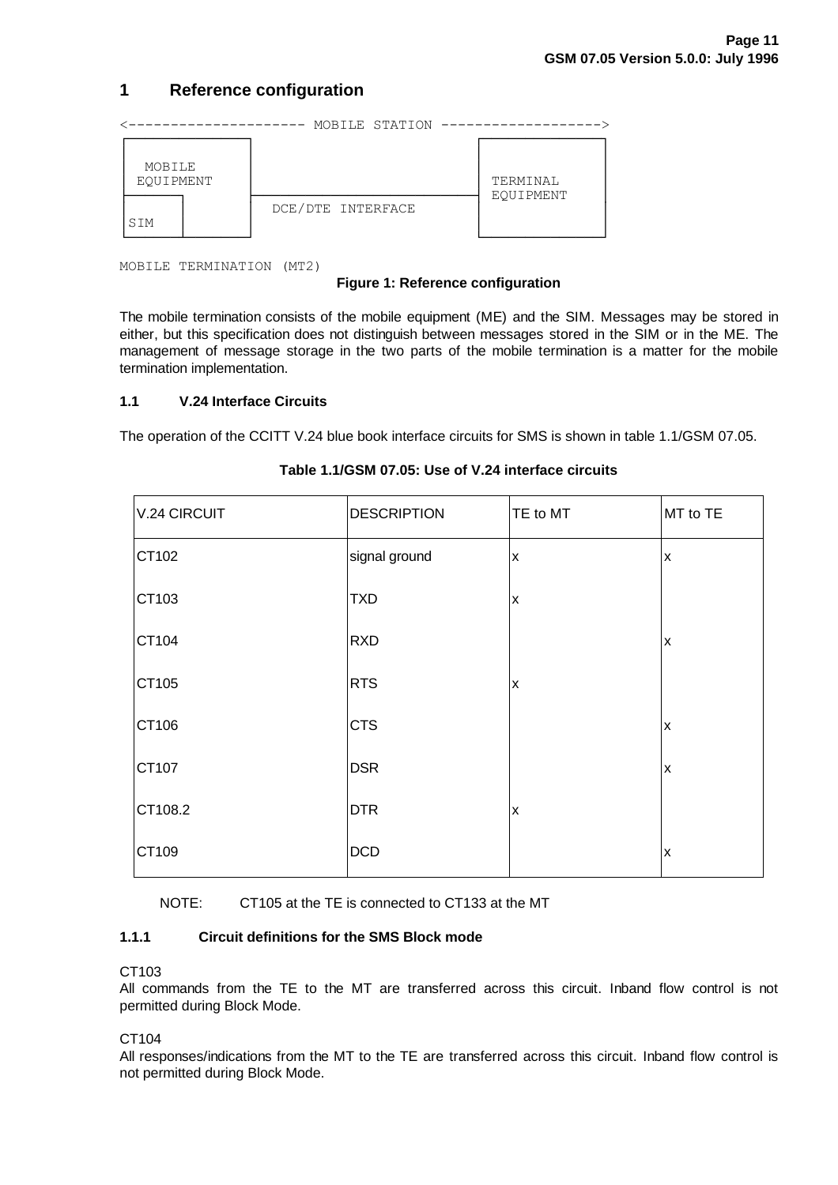# 1 Reference configuration

```
<--------------------- MOBILE STATION ------------------->

 MOBILE                                      TERMINAL
 EQUIPMENT                                   EQUIPMENT
                  DCE/DTE INTERFACE
 SIM

MOBILE TERMINATION (MT2)
```

**Figure 1: Reference configuration**

The mobile termination consists of the mobile equipment (ME) and the SIM. Messages may be stored in either, but this specification does not distinguish between messages stored in the SIM or in the ME. The management of message storage in the two parts of the mobile termination is a matter for the mobile termination implementation.

### 1.1 V.24 Interface Circuits

The operation of the CCITT V.24 blue book interface circuits for SMS is shown in table 1.1/GSM 07.05.

**Table 1.1/GSM 07.05: Use of V.24 interface circuits**

| V.24 CIRCUIT | DESCRIPTION | TE to MT | MT to TE |
|---|---|---|---|
| CT102 | signal ground | x | x |
| CT103 | TXD | x | |
| CT104 | RXD | | x |
| CT105 | RTS | x | |
| CT106 | CTS | | x |
| CT107 | DSR | | x |
| CT108.2 | DTR | x | |
| CT109 | DCD | | x |

NOTE: CT105 at the TE is connected to CT133 at the MT

#### 1.1.1 Circuit definitions for the SMS Block mode

CT103
All commands from the TE to the MT are transferred across this circuit. Inband flow control is not permitted during Block Mode.

CT104
All responses/indications from the MT to the TE are transferred across this circuit. Inband flow control is not permitted during Block Mode.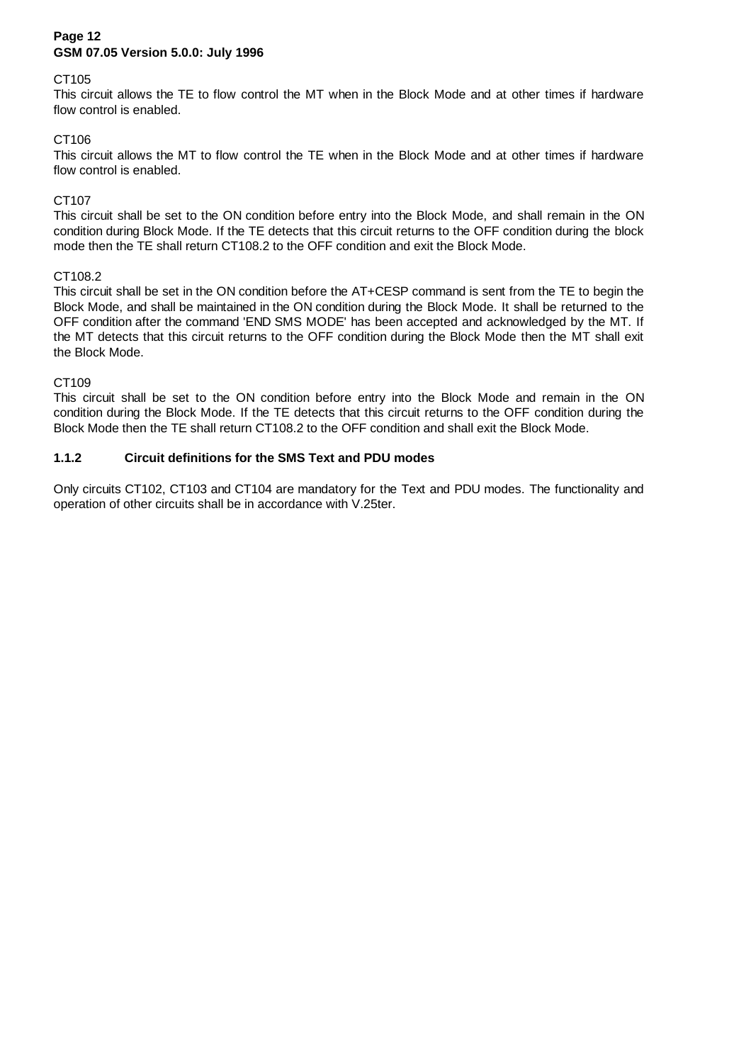CT105
This circuit allows the TE to flow control the MT when in the Block Mode and at other times if hardware flow control is enabled.

CT106
This circuit allows the MT to flow control the TE when in the Block Mode and at other times if hardware flow control is enabled.

CT107
This circuit shall be set to the ON condition before entry into the Block Mode, and shall remain in the ON condition during Block Mode. If the TE detects that this circuit returns to the OFF condition during the block mode then the TE shall return CT108.2 to the OFF condition and exit the Block Mode.

CT108.2
This circuit shall be set in the ON condition before the AT+CESP command is sent from the TE to begin the Block Mode, and shall be maintained in the ON condition during the Block Mode. It shall be returned to the OFF condition after the command 'END SMS MODE' has been accepted and acknowledged by the MT. If the MT detects that this circuit returns to the OFF condition during the Block Mode then the MT shall exit the Block Mode.

CT109
This circuit shall be set to the ON condition before entry into the Block Mode and remain in the ON condition during the Block Mode. If the TE detects that this circuit returns to the OFF condition during the Block Mode then the TE shall return CT108.2 to the OFF condition and shall exit the Block Mode.

### 1.1.2 Circuit definitions for the SMS Text and PDU modes

Only circuits CT102, CT103 and CT104 are mandatory for the Text and PDU modes. The functionality and operation of other circuits shall be in accordance with V.25ter.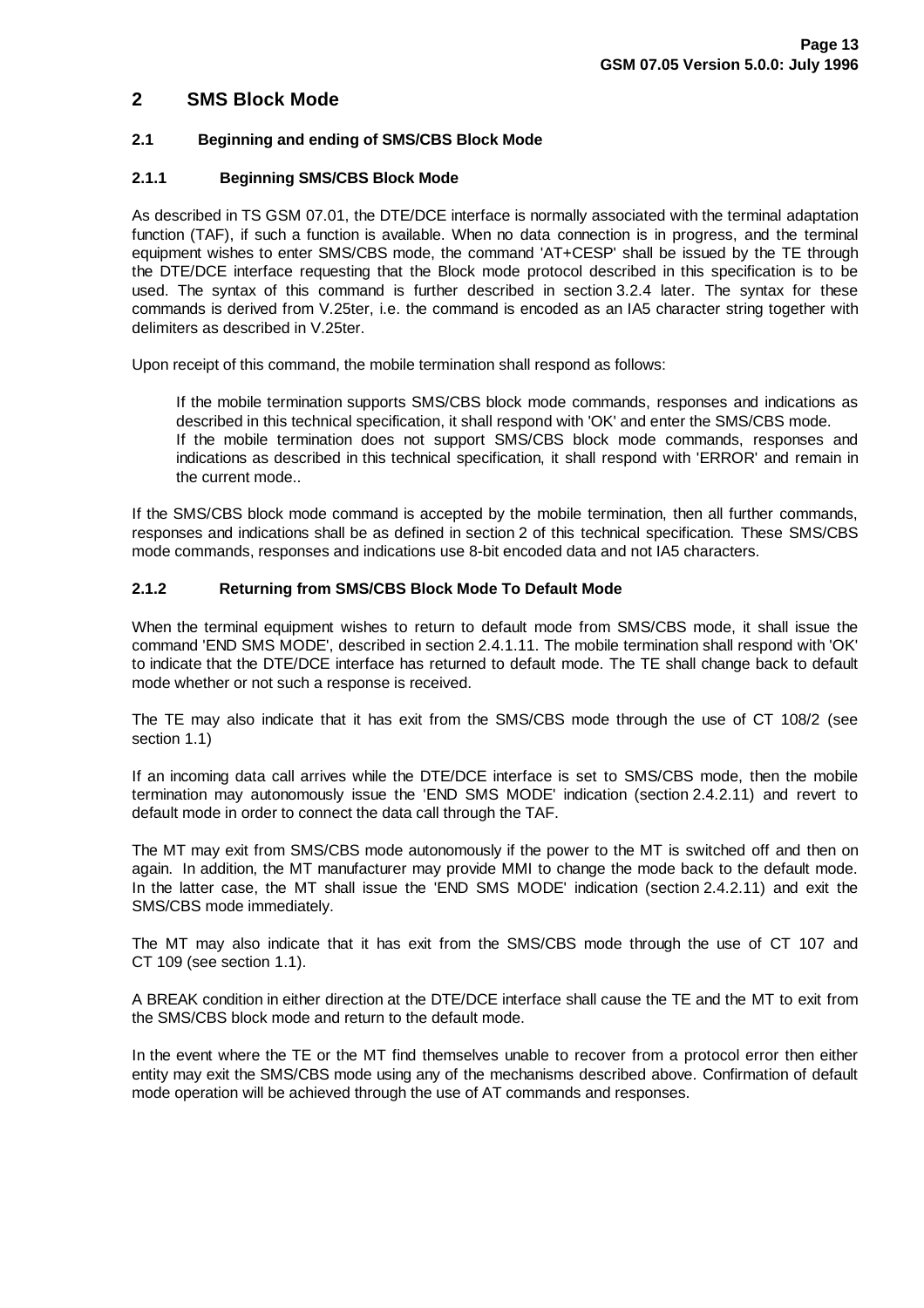# 2 SMS Block Mode

## 2.1 Beginning and ending of SMS/CBS Block Mode

### 2.1.1 Beginning SMS/CBS Block Mode

As described in TS GSM 07.01, the DTE/DCE interface is normally associated with the terminal adaptation function (TAF), if such a function is available. When no data connection is in progress, and the terminal equipment wishes to enter SMS/CBS mode, the command 'AT+CESP' shall be issued by the TE through the DTE/DCE interface requesting that the Block mode protocol described in this specification is to be used. The syntax of this command is further described in section 3.2.4 later. The syntax for these commands is derived from V.25ter, i.e. the command is encoded as an IA5 character string together with delimiters as described in V.25ter.

Upon receipt of this command, the mobile termination shall respond as follows:

> If the mobile termination supports SMS/CBS block mode commands, responses and indications as described in this technical specification, it shall respond with 'OK' and enter the SMS/CBS mode.
> If the mobile termination does not support SMS/CBS block mode commands, responses and indications as described in this technical specification, it shall respond with 'ERROR' and remain in the current mode..

If the SMS/CBS block mode command is accepted by the mobile termination, then all further commands, responses and indications shall be as defined in section 2 of this technical specification. These SMS/CBS mode commands, responses and indications use 8-bit encoded data and not IA5 characters.

### 2.1.2 Returning from SMS/CBS Block Mode To Default Mode

When the terminal equipment wishes to return to default mode from SMS/CBS mode, it shall issue the command 'END SMS MODE', described in section 2.4.1.11. The mobile termination shall respond with 'OK' to indicate that the DTE/DCE interface has returned to default mode. The TE shall change back to default mode whether or not such a response is received.

The TE may also indicate that it has exit from the SMS/CBS mode through the use of CT 108/2 (see section 1.1)

If an incoming data call arrives while the DTE/DCE interface is set to SMS/CBS mode, then the mobile termination may autonomously issue the 'END SMS MODE' indication (section 2.4.2.11) and revert to default mode in order to connect the data call through the TAF.

The MT may exit from SMS/CBS mode autonomously if the power to the MT is switched off and then on again. In addition, the MT manufacturer may provide MMI to change the mode back to the default mode. In the latter case, the MT shall issue the 'END SMS MODE' indication (section 2.4.2.11) and exit the SMS/CBS mode immediately.

The MT may also indicate that it has exit from the SMS/CBS mode through the use of CT 107 and CT 109 (see section 1.1).

A BREAK condition in either direction at the DTE/DCE interface shall cause the TE and the MT to exit from the SMS/CBS block mode and return to the default mode.

In the event where the TE or the MT find themselves unable to recover from a protocol error then either entity may exit the SMS/CBS mode using any of the mechanisms described above. Confirmation of default mode operation will be achieved through the use of AT commands and responses.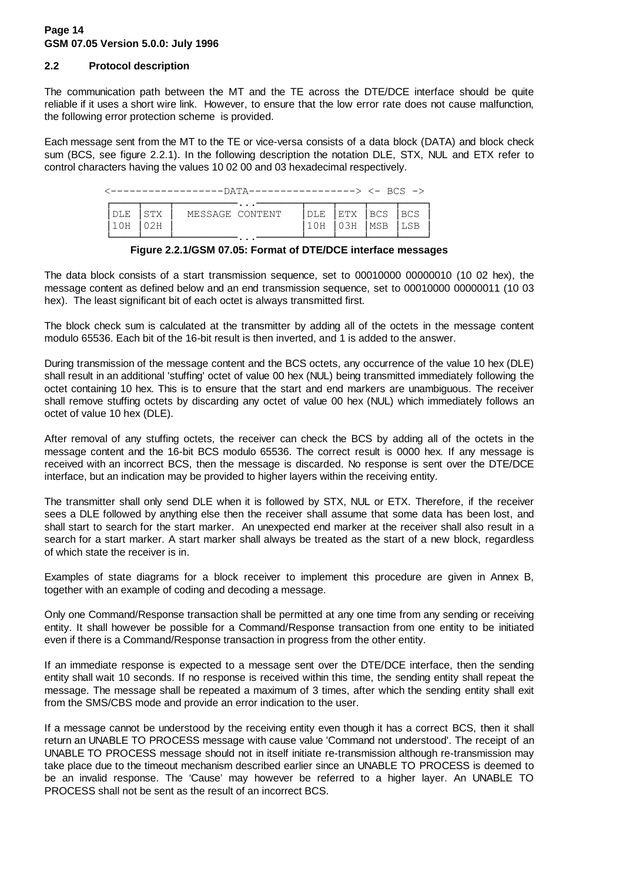## 2.2 Protocol description

The communication path between the MT and the TE across the DTE/DCE interface should be quite reliable if it uses a short wire link. However, to ensure that the low error rate does not cause malfunction, the following error protection scheme is provided.

Each message sent from the MT to the TE or vice-versa consists of a data block (DATA) and block check sum (BCS, see figure 2.2.1). In the following description the notation DLE, STX, NUL and ETX refer to control characters having the values 10 02 00 and 03 hexadecimal respectively.

```
<------------------DATA-----------------> <- BCS ->
┌─────┬─────┬────────...──────┬─────┬─────┬─────┬─────┐
│DLE  │STX  │ MESSAGE CONTENT │DLE  │ETX  │BCS  │BCS  │
│10H  │02H  │                 │10H  │03H  │MSB  │LSB  │
└─────┴─────┴────────...──────┴─────┴─────┴─────┴─────┘
```

**Figure 2.2.1/GSM 07.05: Format of DTE/DCE interface messages**

The data block consists of a start transmission sequence, set to 00010000 00000010 (10 02 hex), the message content as defined below and an end transmission sequence, set to 00010000 00000011 (10 03 hex). The least significant bit of each octet is always transmitted first.

The block check sum is calculated at the transmitter by adding all of the octets in the message content modulo 65536. Each bit of the 16-bit result is then inverted, and 1 is added to the answer.

During transmission of the message content and the BCS octets, any occurrence of the value 10 hex (DLE) shall result in an additional 'stuffing' octet of value 00 hex (NUL) being transmitted immediately following the octet containing 10 hex. This is to ensure that the start and end markers are unambiguous. The receiver shall remove stuffing octets by discarding any octet of value 00 hex (NUL) which immediately follows an octet of value 10 hex (DLE).

After removal of any stuffing octets, the receiver can check the BCS by adding all of the octets in the message content and the 16-bit BCS modulo 65536. The correct result is 0000 hex. If any message is received with an incorrect BCS, then the message is discarded. No response is sent over the DTE/DCE interface, but an indication may be provided to higher layers within the receiving entity.

The transmitter shall only send DLE when it is followed by STX, NUL or ETX. Therefore, if the receiver sees a DLE followed by anything else then the receiver shall assume that some data has been lost, and shall start to search for the start marker. An unexpected end marker at the receiver shall also result in a search for a start marker. A start marker shall always be treated as the start of a new block, regardless of which state the receiver is in.

Examples of state diagrams for a block receiver to implement this procedure are given in Annex B, together with an example of coding and decoding a message.

Only one Command/Response transaction shall be permitted at any one time from any sending or receiving entity. It shall however be possible for a Command/Response transaction from one entity to be initiated even if there is a Command/Response transaction in progress from the other entity.

If an immediate response is expected to a message sent over the DTE/DCE interface, then the sending entity shall wait 10 seconds. If no response is received within this time, the sending entity shall repeat the message. The message shall be repeated a maximum of 3 times, after which the sending entity shall exit from the SMS/CBS mode and provide an error indication to the user.

If a message cannot be understood by the receiving entity even though it has a correct BCS, then it shall return an UNABLE TO PROCESS message with cause value 'Command not understood'. The receipt of an UNABLE TO PROCESS message should not in itself initiate re-transmission although re-transmission may take place due to the timeout mechanism described earlier since an UNABLE TO PROCESS is deemed to be an invalid response. The 'Cause' may however be referred to a higher layer. An UNABLE TO PROCESS shall not be sent as the result of an incorrect BCS.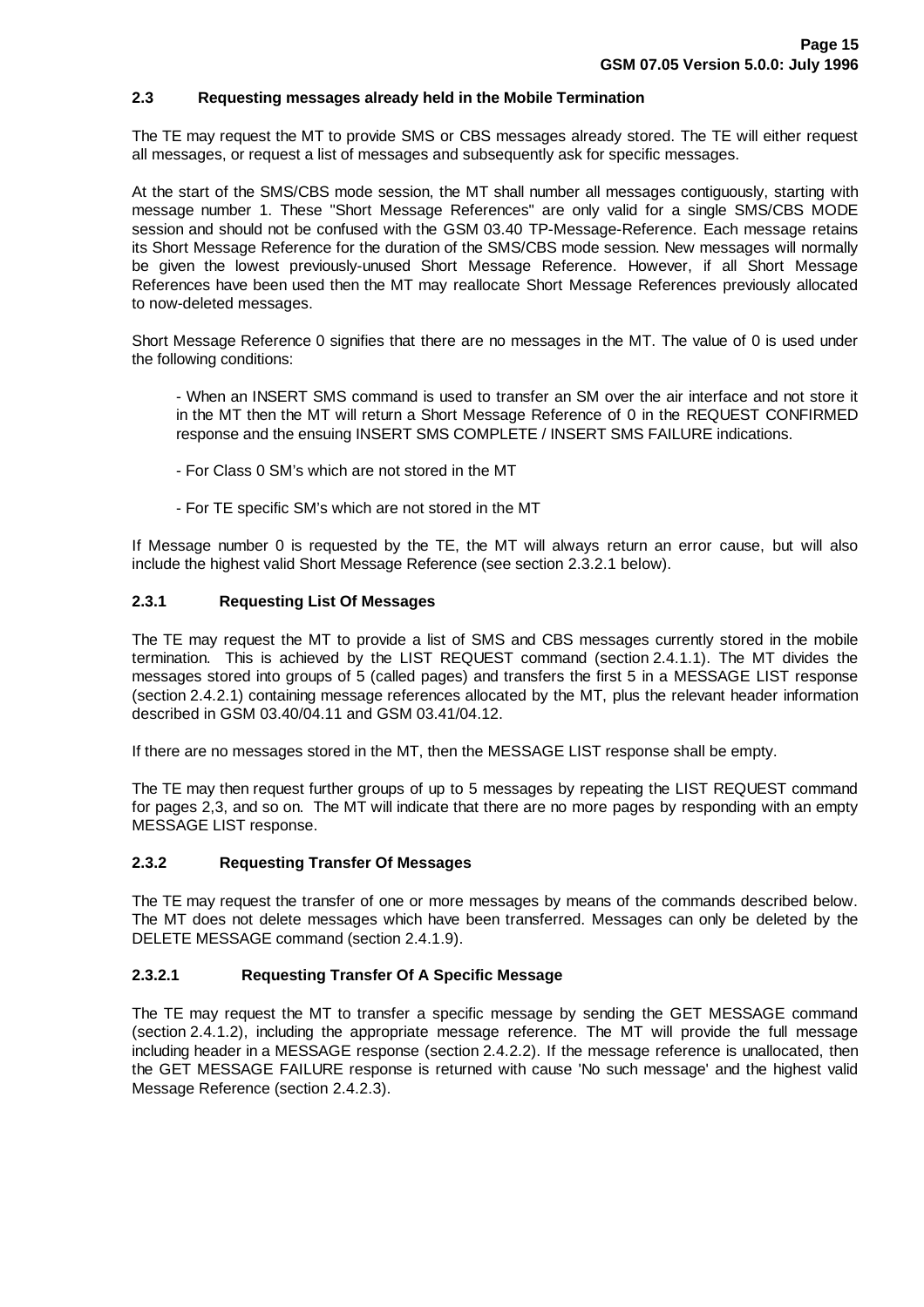### 2.3 Requesting messages already held in the Mobile Termination

The TE may request the MT to provide SMS or CBS messages already stored. The TE will either request all messages, or request a list of messages and subsequently ask for specific messages.

At the start of the SMS/CBS mode session, the MT shall number all messages contiguously, starting with message number 1. These "Short Message References" are only valid for a single SMS/CBS MODE session and should not be confused with the GSM 03.40 TP-Message-Reference. Each message retains its Short Message Reference for the duration of the SMS/CBS mode session. New messages will normally be given the lowest previously-unused Short Message Reference. However, if all Short Message References have been used then the MT may reallocate Short Message References previously allocated to now-deleted messages.

Short Message Reference 0 signifies that there are no messages in the MT. The value of 0 is used under the following conditions:

- When an INSERT SMS command is used to transfer an SM over the air interface and not store it in the MT then the MT will return a Short Message Reference of 0 in the REQUEST CONFIRMED response and the ensuing INSERT SMS COMPLETE / INSERT SMS FAILURE indications.

- For Class 0 SM's which are not stored in the MT

- For TE specific SM's which are not stored in the MT

If Message number 0 is requested by the TE, the MT will always return an error cause, but will also include the highest valid Short Message Reference (see section 2.3.2.1 below).

#### 2.3.1 Requesting List Of Messages

The TE may request the MT to provide a list of SMS and CBS messages currently stored in the mobile termination. This is achieved by the LIST REQUEST command (section 2.4.1.1). The MT divides the messages stored into groups of 5 (called pages) and transfers the first 5 in a MESSAGE LIST response (section 2.4.2.1) containing message references allocated by the MT, plus the relevant header information described in GSM 03.40/04.11 and GSM 03.41/04.12.

If there are no messages stored in the MT, then the MESSAGE LIST response shall be empty.

The TE may then request further groups of up to 5 messages by repeating the LIST REQUEST command for pages 2,3, and so on. The MT will indicate that there are no more pages by responding with an empty MESSAGE LIST response.

#### 2.3.2 Requesting Transfer Of Messages

The TE may request the transfer of one or more messages by means of the commands described below. The MT does not delete messages which have been transferred. Messages can only be deleted by the DELETE MESSAGE command (section 2.4.1.9).

##### 2.3.2.1 Requesting Transfer Of A Specific Message

The TE may request the MT to transfer a specific message by sending the GET MESSAGE command (section 2.4.1.2), including the appropriate message reference. The MT will provide the full message including header in a MESSAGE response (section 2.4.2.2). If the message reference is unallocated, then the GET MESSAGE FAILURE response is returned with cause 'No such message' and the highest valid Message Reference (section 2.4.2.3).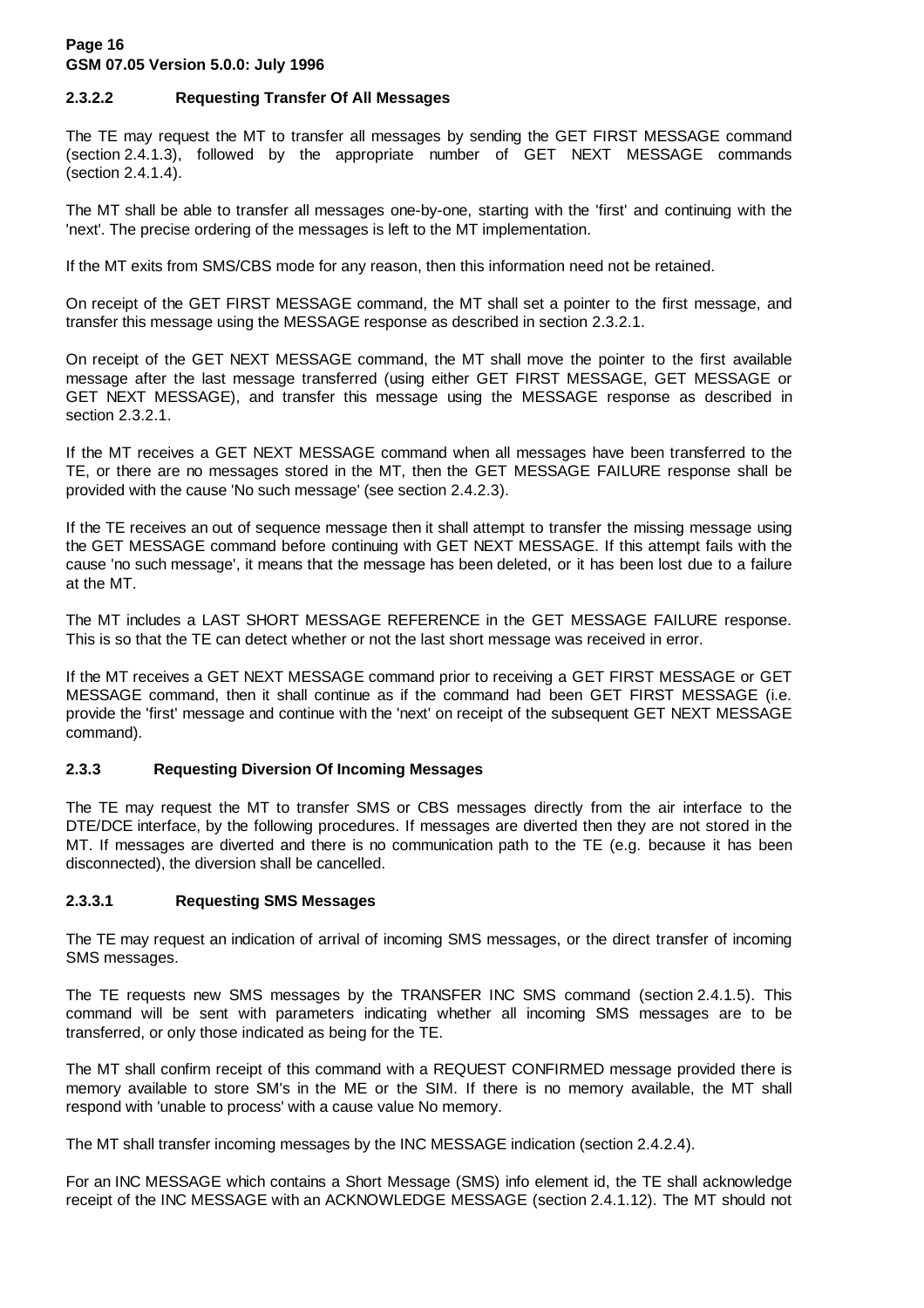#### 2.3.2.2 Requesting Transfer Of All Messages

The TE may request the MT to transfer all messages by sending the GET FIRST MESSAGE command (section 2.4.1.3), followed by the appropriate number of GET NEXT MESSAGE commands (section 2.4.1.4).

The MT shall be able to transfer all messages one-by-one, starting with the 'first' and continuing with the 'next'. The precise ordering of the messages is left to the MT implementation.

If the MT exits from SMS/CBS mode for any reason, then this information need not be retained.

On receipt of the GET FIRST MESSAGE command, the MT shall set a pointer to the first message, and transfer this message using the MESSAGE response as described in section 2.3.2.1.

On receipt of the GET NEXT MESSAGE command, the MT shall move the pointer to the first available message after the last message transferred (using either GET FIRST MESSAGE, GET MESSAGE or GET NEXT MESSAGE), and transfer this message using the MESSAGE response as described in section 2.3.2.1.

If the MT receives a GET NEXT MESSAGE command when all messages have been transferred to the TE, or there are no messages stored in the MT, then the GET MESSAGE FAILURE response shall be provided with the cause 'No such message' (see section 2.4.2.3).

If the TE receives an out of sequence message then it shall attempt to transfer the missing message using the GET MESSAGE command before continuing with GET NEXT MESSAGE. If this attempt fails with the cause 'no such message', it means that the message has been deleted, or it has been lost due to a failure at the MT.

The MT includes a LAST SHORT MESSAGE REFERENCE in the GET MESSAGE FAILURE response. This is so that the TE can detect whether or not the last short message was received in error.

If the MT receives a GET NEXT MESSAGE command prior to receiving a GET FIRST MESSAGE or GET MESSAGE command, then it shall continue as if the command had been GET FIRST MESSAGE (i.e. provide the 'first' message and continue with the 'next' on receipt of the subsequent GET NEXT MESSAGE command).

### 2.3.3 Requesting Diversion Of Incoming Messages

The TE may request the MT to transfer SMS or CBS messages directly from the air interface to the DTE/DCE interface, by the following procedures. If messages are diverted then they are not stored in the MT. If messages are diverted and there is no communication path to the TE (e.g. because it has been disconnected), the diversion shall be cancelled.

#### 2.3.3.1 Requesting SMS Messages

The TE may request an indication of arrival of incoming SMS messages, or the direct transfer of incoming SMS messages.

The TE requests new SMS messages by the TRANSFER INC SMS command (section 2.4.1.5). This command will be sent with parameters indicating whether all incoming SMS messages are to be transferred, or only those indicated as being for the TE.

The MT shall confirm receipt of this command with a REQUEST CONFIRMED message provided there is memory available to store SM's in the ME or the SIM. If there is no memory available, the MT shall respond with 'unable to process' with a cause value No memory.

The MT shall transfer incoming messages by the INC MESSAGE indication (section 2.4.2.4).

For an INC MESSAGE which contains a Short Message (SMS) info element id, the TE shall acknowledge receipt of the INC MESSAGE with an ACKNOWLEDGE MESSAGE (section 2.4.1.12). The MT should not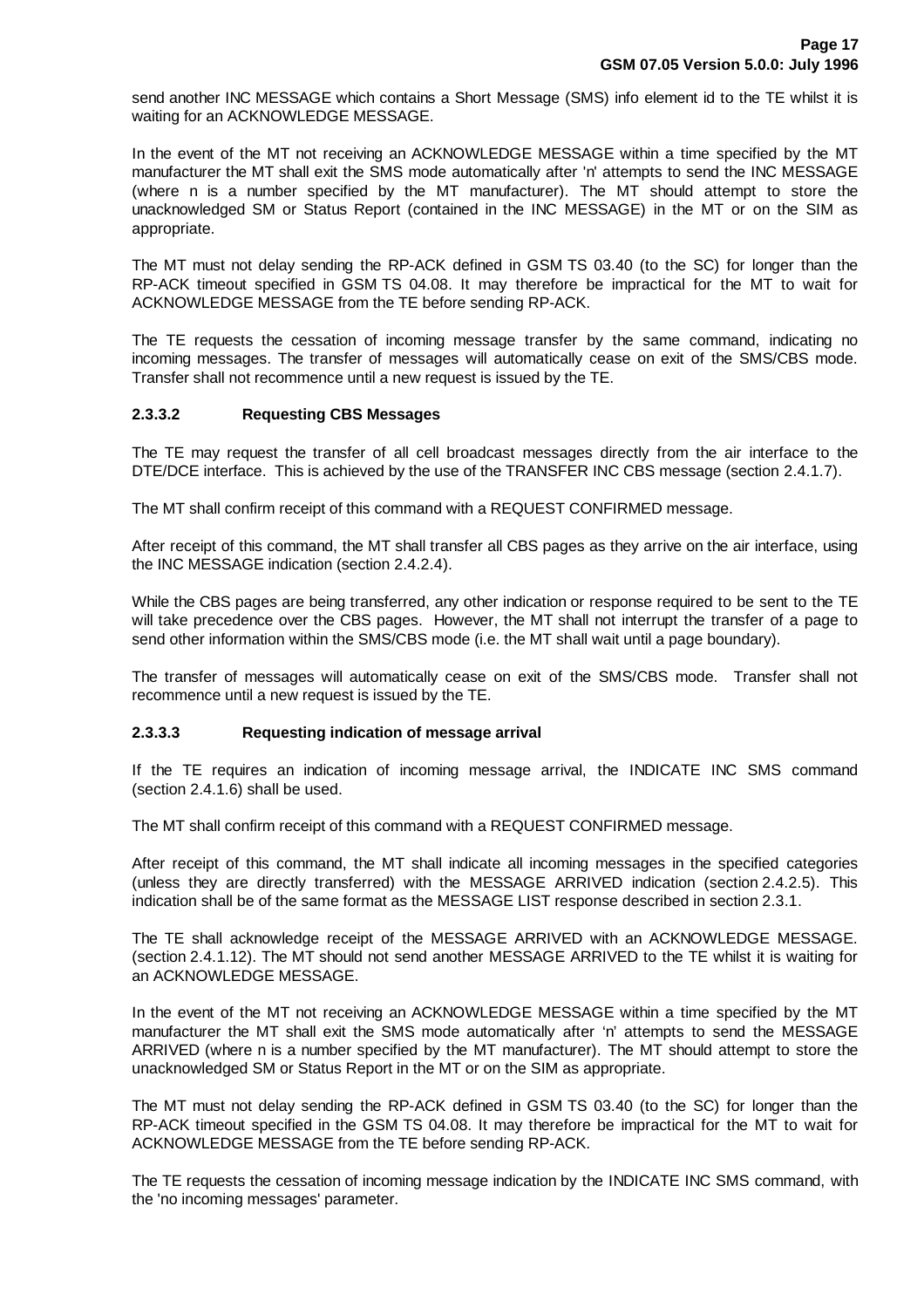send another INC MESSAGE which contains a Short Message (SMS) info element id to the TE whilst it is waiting for an ACKNOWLEDGE MESSAGE.

In the event of the MT not receiving an ACKNOWLEDGE MESSAGE within a time specified by the MT manufacturer the MT shall exit the SMS mode automatically after 'n' attempts to send the INC MESSAGE (where n is a number specified by the MT manufacturer). The MT should attempt to store the unacknowledged SM or Status Report (contained in the INC MESSAGE) in the MT or on the SIM as appropriate.

The MT must not delay sending the RP-ACK defined in GSM TS 03.40 (to the SC) for longer than the RP-ACK timeout specified in GSM TS 04.08. It may therefore be impractical for the MT to wait for ACKNOWLEDGE MESSAGE from the TE before sending RP-ACK.

The TE requests the cessation of incoming message transfer by the same command, indicating no incoming messages. The transfer of messages will automatically cease on exit of the SMS/CBS mode. Transfer shall not recommence until a new request is issued by the TE.

#### 2.3.3.2 Requesting CBS Messages

The TE may request the transfer of all cell broadcast messages directly from the air interface to the DTE/DCE interface. This is achieved by the use of the TRANSFER INC CBS message (section 2.4.1.7).

The MT shall confirm receipt of this command with a REQUEST CONFIRMED message.

After receipt of this command, the MT shall transfer all CBS pages as they arrive on the air interface, using the INC MESSAGE indication (section 2.4.2.4).

While the CBS pages are being transferred, any other indication or response required to be sent to the TE will take precedence over the CBS pages. However, the MT shall not interrupt the transfer of a page to send other information within the SMS/CBS mode (i.e. the MT shall wait until a page boundary).

The transfer of messages will automatically cease on exit of the SMS/CBS mode. Transfer shall not recommence until a new request is issued by the TE.

#### 2.3.3.3 Requesting indication of message arrival

If the TE requires an indication of incoming message arrival, the INDICATE INC SMS command (section 2.4.1.6) shall be used.

The MT shall confirm receipt of this command with a REQUEST CONFIRMED message.

After receipt of this command, the MT shall indicate all incoming messages in the specified categories (unless they are directly transferred) with the MESSAGE ARRIVED indication (section 2.4.2.5). This indication shall be of the same format as the MESSAGE LIST response described in section 2.3.1.

The TE shall acknowledge receipt of the MESSAGE ARRIVED with an ACKNOWLEDGE MESSAGE. (section 2.4.1.12). The MT should not send another MESSAGE ARRIVED to the TE whilst it is waiting for an ACKNOWLEDGE MESSAGE.

In the event of the MT not receiving an ACKNOWLEDGE MESSAGE within a time specified by the MT manufacturer the MT shall exit the SMS mode automatically after 'n' attempts to send the MESSAGE ARRIVED (where n is a number specified by the MT manufacturer). The MT should attempt to store the unacknowledged SM or Status Report in the MT or on the SIM as appropriate.

The MT must not delay sending the RP-ACK defined in GSM TS 03.40 (to the SC) for longer than the RP-ACK timeout specified in the GSM TS 04.08. It may therefore be impractical for the MT to wait for ACKNOWLEDGE MESSAGE from the TE before sending RP-ACK.

The TE requests the cessation of incoming message indication by the INDICATE INC SMS command, with the 'no incoming messages' parameter.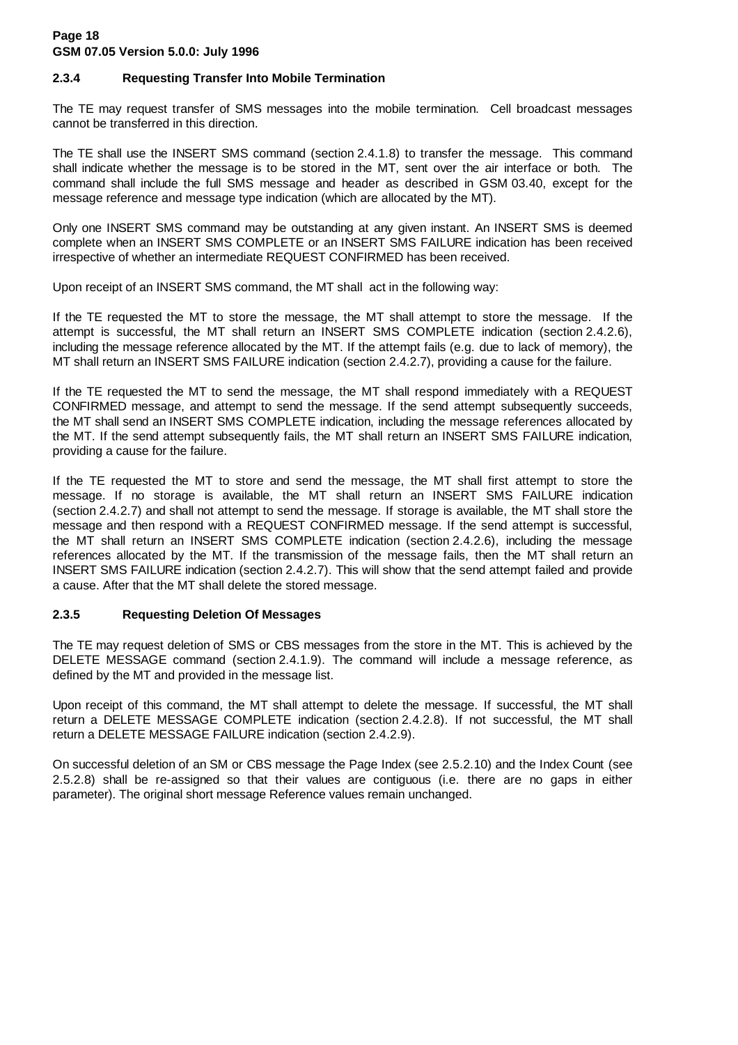### 2.3.4 Requesting Transfer Into Mobile Termination

The TE may request transfer of SMS messages into the mobile termination. Cell broadcast messages cannot be transferred in this direction.

The TE shall use the INSERT SMS command (section 2.4.1.8) to transfer the message. This command shall indicate whether the message is to be stored in the MT, sent over the air interface or both. The command shall include the full SMS message and header as described in GSM 03.40, except for the message reference and message type indication (which are allocated by the MT).

Only one INSERT SMS command may be outstanding at any given instant. An INSERT SMS is deemed complete when an INSERT SMS COMPLETE or an INSERT SMS FAILURE indication has been received irrespective of whether an intermediate REQUEST CONFIRMED has been received.

Upon receipt of an INSERT SMS command, the MT shall act in the following way:

If the TE requested the MT to store the message, the MT shall attempt to store the message. If the attempt is successful, the MT shall return an INSERT SMS COMPLETE indication (section 2.4.2.6), including the message reference allocated by the MT. If the attempt fails (e.g. due to lack of memory), the MT shall return an INSERT SMS FAILURE indication (section 2.4.2.7), providing a cause for the failure.

If the TE requested the MT to send the message, the MT shall respond immediately with a REQUEST CONFIRMED message, and attempt to send the message. If the send attempt subsequently succeeds, the MT shall send an INSERT SMS COMPLETE indication, including the message references allocated by the MT. If the send attempt subsequently fails, the MT shall return an INSERT SMS FAILURE indication, providing a cause for the failure.

If the TE requested the MT to store and send the message, the MT shall first attempt to store the message. If no storage is available, the MT shall return an INSERT SMS FAILURE indication (section 2.4.2.7) and shall not attempt to send the message. If storage is available, the MT shall store the message and then respond with a REQUEST CONFIRMED message. If the send attempt is successful, the MT shall return an INSERT SMS COMPLETE indication (section 2.4.2.6), including the message references allocated by the MT. If the transmission of the message fails, then the MT shall return an INSERT SMS FAILURE indication (section 2.4.2.7). This will show that the send attempt failed and provide a cause. After that the MT shall delete the stored message.

### 2.3.5 Requesting Deletion Of Messages

The TE may request deletion of SMS or CBS messages from the store in the MT. This is achieved by the DELETE MESSAGE command (section 2.4.1.9). The command will include a message reference, as defined by the MT and provided in the message list.

Upon receipt of this command, the MT shall attempt to delete the message. If successful, the MT shall return a DELETE MESSAGE COMPLETE indication (section 2.4.2.8). If not successful, the MT shall return a DELETE MESSAGE FAILURE indication (section 2.4.2.9).

On successful deletion of an SM or CBS message the Page Index (see 2.5.2.10) and the Index Count (see 2.5.2.8) shall be re-assigned so that their values are contiguous (i.e. there are no gaps in either parameter). The original short message Reference values remain unchanged.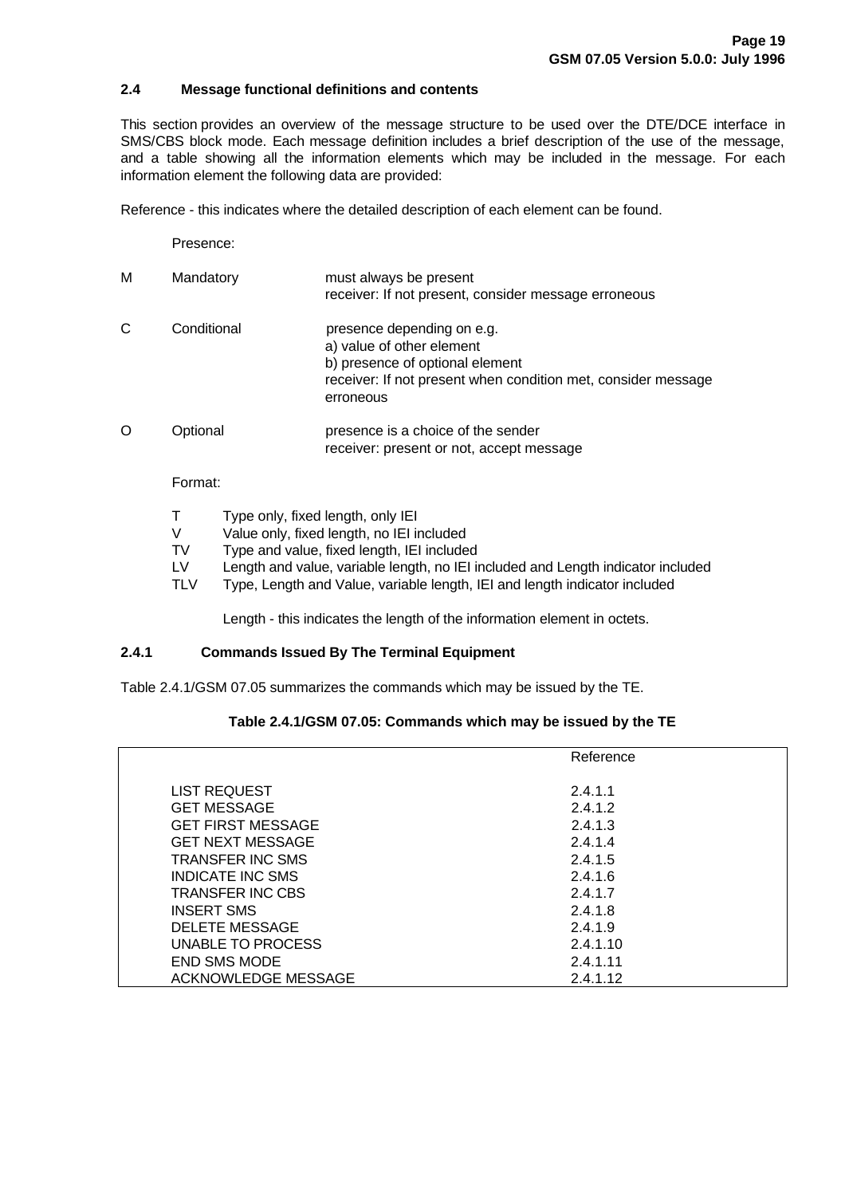### 2.4 Message functional definitions and contents

This section provides an overview of the message structure to be used over the DTE/DCE interface in SMS/CBS block mode. Each message definition includes a brief description of the use of the message, and a table showing all the information elements which may be included in the message. For each information element the following data are provided:

Reference - this indicates where the detailed description of each element can be found.

Presence:

| | | |
|---|---|---|
| M | Mandatory | must always be present<br>receiver: If not present, consider message erroneous |
| C | Conditional | presence depending on e.g.<br>a) value of other element<br>b) presence of optional element<br>receiver: If not present when condition met, consider message erroneous |
| O | Optional | presence is a choice of the sender<br>receiver: present or not, accept message |

Format:

- T Type only, fixed length, only IEI
- V Value only, fixed length, no IEI included
- TV Type and value, fixed length, IEI included
- LV Length and value, variable length, no IEI included and Length indicator included
- TLV Type, Length and Value, variable length, IEI and length indicator included

Length - this indicates the length of the information element in octets.

#### 2.4.1 Commands Issued By The Terminal Equipment

Table 2.4.1/GSM 07.05 summarizes the commands which may be issued by the TE.

**Table 2.4.1/GSM 07.05: Commands which may be issued by the TE**

| | Reference |
|---|---|
| LIST REQUEST | 2.4.1.1 |
| GET MESSAGE | 2.4.1.2 |
| GET FIRST MESSAGE | 2.4.1.3 |
| GET NEXT MESSAGE | 2.4.1.4 |
| TRANSFER INC SMS | 2.4.1.5 |
| INDICATE INC SMS | 2.4.1.6 |
| TRANSFER INC CBS | 2.4.1.7 |
| INSERT SMS | 2.4.1.8 |
| DELETE MESSAGE | 2.4.1.9 |
| UNABLE TO PROCESS | 2.4.1.10 |
| END SMS MODE | 2.4.1.11 |
| ACKNOWLEDGE MESSAGE | 2.4.1.12 |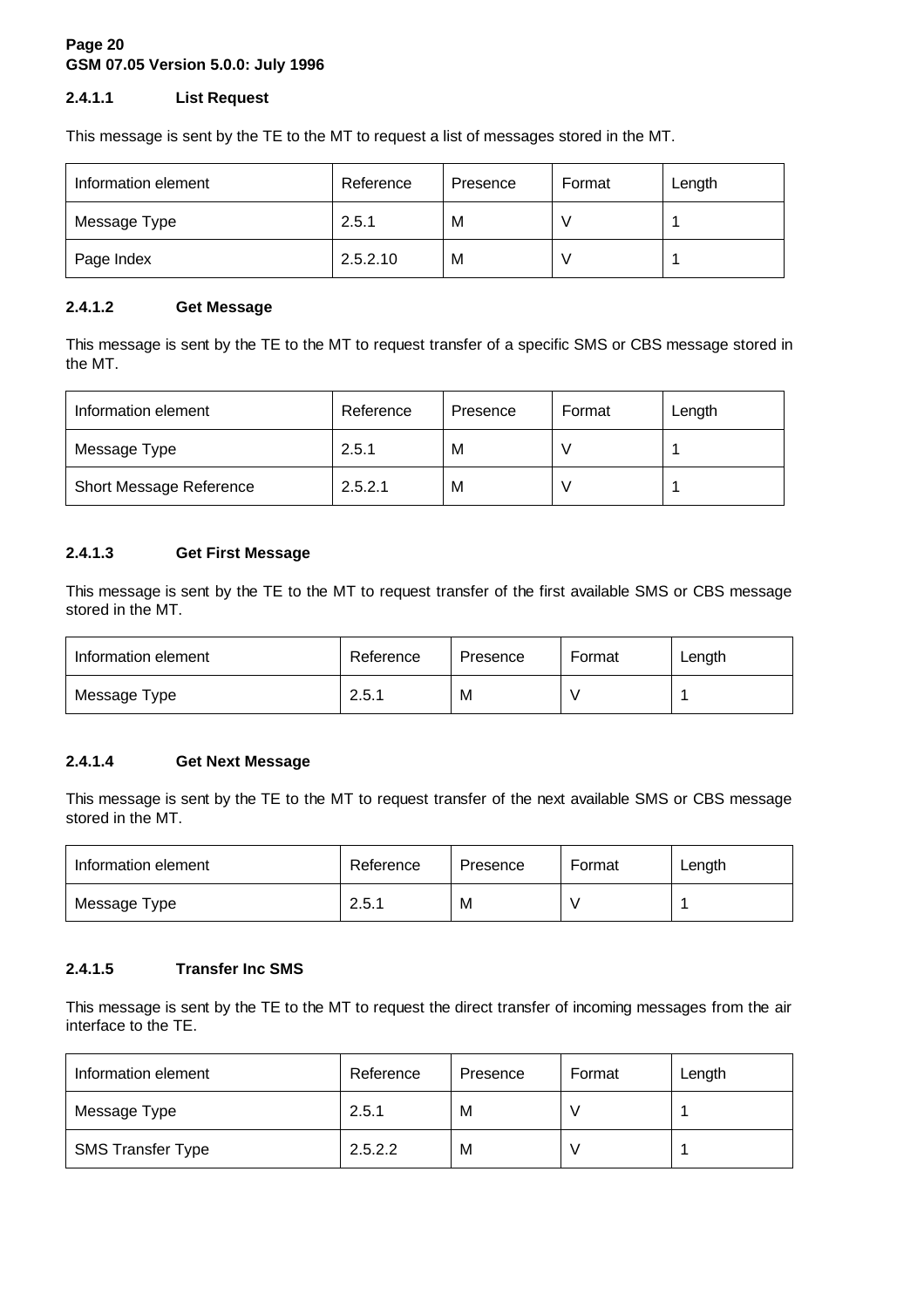#### 2.4.1.1 List Request

This message is sent by the TE to the MT to request a list of messages stored in the MT.

| Information element | Reference | Presence | Format | Length |
|---|---|---|---|---|
| Message Type | 2.5.1 | M | V | 1 |
| Page Index | 2.5.2.10 | M | V | 1 |

#### 2.4.1.2 Get Message

This message is sent by the TE to the MT to request transfer of a specific SMS or CBS message stored in the MT.

| Information element | Reference | Presence | Format | Length |
|---|---|---|---|---|
| Message Type | 2.5.1 | M | V | 1 |
| Short Message Reference | 2.5.2.1 | M | V | 1 |

#### 2.4.1.3 Get First Message

This message is sent by the TE to the MT to request transfer of the first available SMS or CBS message stored in the MT.

| Information element | Reference | Presence | Format | Length |
|---|---|---|---|---|
| Message Type | 2.5.1 | M | V | 1 |

#### 2.4.1.4 Get Next Message

This message is sent by the TE to the MT to request transfer of the next available SMS or CBS message stored in the MT.

| Information element | Reference | Presence | Format | Length |
|---|---|---|---|---|
| Message Type | 2.5.1 | M | V | 1 |

#### 2.4.1.5 Transfer Inc SMS

This message is sent by the TE to the MT to request the direct transfer of incoming messages from the air interface to the TE.

| Information element | Reference | Presence | Format | Length |
|---|---|---|---|---|
| Message Type | 2.5.1 | M | V | 1 |
| SMS Transfer Type | 2.5.2.2 | M | V | 1 |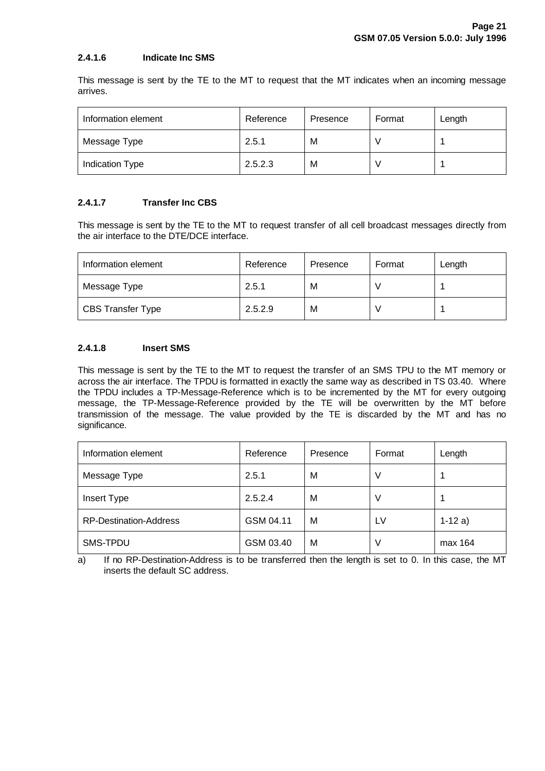#### 2.4.1.6 Indicate Inc SMS

This message is sent by the TE to the MT to request that the MT indicates when an incoming message arrives.

| Information element | Reference | Presence | Format | Length |
|---|---|---|---|---|
| Message Type | 2.5.1 | M | V | 1 |
| Indication Type | 2.5.2.3 | M | V | 1 |

#### 2.4.1.7 Transfer Inc CBS

This message is sent by the TE to the MT to request transfer of all cell broadcast messages directly from the air interface to the DTE/DCE interface.

| Information element | Reference | Presence | Format | Length |
|---|---|---|---|---|
| Message Type | 2.5.1 | M | V | 1 |
| CBS Transfer Type | 2.5.2.9 | M | V | 1 |

#### 2.4.1.8 Insert SMS

This message is sent by the TE to the MT to request the transfer of an SMS TPU to the MT memory or across the air interface. The TPDU is formatted in exactly the same way as described in TS 03.40. Where the TPDU includes a TP-Message-Reference which is to be incremented by the MT for every outgoing message, the TP-Message-Reference provided by the TE will be overwritten by the MT before transmission of the message. The value provided by the TE is discarded by the MT and has no significance.

| Information element | Reference | Presence | Format | Length |
|---|---|---|---|---|
| Message Type | 2.5.1 | M | V | 1 |
| Insert Type | 2.5.2.4 | M | V | 1 |
| RP-Destination-Address | GSM 04.11 | M | LV | 1-12 a) |
| SMS-TPDU | GSM 03.40 | M | V | max 164 |

a) If no RP-Destination-Address is to be transferred then the length is set to 0. In this case, the MT inserts the default SC address.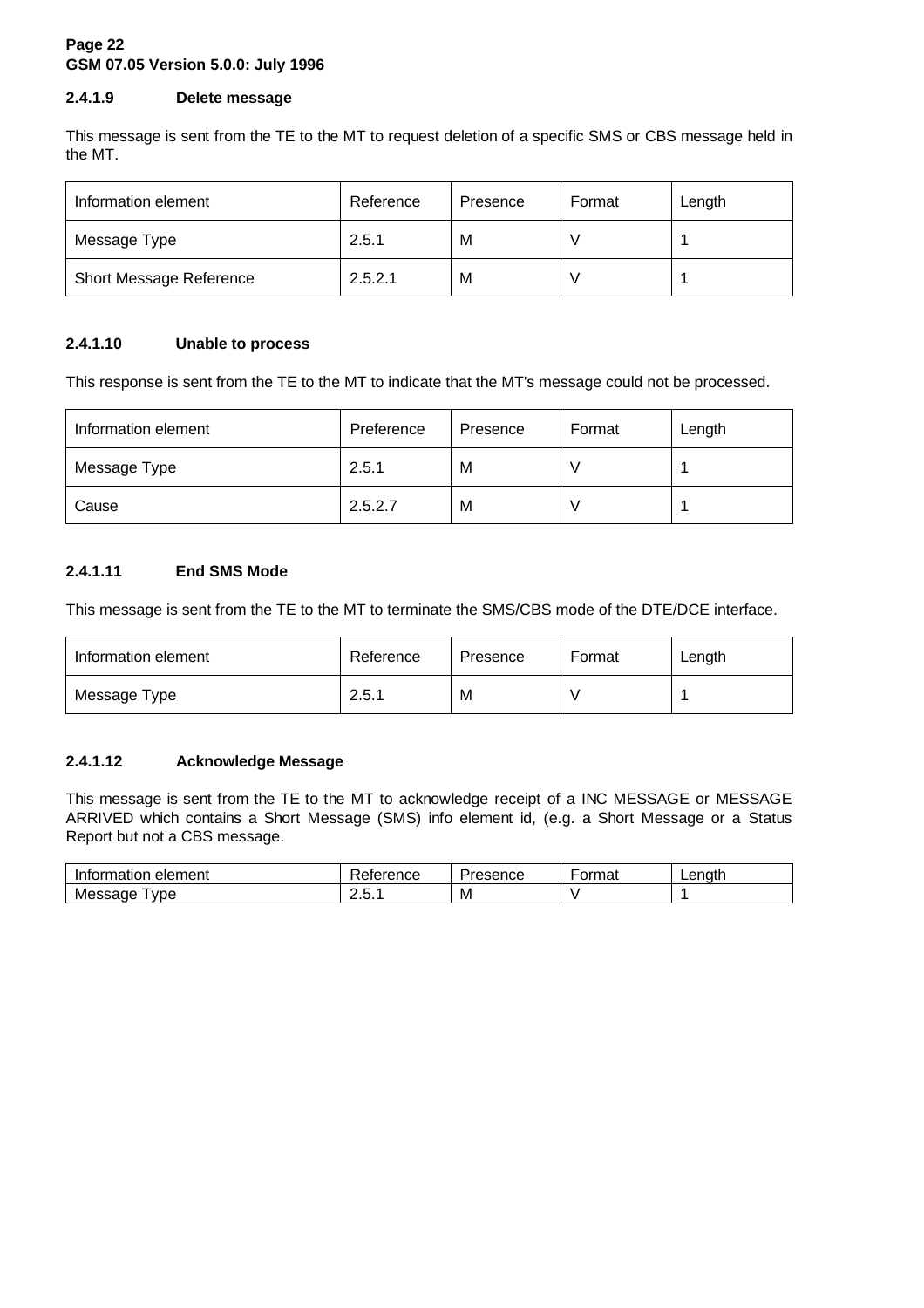#### 2.4.1.9 Delete message

This message is sent from the TE to the MT to request deletion of a specific SMS or CBS message held in the MT.

| Information element | Reference | Presence | Format | Length |
| --- | --- | --- | --- | --- |
| Message Type | 2.5.1 | M | V | 1 |
| Short Message Reference | 2.5.2.1 | M | V | 1 |

#### 2.4.1.10 Unable to process

This response is sent from the TE to the MT to indicate that the MT's message could not be processed.

| Information element | Preference | Presence | Format | Length |
| --- | --- | --- | --- | --- |
| Message Type | 2.5.1 | M | V | 1 |
| Cause | 2.5.2.7 | M | V | 1 |

#### 2.4.1.11 End SMS Mode

This message is sent from the TE to the MT to terminate the SMS/CBS mode of the DTE/DCE interface.

| Information element | Reference | Presence | Format | Length |
| --- | --- | --- | --- | --- |
| Message Type | 2.5.1 | M | V | 1 |

#### 2.4.1.12 Acknowledge Message

This message is sent from the TE to the MT to acknowledge receipt of a INC MESSAGE or MESSAGE ARRIVED which contains a Short Message (SMS) info element id, (e.g. a Short Message or a Status Report but not a CBS message.

| Information element | Reference | Presence | Format | Length |
| --- | --- | --- | --- | --- |
| Message Type | 2.5.1 | M | V | 1 |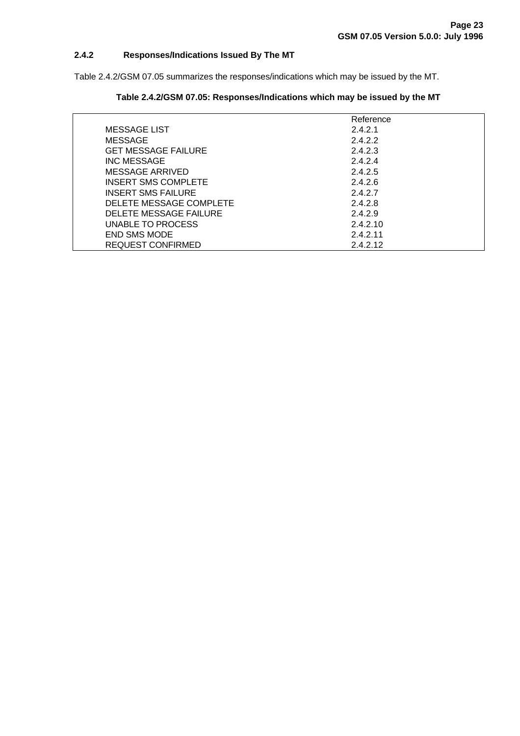### 2.4.2 Responses/Indications Issued By The MT

Table 2.4.2/GSM 07.05 summarizes the responses/indications which may be issued by the MT.

**Table 2.4.2/GSM 07.05: Responses/Indications which may be issued by the MT**

| | Reference |
|---|---|
| MESSAGE LIST | 2.4.2.1 |
| MESSAGE | 2.4.2.2 |
| GET MESSAGE FAILURE | 2.4.2.3 |
| INC MESSAGE | 2.4.2.4 |
| MESSAGE ARRIVED | 2.4.2.5 |
| INSERT SMS COMPLETE | 2.4.2.6 |
| INSERT SMS FAILURE | 2.4.2.7 |
| DELETE MESSAGE COMPLETE | 2.4.2.8 |
| DELETE MESSAGE FAILURE | 2.4.2.9 |
| UNABLE TO PROCESS | 2.4.2.10 |
| END SMS MODE | 2.4.2.11 |
| REQUEST CONFIRMED | 2.4.2.12 |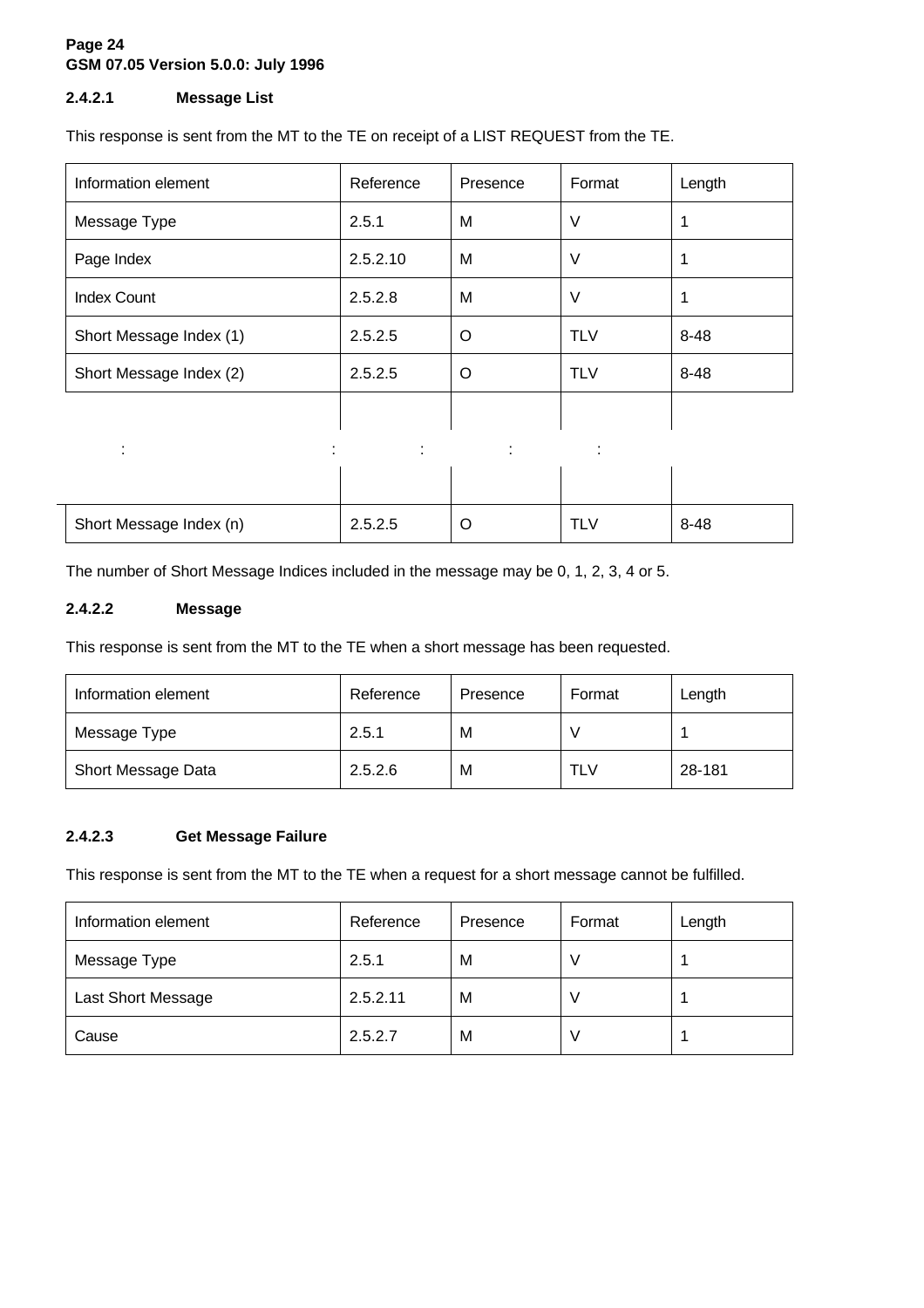#### 2.4.2.1 Message List

This response is sent from the MT to the TE on receipt of a LIST REQUEST from the TE.

| Information element | Reference | Presence | Format | Length |
| --- | --- | --- | --- | --- |
| Message Type | 2.5.1 | M | V | 1 |
| Page Index | 2.5.2.10 | M | V | 1 |
| Index Count | 2.5.2.8 | M | V | 1 |
| Short Message Index (1) | 2.5.2.5 | O | TLV | 8-48 |
| Short Message Index (2) | 2.5.2.5 | O | TLV | 8-48 |
| : | : | : | : | : |
| Short Message Index (n) | 2.5.2.5 | O | TLV | 8-48 |

The number of Short Message Indices included in the message may be 0, 1, 2, 3, 4 or 5.

#### 2.4.2.2 Message

This response is sent from the MT to the TE when a short message has been requested.

| Information element | Reference | Presence | Format | Length |
| --- | --- | --- | --- | --- |
| Message Type | 2.5.1 | M | V | 1 |
| Short Message Data | 2.5.2.6 | M | TLV | 28-181 |

#### 2.4.2.3 Get Message Failure

This response is sent from the MT to the TE when a request for a short message cannot be fulfilled.

| Information element | Reference | Presence | Format | Length |
| --- | --- | --- | --- | --- |
| Message Type | 2.5.1 | M | V | 1 |
| Last Short Message | 2.5.2.11 | M | V | 1 |
| Cause | 2.5.2.7 | M | V | 1 |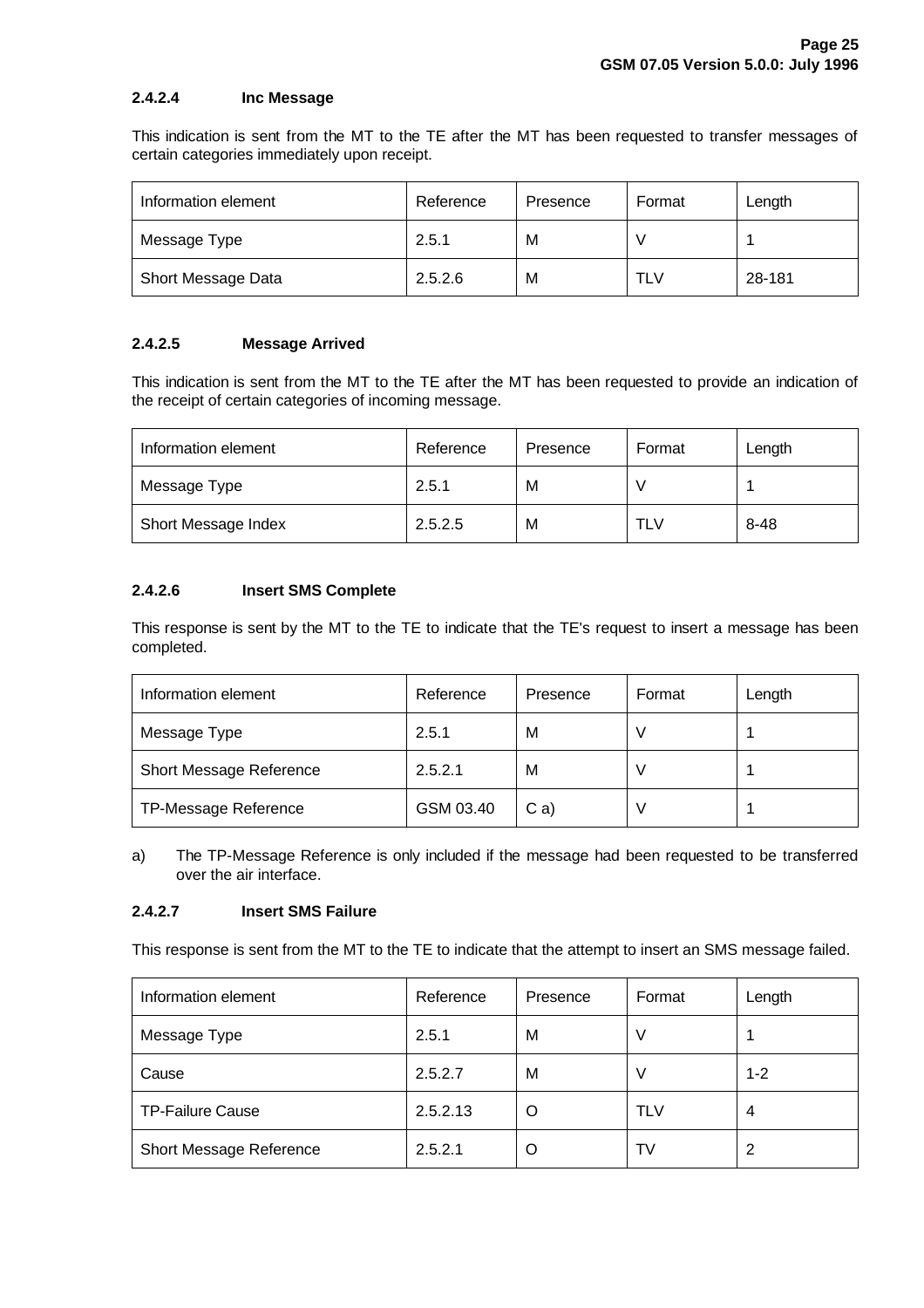#### 2.4.2.4 Inc Message

This indication is sent from the MT to the TE after the MT has been requested to transfer messages of certain categories immediately upon receipt.

| Information element | Reference | Presence | Format | Length |
|---|---|---|---|---|
| Message Type | 2.5.1 | M | V | 1 |
| Short Message Data | 2.5.2.6 | M | TLV | 28-181 |

#### 2.4.2.5 Message Arrived

This indication is sent from the MT to the TE after the MT has been requested to provide an indication of the receipt of certain categories of incoming message.

| Information element | Reference | Presence | Format | Length |
|---|---|---|---|---|
| Message Type | 2.5.1 | M | V | 1 |
| Short Message Index | 2.5.2.5 | M | TLV | 8-48 |

#### 2.4.2.6 Insert SMS Complete

This response is sent by the MT to the TE to indicate that the TE's request to insert a message has been completed.

| Information element | Reference | Presence | Format | Length |
|---|---|---|---|---|
| Message Type | 2.5.1 | M | V | 1 |
| Short Message Reference | 2.5.2.1 | M | V | 1 |
| TP-Message Reference | GSM 03.40 | C a) | V | 1 |

a) The TP-Message Reference is only included if the message had been requested to be transferred over the air interface.

#### 2.4.2.7 Insert SMS Failure

This response is sent from the MT to the TE to indicate that the attempt to insert an SMS message failed.

| Information element | Reference | Presence | Format | Length |
|---|---|---|---|---|
| Message Type | 2.5.1 | M | V | 1 |
| Cause | 2.5.2.7 | M | V | 1-2 |
| TP-Failure Cause | 2.5.2.13 | O | TLV | 4 |
| Short Message Reference | 2.5.2.1 | O | TV | 2 |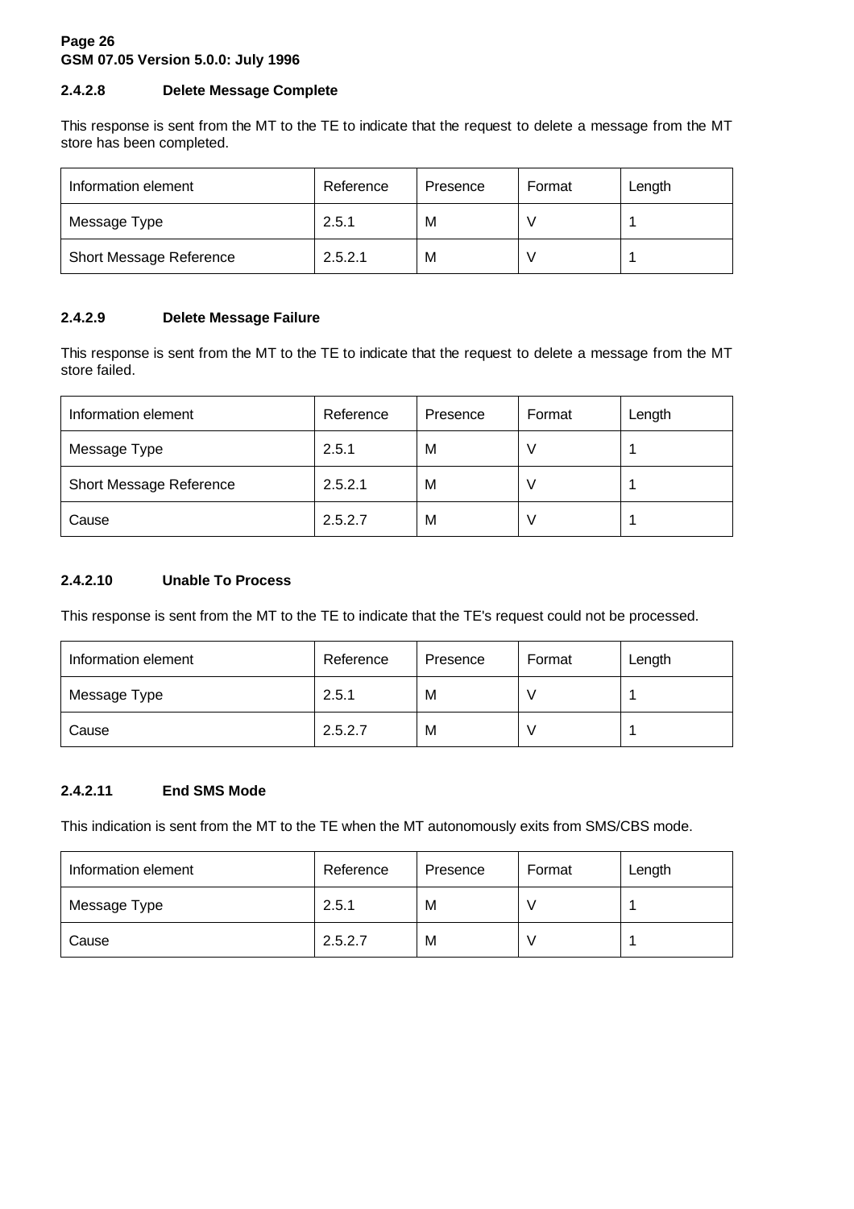#### 2.4.2.8 Delete Message Complete

This response is sent from the MT to the TE to indicate that the request to delete a message from the MT store has been completed.

| Information element | Reference | Presence | Format | Length |
|---|---|---|---|---|
| Message Type | 2.5.1 | M | V | 1 |
| Short Message Reference | 2.5.2.1 | M | V | 1 |

#### 2.4.2.9 Delete Message Failure

This response is sent from the MT to the TE to indicate that the request to delete a message from the MT store failed.

| Information element | Reference | Presence | Format | Length |
|---|---|---|---|---|
| Message Type | 2.5.1 | M | V | 1 |
| Short Message Reference | 2.5.2.1 | M | V | 1 |
| Cause | 2.5.2.7 | M | V | 1 |

#### 2.4.2.10 Unable To Process

This response is sent from the MT to the TE to indicate that the TE's request could not be processed.

| Information element | Reference | Presence | Format | Length |
|---|---|---|---|---|
| Message Type | 2.5.1 | M | V | 1 |
| Cause | 2.5.2.7 | M | V | 1 |

#### 2.4.2.11 End SMS Mode

This indication is sent from the MT to the TE when the MT autonomously exits from SMS/CBS mode.

| Information element | Reference | Presence | Format | Length |
|---|---|---|---|---|
| Message Type | 2.5.1 | M | V | 1 |
| Cause | 2.5.2.7 | M | V | 1 |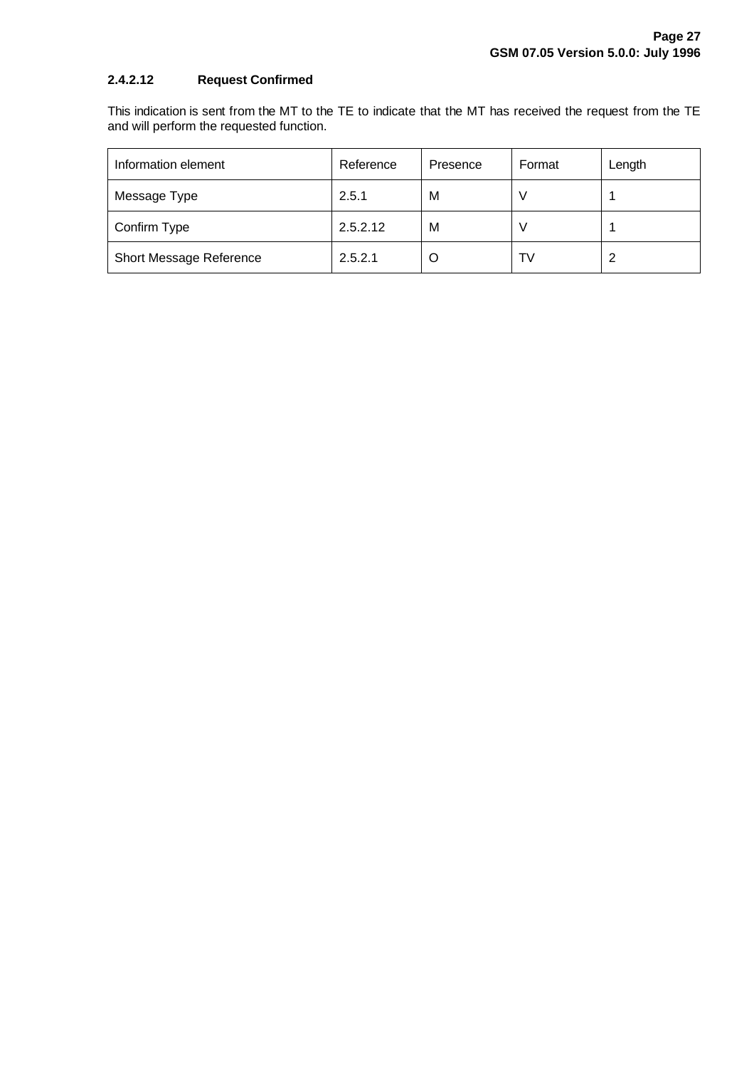#### 2.4.2.12 Request Confirmed

This indication is sent from the MT to the TE to indicate that the MT has received the request from the TE and will perform the requested function.

| Information element | Reference | Presence | Format | Length |
|---|---|---|---|---|
| Message Type | 2.5.1 | M | V | 1 |
| Confirm Type | 2.5.2.12 | M | V | 1 |
| Short Message Reference | 2.5.2.1 | O | TV | 2 |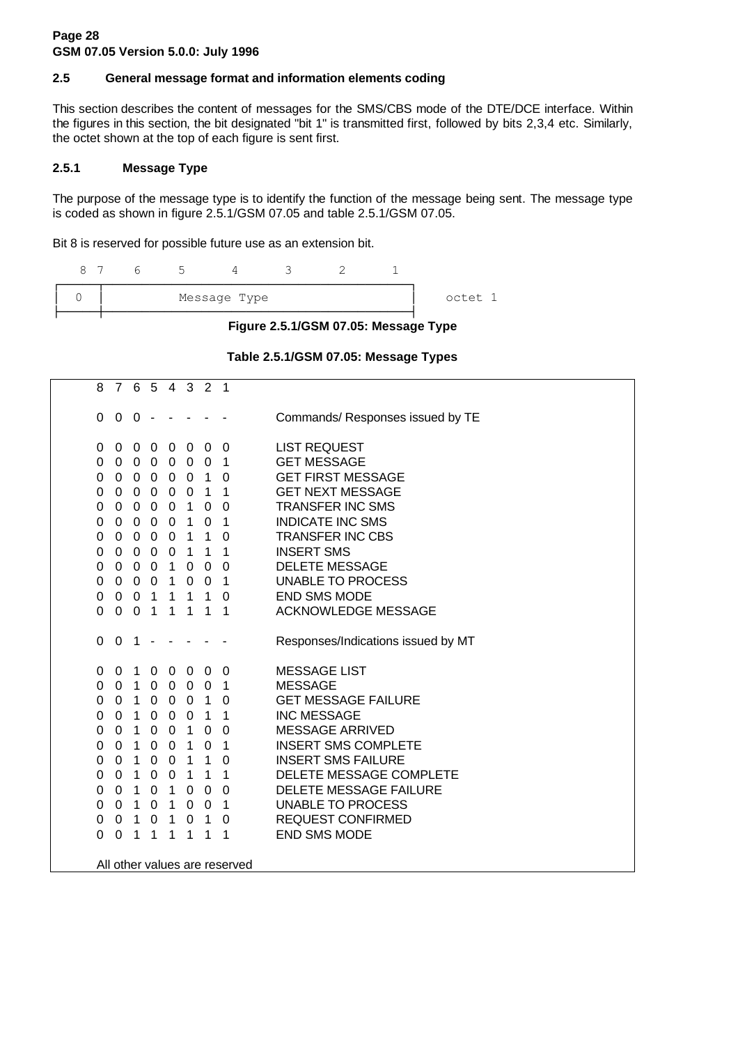## 2.5 General message format and information elements coding

This section describes the content of messages for the SMS/CBS mode of the DTE/DCE interface. Within the figures in this section, the bit designated "bit 1" is transmitted first, followed by bits 2,3,4 etc. Similarly, the octet shown at the top of each figure is sent first.

### 2.5.1 Message Type

The purpose of the message type is to identify the function of the message being sent. The message type is coded as shown in figure 2.5.1/GSM 07.05 and table 2.5.1/GSM 07.05.

Bit 8 is reserved for possible future use as an extension bit.

| 8 | 7 | 6 | 5 | 4 | 3 | 2 | 1 | |
|---|---|---|---|---|---|---|---|---|
| 0 | Message Type | | | | | | | octet 1 |

**Figure 2.5.1/GSM 07.05: Message Type**

**Table 2.5.1/GSM 07.05: Message Types**

| 8 | 7 | 6 | 5 | 4 | 3 | 2 | 1 | |
|---|---|---|---|---|---|---|---|---|
| 0 | 0 | 0 | - | - | - | - | - | Commands/ Responses issued by TE |
| 0 | 0 | 0 | 0 | 0 | 0 | 0 | 0 | LIST REQUEST |
| 0 | 0 | 0 | 0 | 0 | 0 | 0 | 1 | GET MESSAGE |
| 0 | 0 | 0 | 0 | 0 | 0 | 1 | 0 | GET FIRST MESSAGE |
| 0 | 0 | 0 | 0 | 0 | 0 | 1 | 1 | GET NEXT MESSAGE |
| 0 | 0 | 0 | 0 | 0 | 1 | 0 | 0 | TRANSFER INC SMS |
| 0 | 0 | 0 | 0 | 0 | 1 | 0 | 1 | INDICATE INC SMS |
| 0 | 0 | 0 | 0 | 0 | 1 | 1 | 0 | TRANSFER INC CBS |
| 0 | 0 | 0 | 0 | 0 | 1 | 1 | 1 | INSERT SMS |
| 0 | 0 | 0 | 0 | 1 | 0 | 0 | 0 | DELETE MESSAGE |
| 0 | 0 | 0 | 0 | 1 | 0 | 0 | 1 | UNABLE TO PROCESS |
| 0 | 0 | 0 | 1 | 1 | 1 | 1 | 0 | END SMS MODE |
| 0 | 0 | 0 | 1 | 1 | 1 | 1 | 1 | ACKNOWLEDGE MESSAGE |
| 0 | 0 | 1 | - | - | - | - | - | Responses/Indications issued by MT |
| 0 | 0 | 1 | 0 | 0 | 0 | 0 | 0 | MESSAGE LIST |
| 0 | 0 | 1 | 0 | 0 | 0 | 0 | 1 | MESSAGE |
| 0 | 0 | 1 | 0 | 0 | 0 | 1 | 0 | GET MESSAGE FAILURE |
| 0 | 0 | 1 | 0 | 0 | 0 | 1 | 1 | INC MESSAGE |
| 0 | 0 | 1 | 0 | 0 | 1 | 0 | 0 | MESSAGE ARRIVED |
| 0 | 0 | 1 | 0 | 0 | 1 | 0 | 1 | INSERT SMS COMPLETE |
| 0 | 0 | 1 | 0 | 0 | 1 | 1 | 0 | INSERT SMS FAILURE |
| 0 | 0 | 1 | 0 | 0 | 1 | 1 | 1 | DELETE MESSAGE COMPLETE |
| 0 | 0 | 1 | 0 | 1 | 0 | 0 | 0 | DELETE MESSAGE FAILURE |
| 0 | 0 | 1 | 0 | 1 | 0 | 0 | 1 | UNABLE TO PROCESS |
| 0 | 0 | 1 | 0 | 1 | 0 | 1 | 0 | REQUEST CONFIRMED |
| 0 | 0 | 1 | 1 | 1 | 1 | 1 | 1 | END SMS MODE |

All other values are reserved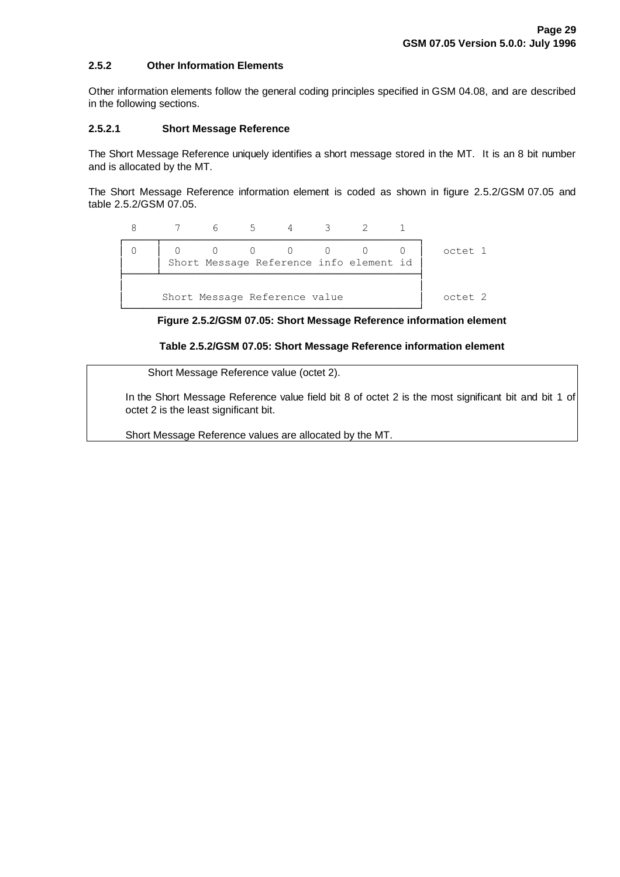### 2.5.2 Other Information Elements

Other information elements follow the general coding principles specified in GSM 04.08, and are described in the following sections.

#### 2.5.2.1 Short Message Reference

The Short Message Reference uniquely identifies a short message stored in the MT. It is an 8 bit number and is allocated by the MT.

The Short Message Reference information element is coded as shown in figure 2.5.2/GSM 07.05 and table 2.5.2/GSM 07.05.

```
  8      7     6     5     4     3     2     1
┌─────┬─────────────────────────────────────────┐
│ 0   │ 0     0     0     0     0     0     0   │   octet 1
│     │ Short Message Reference info element id │
├─────┴─────────────────────────────────────────┤
│                                               │
│     Short Message Reference value             │   octet 2
└───────────────────────────────────────────────┘
```

**Figure 2.5.2/GSM 07.05: Short Message Reference information element**

**Table 2.5.2/GSM 07.05: Short Message Reference information element**

| Short Message Reference value (octet 2). |
|---|
| In the Short Message Reference value field bit 8 of octet 2 is the most significant bit and bit 1 of octet 2 is the least significant bit. |
| Short Message Reference values are allocated by the MT. |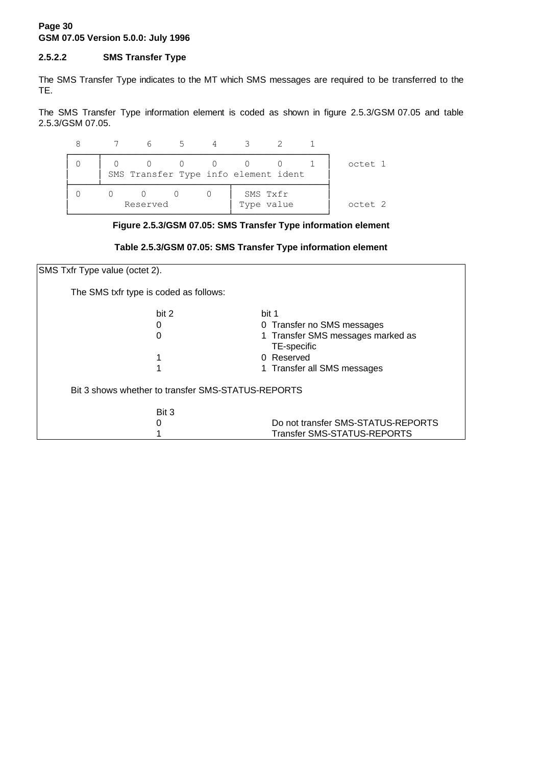### 2.5.2.2 SMS Transfer Type

The SMS Transfer Type indicates to the MT which SMS messages are required to be transferred to the TE.

The SMS Transfer Type information element is coded as shown in figure 2.5.3/GSM 07.05 and table 2.5.3/GSM 07.05.

```
   8       7       6       5       4       3       2       1
┌───────┬───────────────────────────────────────────────────────┐
│   0   │   0       0       0       0       0       0       1   │  octet 1
│       │ SMS Transfer Type info element ident                  │
├───────┴───────────────────────────────────────┬───────────────┤
│   0       0       0       0       0           │   SMS Txfr    │
│               Reserved                        │  Type value   │  octet 2
└───────────────────────────────────────────────┴───────────────┘
```

**Figure 2.5.3/GSM 07.05: SMS Transfer Type information element**

**Table 2.5.3/GSM 07.05: SMS Transfer Type information element**

SMS Txfr Type value (octet 2).

The SMS txfr type is coded as follows:

| bit 2 | bit 1 | |
|---|---|---|
| 0 | 0 | Transfer no SMS messages |
| 0 | 1 | Transfer SMS messages marked as TE-specific |
| 1 | 0 | Reserved |
| 1 | 1 | Transfer all SMS messages |

Bit 3 shows whether to transfer SMS-STATUS-REPORTS

| Bit 3 | |
|---|---|
| 0 | Do not transfer SMS-STATUS-REPORTS |
| 1 | Transfer SMS-STATUS-REPORTS |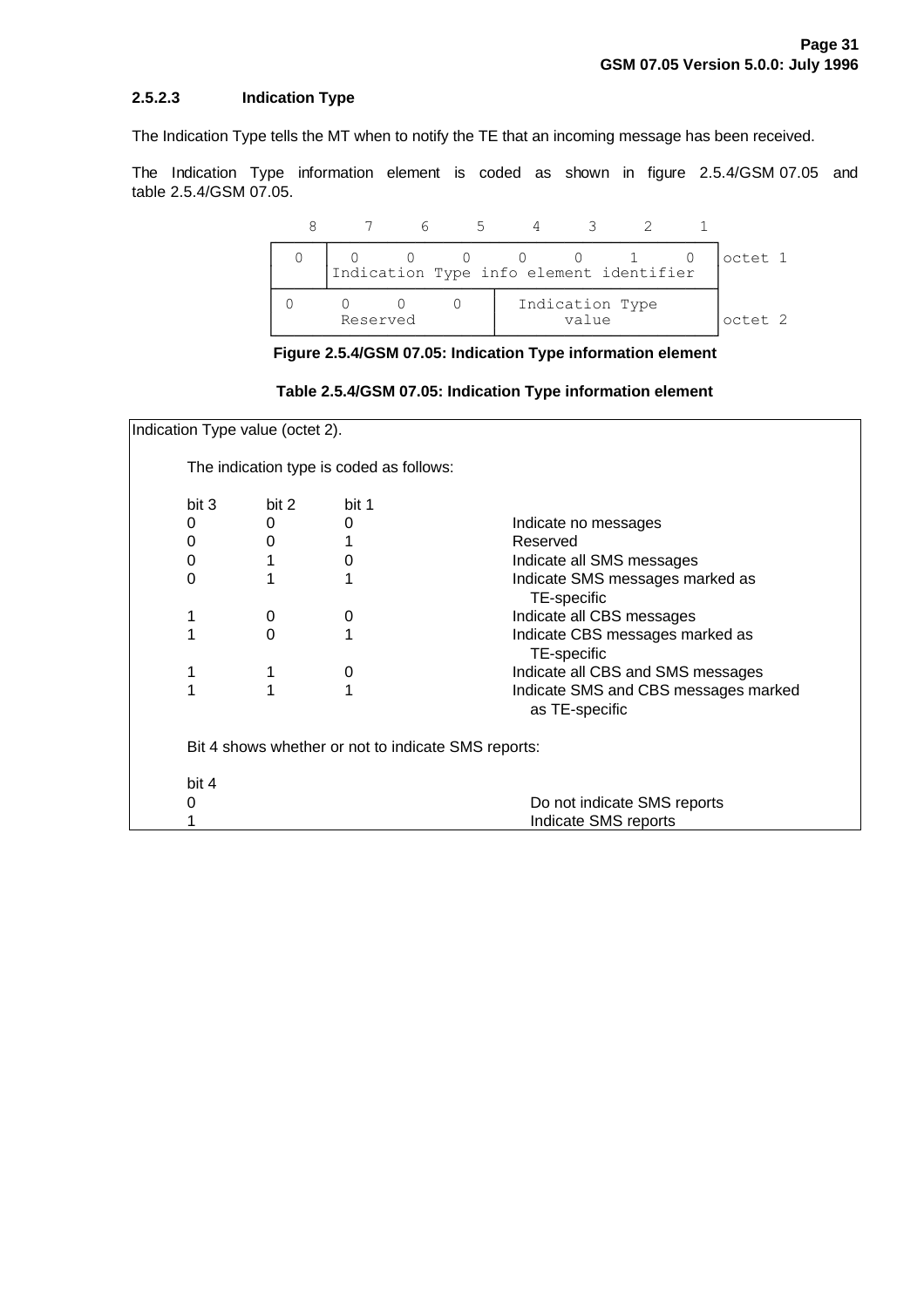### 2.5.2.3 Indication Type

The Indication Type tells the MT when to notify the TE that an incoming message has been received.

The Indication Type information element is coded as shown in figure 2.5.4/GSM 07.05 and table 2.5.4/GSM 07.05.

| 8 | 7 | 6 | 5 | 4 | 3 | 2 | 1 | |
|---|---|---|---|---|---|---|---|---|
| 0 | 0 | 0 | 0 | 0 | 0 | 1 | 0 | octet 1 |
| | Indication Type info element identifier | | | | | | | |
| 0 | 0 | 0 | 0 | Indication Type value | | | | octet 2 |
| | Reserved | | | | | | | |

**Figure 2.5.4/GSM 07.05: Indication Type information element**

**Table 2.5.4/GSM 07.05: Indication Type information element**

Indication Type value (octet 2).

The indication type is coded as follows:

| bit 3 | bit 2 | bit 1 | |
|---|---|---|---|
| 0 | 0 | 0 | Indicate no messages |
| 0 | 0 | 1 | Reserved |
| 0 | 1 | 0 | Indicate all SMS messages |
| 0 | 1 | 1 | Indicate SMS messages marked as TE-specific |
| 1 | 0 | 0 | Indicate all CBS messages |
| 1 | 0 | 1 | Indicate CBS messages marked as TE-specific |
| 1 | 1 | 0 | Indicate all CBS and SMS messages |
| 1 | 1 | 1 | Indicate SMS and CBS messages marked as TE-specific |

Bit 4 shows whether or not to indicate SMS reports:

| bit 4 | |
|---|---|
| 0 | Do not indicate SMS reports |
| 1 | Indicate SMS reports |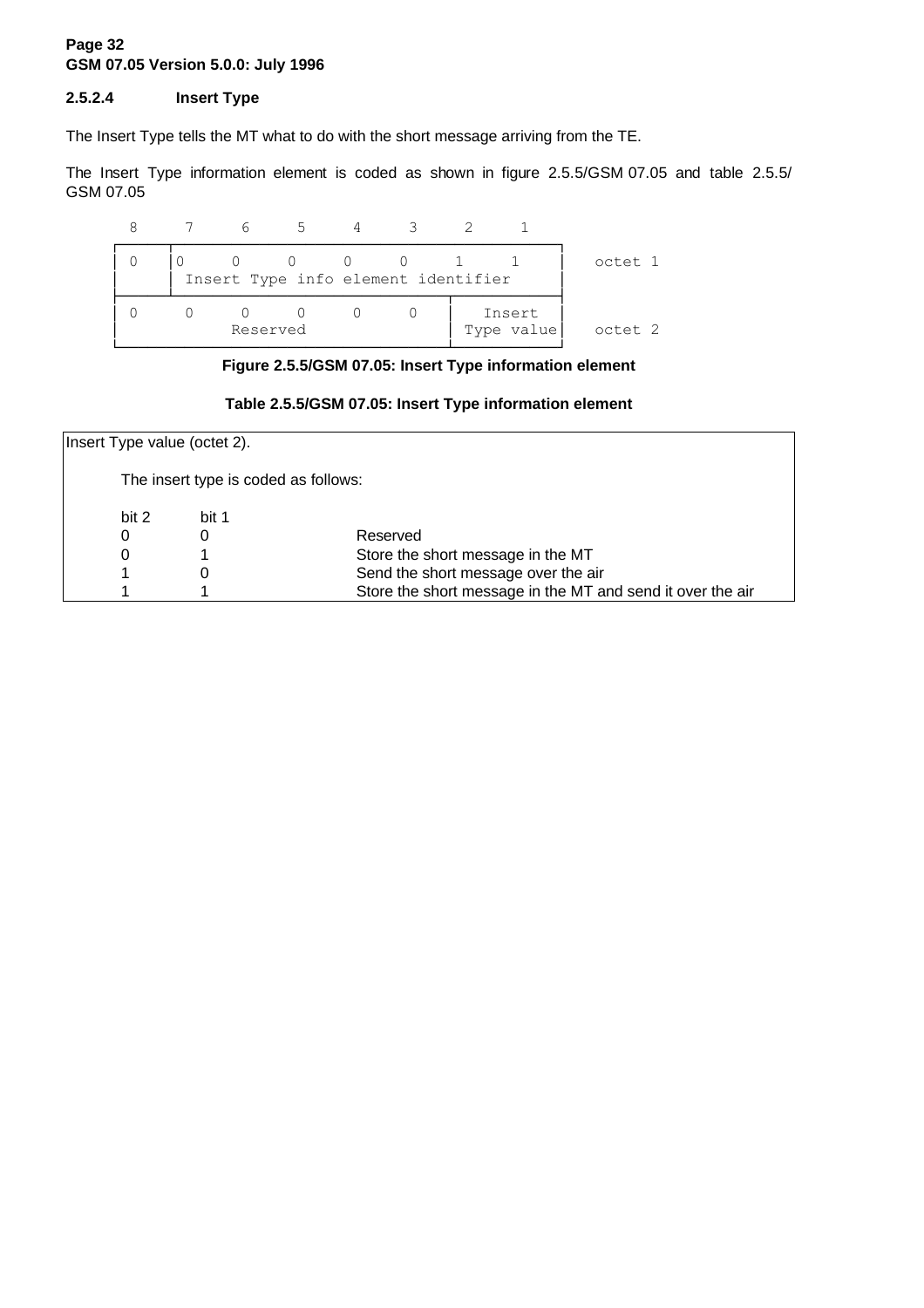### 2.5.2.4 Insert Type

The Insert Type tells the MT what to do with the short message arriving from the TE.

The Insert Type information element is coded as shown in figure 2.5.5/GSM 07.05 and table 2.5.5/ GSM 07.05

```
   8     7     6     5     4     3     2     1
┌─────┬─────────────────────────────────────────┐
│ 0   │0     0     0     0     0     1     1    │   octet 1
│     │ Insert Type info element identifier     │
├─────┴─────────────────────────────┬───────────┤
│ 0     0     0     0     0     0   │   Insert  │
│             Reserved              │ Type value│   octet 2
└───────────────────────────────────┴───────────┘
```

**Figure 2.5.5/GSM 07.05: Insert Type information element**

**Table 2.5.5/GSM 07.05: Insert Type information element**

Insert Type value (octet 2).

The insert type is coded as follows:

| bit 2 | bit 1 | |
|---|---|---|
| 0 | 0 | Reserved |
| 0 | 1 | Store the short message in the MT |
| 1 | 0 | Send the short message over the air |
| 1 | 1 | Store the short message in the MT and send it over the air |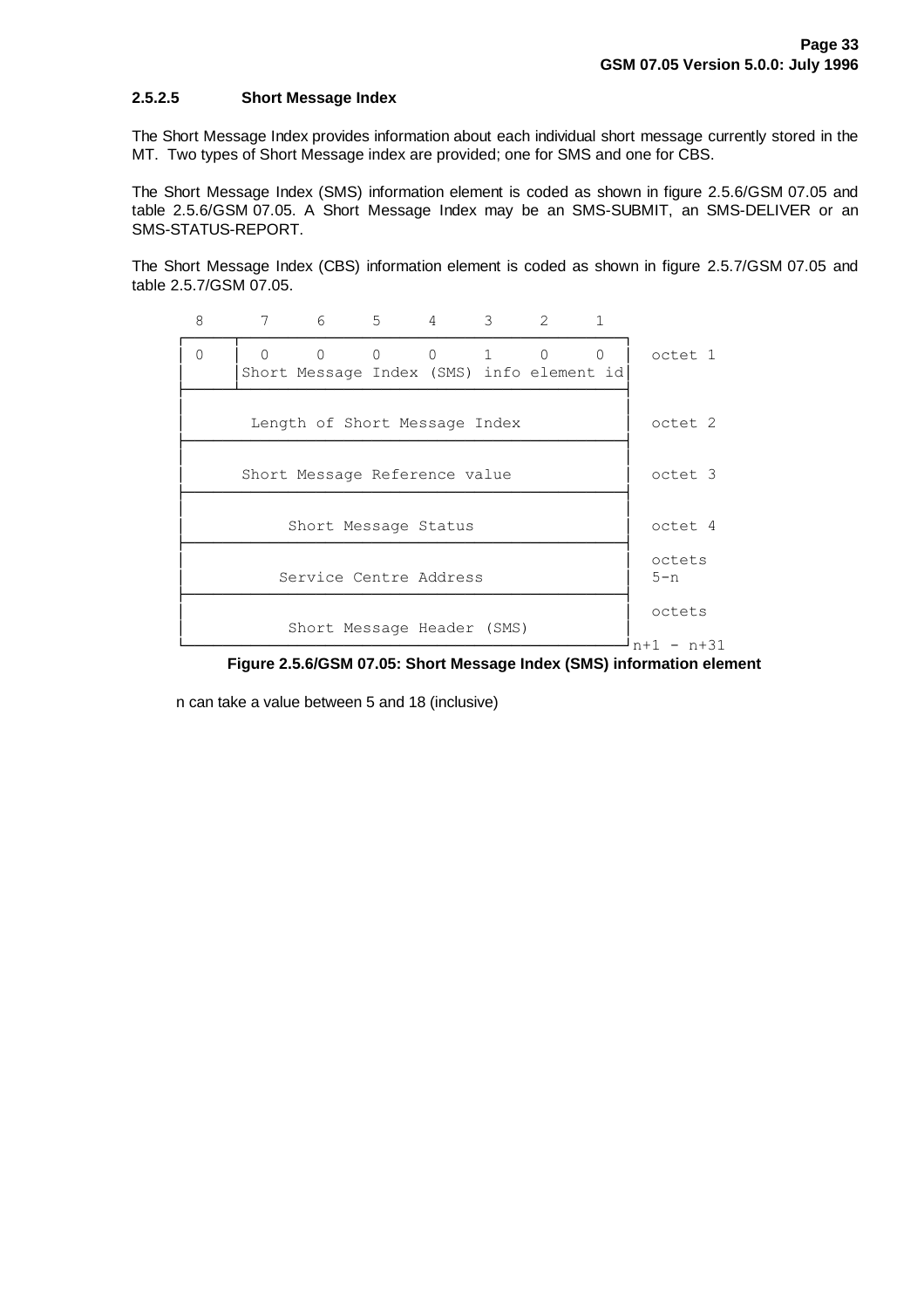### 2.5.2.5 Short Message Index

The Short Message Index provides information about each individual short message currently stored in the MT. Two types of Short Message index are provided; one for SMS and one for CBS.

The Short Message Index (SMS) information element is coded as shown in figure 2.5.6/GSM 07.05 and table 2.5.6/GSM 07.05. A Short Message Index may be an SMS-SUBMIT, an SMS-DELIVER or an SMS-STATUS-REPORT.

The Short Message Index (CBS) information element is coded as shown in figure 2.5.7/GSM 07.05 and table 2.5.7/GSM 07.05.

```
  8      7     6     5     4     3     2     1
┌─────┬──────────────────────────────────────────┐
│ 0   │  0     0     0     0     1     0     0   │  octet 1
│     │Short Message Index (SMS) info element id │
├─────┴──────────────────────────────────────────┤
│                                                │
│      Length of Short Message Index             │  octet 2
├────────────────────────────────────────────────┤
│                                                │
│     Short Message Reference value              │  octet 3
├────────────────────────────────────────────────┤
│                                                │
│          Short Message Status                  │  octet 4
├────────────────────────────────────────────────┤
│                                                │  octets
│        Service Centre Address                  │  5-n
├────────────────────────────────────────────────┤
│                                                │  octets
│          Short Message Header (SMS)            │
└────────────────────────────────────────────────┘n+1 - n+31
```

**Figure 2.5.6/GSM 07.05: Short Message Index (SMS) information element**

n can take a value between 5 and 18 (inclusive)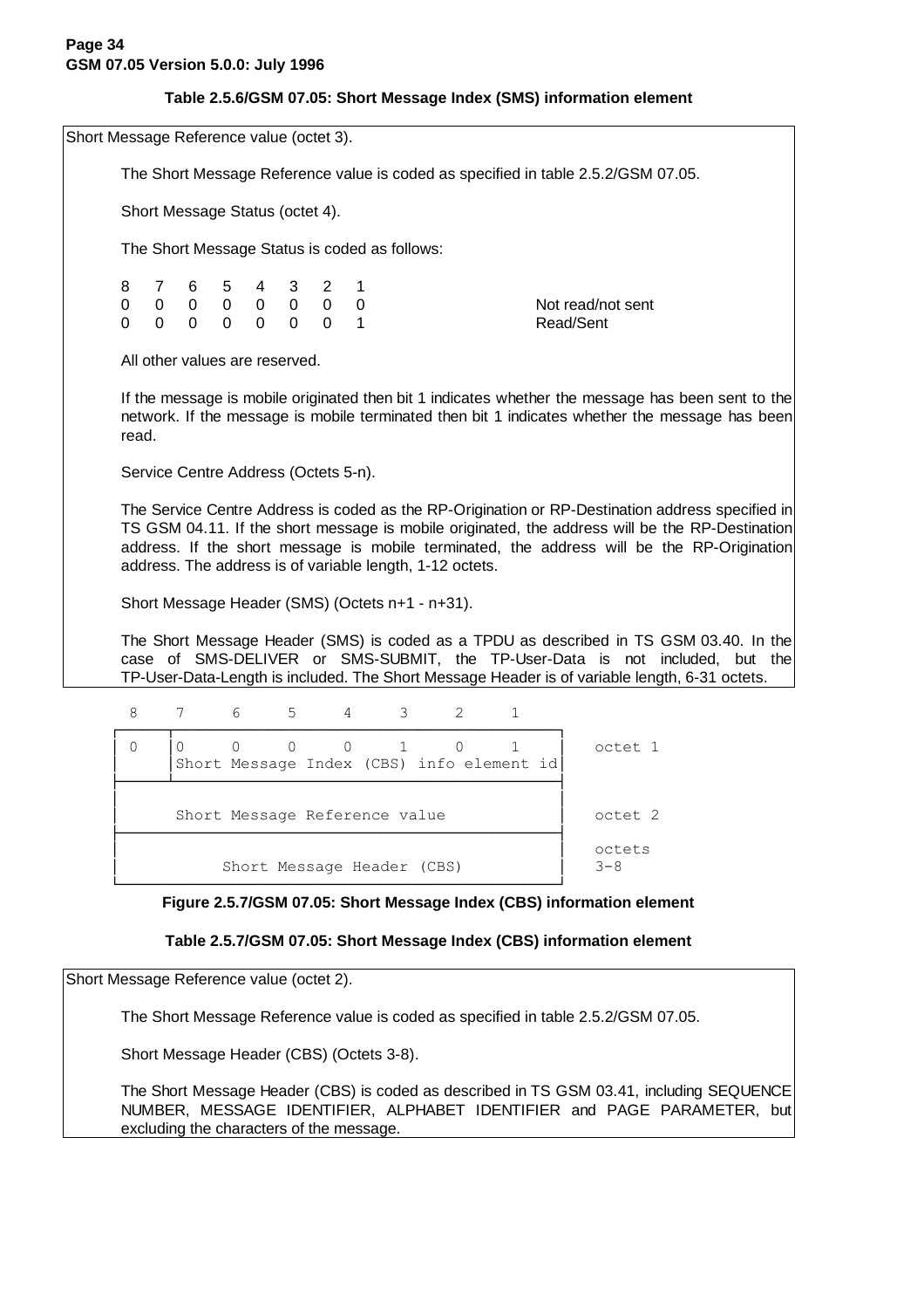**Table 2.5.6/GSM 07.05: Short Message Index (SMS) information element**

Short Message Reference value (octet 3).

The Short Message Reference value is coded as specified in table 2.5.2/GSM 07.05.

Short Message Status (octet 4).

The Short Message Status is coded as follows:

| 8 | 7 | 6 | 5 | 4 | 3 | 2 | 1 | |
|---|---|---|---|---|---|---|---|---|
| 0 | 0 | 0 | 0 | 0 | 0 | 0 | 0 | Not read/not sent |
| 0 | 0 | 0 | 0 | 0 | 0 | 0 | 1 | Read/Sent |

All other values are reserved.

If the message is mobile originated then bit 1 indicates whether the message has been sent to the network. If the message is mobile terminated then bit 1 indicates whether the message has been read.

Service Centre Address (Octets 5-n).

The Service Centre Address is coded as the RP-Origination or RP-Destination address specified in TS GSM 04.11. If the short message is mobile originated, the address will be the RP-Destination address. If the short message is mobile terminated, the address will be the RP-Origination address. The address is of variable length, 1-12 octets.

Short Message Header (SMS) (Octets n+1 - n+31).

The Short Message Header (SMS) is coded as a TPDU as described in TS GSM 03.40. In the case of SMS-DELIVER or SMS-SUBMIT, the TP-User-Data is not included, but the TP-User-Data-Length is included. The Short Message Header is of variable length, 6-31 octets.

```
  8    7     6     5     4     3     2     1
┌────┬──────────────────────────────────────────┐
│ 0  │0     0     0     0     1     0     1     │  octet 1
│    │Short Message Index (CBS) info element id │
├────┴──────────────────────────────────────────┤
│                                               │
│     Short Message Reference value             │  octet 2
├───────────────────────────────────────────────┤
│                                               │  octets
│          Short Message Header (CBS)           │  3-8
└───────────────────────────────────────────────┘
```

**Figure 2.5.7/GSM 07.05: Short Message Index (CBS) information element**

**Table 2.5.7/GSM 07.05: Short Message Index (CBS) information element**

Short Message Reference value (octet 2).

The Short Message Reference value is coded as specified in table 2.5.2/GSM 07.05.

Short Message Header (CBS) (Octets 3-8).

The Short Message Header (CBS) is coded as described in TS GSM 03.41, including SEQUENCE NUMBER, MESSAGE IDENTIFIER, ALPHABET IDENTIFIER and PAGE PARAMETER, but excluding the characters of the message.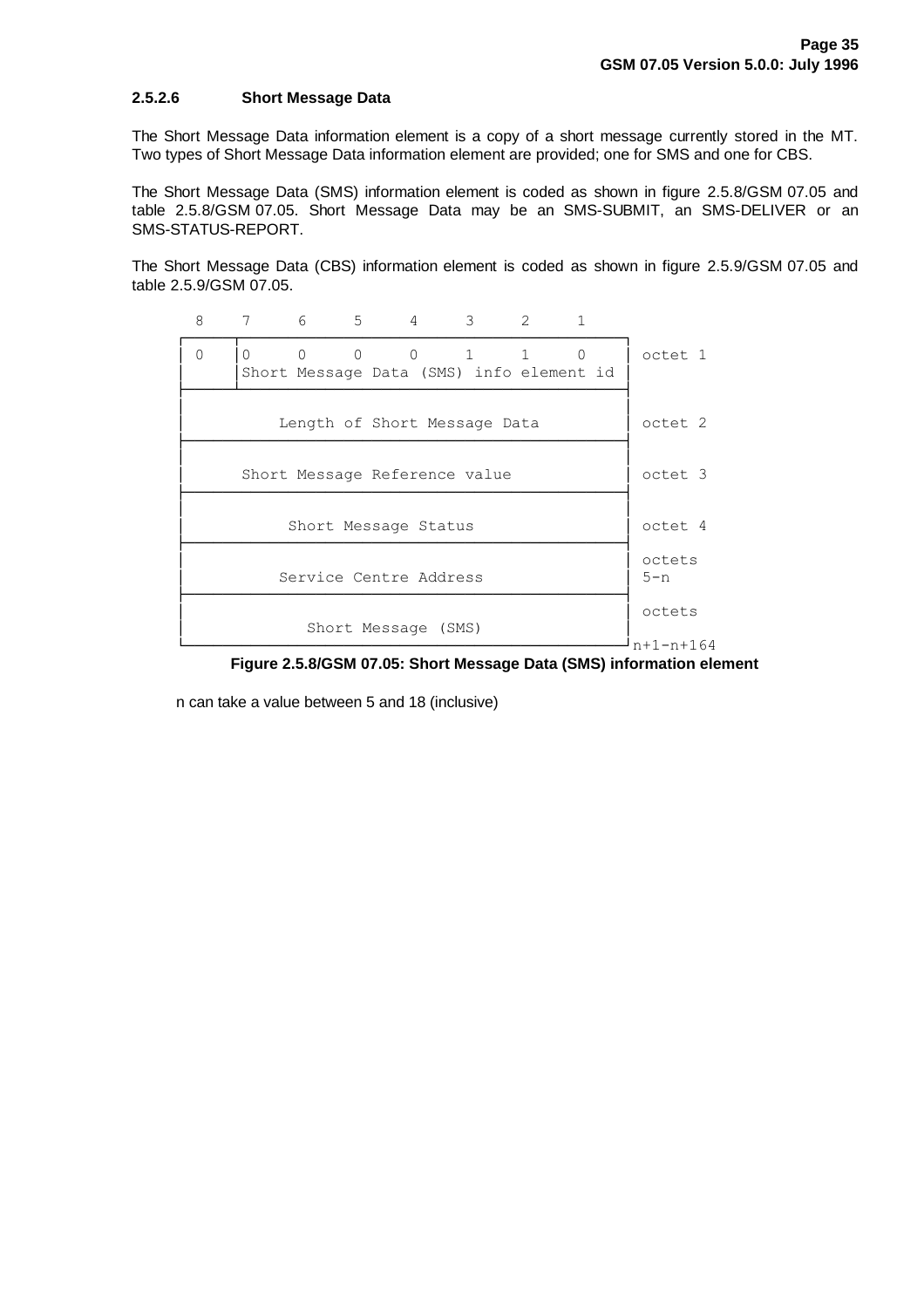### 2.5.2.6 Short Message Data

The Short Message Data information element is a copy of a short message currently stored in the MT. Two types of Short Message Data information element are provided; one for SMS and one for CBS.

The Short Message Data (SMS) information element is coded as shown in figure 2.5.8/GSM 07.05 and table 2.5.8/GSM 07.05. Short Message Data may be an SMS-SUBMIT, an SMS-DELIVER or an SMS-STATUS-REPORT.

The Short Message Data (CBS) information element is coded as shown in figure 2.5.9/GSM 07.05 and table 2.5.9/GSM 07.05.

```
  8    7     6     5     4     3     2     1
┌────┬──────────────────────────────────────────┐
│ 0  │0     0     0     0     1     1     0     │ octet 1
│    │Short Message Data (SMS) info element id  │
├────┴──────────────────────────────────────────┤
│                                               │
│        Length of Short Message Data           │ octet 2
├───────────────────────────────────────────────┤
│                                               │
│     Short Message Reference value             │ octet 3
├───────────────────────────────────────────────┤
│                                               │
│          Short Message Status                 │ octet 4
├───────────────────────────────────────────────┤
│                                               │ octets
│        Service Centre Address                 │ 5-n
├───────────────────────────────────────────────┤
│                                               │ octets
│           Short Message (SMS)                 │
└───────────────────────────────────────────────┘ n+1-n+164
```

**Figure 2.5.8/GSM 07.05: Short Message Data (SMS) information element**

n can take a value between 5 and 18 (inclusive)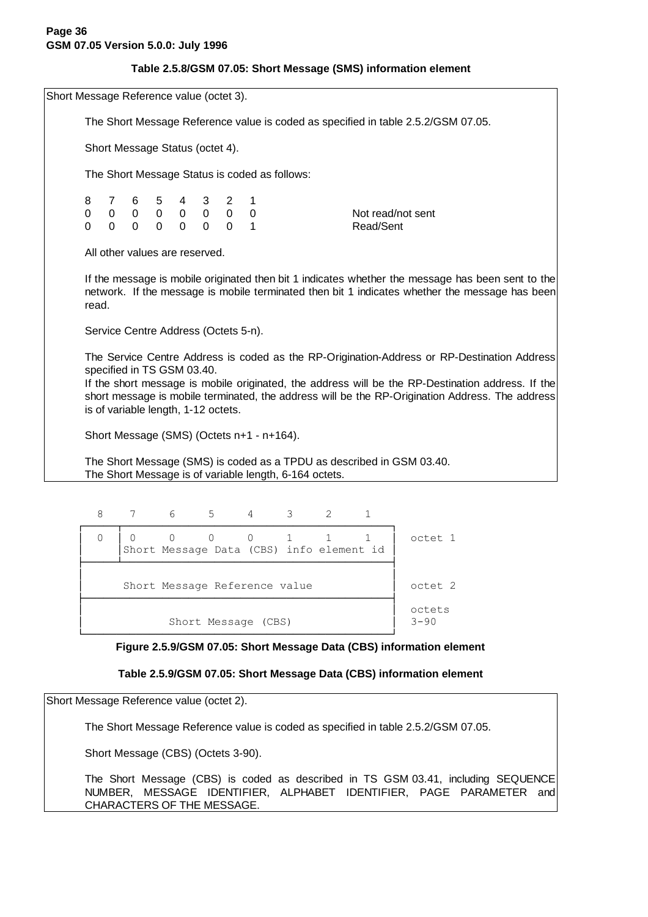**Table 2.5.8/GSM 07.05: Short Message (SMS) information element**

Short Message Reference value (octet 3).

The Short Message Reference value is coded as specified in table 2.5.2/GSM 07.05.

Short Message Status (octet 4).

The Short Message Status is coded as follows:

| 8 | 7 | 6 | 5 | 4 | 3 | 2 | 1 | |
|---|---|---|---|---|---|---|---|---|
| 0 | 0 | 0 | 0 | 0 | 0 | 0 | 0 | Not read/not sent |
| 0 | 0 | 0 | 0 | 0 | 0 | 0 | 1 | Read/Sent |

All other values are reserved.

If the message is mobile originated then bit 1 indicates whether the message has been sent to the network. If the message is mobile terminated then bit 1 indicates whether the message has been read.

Service Centre Address (Octets 5-n).

The Service Centre Address is coded as the RP-Origination-Address or RP-Destination Address specified in TS GSM 03.40.
If the short message is mobile originated, the address will be the RP-Destination address. If the short message is mobile terminated, the address will be the RP-Origination Address. The address is of variable length, 1-12 octets.

Short Message (SMS) (Octets n+1 - n+164).

The Short Message (SMS) is coded as a TPDU as described in GSM 03.40.
The Short Message is of variable length, 6-164 octets.

```
  8     7     6     5     4     3     2     1
┌─────┬───────────────────────────────────────────┐
│  0  │ 0     0     0     0     1     1     1     │  octet 1
│     │Short Message Data (CBS) info element id   │
├─────┴───────────────────────────────────────────┤
│                                                 │
│     Short Message Reference value               │  octet 2
├─────────────────────────────────────────────────┤
│                                                 │  octets
│           Short Message (CBS)                   │  3-90
└─────────────────────────────────────────────────┘
```

**Figure 2.5.9/GSM 07.05: Short Message Data (CBS) information element**

**Table 2.5.9/GSM 07.05: Short Message Data (CBS) information element**

Short Message Reference value (octet 2).

The Short Message Reference value is coded as specified in table 2.5.2/GSM 07.05.

Short Message (CBS) (Octets 3-90).

The Short Message (CBS) is coded as described in TS GSM 03.41, including SEQUENCE NUMBER, MESSAGE IDENTIFIER, ALPHABET IDENTIFIER, PAGE PARAMETER and CHARACTERS OF THE MESSAGE.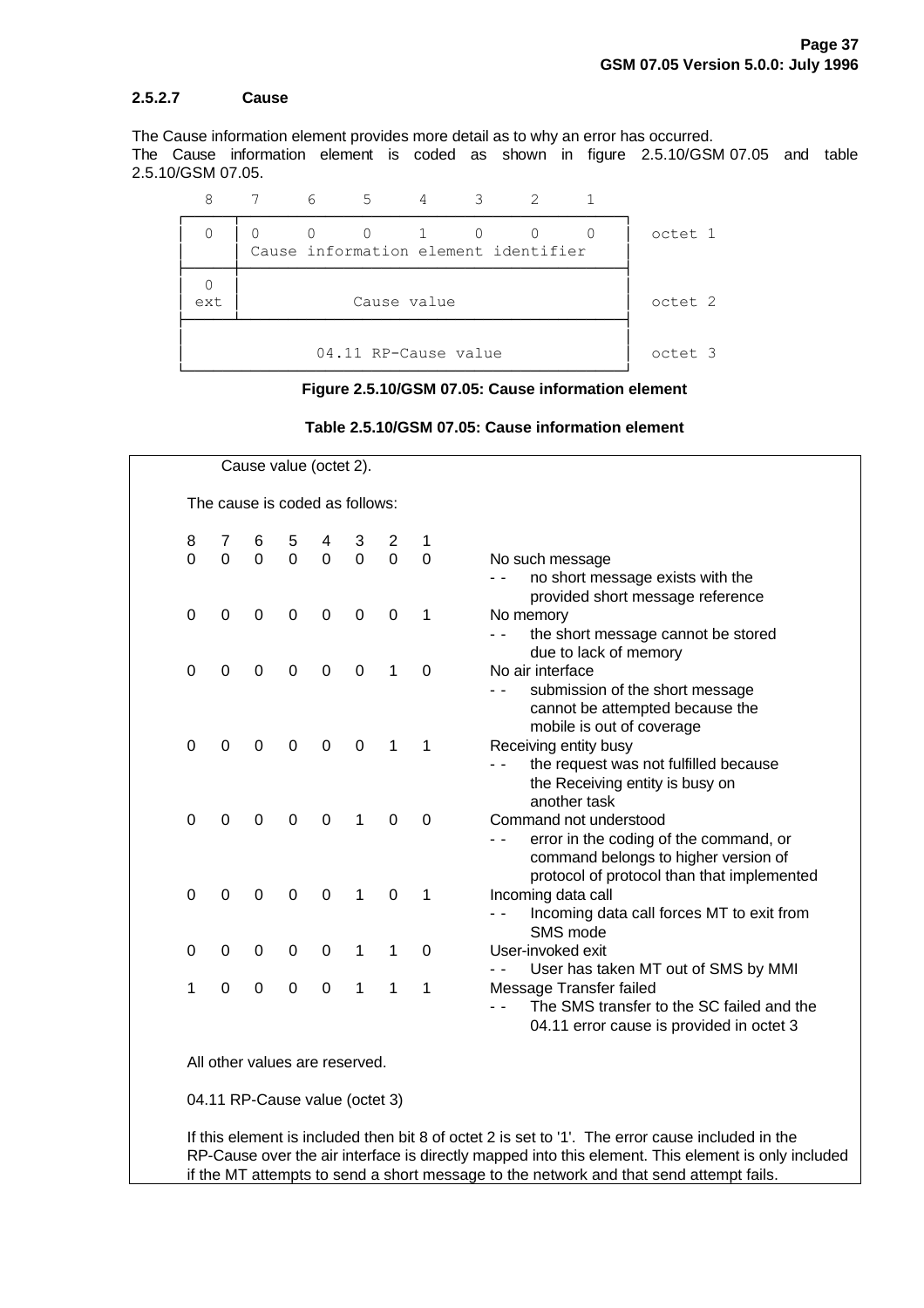### 2.5.2.7 Cause

The Cause information element provides more detail as to why an error has occurred.
The Cause information element is coded as shown in figure 2.5.10/GSM 07.05 and table 2.5.10/GSM 07.05.

| 8 | 7 | 6 | 5 | 4 | 3 | 2 | 1 | |
|---|---|---|---|---|---|---|---|---|
| 0 | 0 | 0 | 0 | 1 | 0 | 0 | 0 | octet 1 |
| | Cause information element identifier | | | | | | | |
| 0 ext | Cause value | | | | | | | octet 2 |
| 04.11 RP-Cause value | | | | | | | | octet 3 |

**Figure 2.5.10/GSM 07.05: Cause information element**

**Table 2.5.10/GSM 07.05: Cause information element**

Cause value (octet 2).

The cause is coded as follows:

| 8 | 7 | 6 | 5 | 4 | 3 | 2 | 1 | |
|---|---|---|---|---|---|---|---|---|
| 0 | 0 | 0 | 0 | 0 | 0 | 0 | 0 | No such message<br>- - no short message exists with the provided short message reference |
| 0 | 0 | 0 | 0 | 0 | 0 | 0 | 1 | No memory<br>- - the short message cannot be stored due to lack of memory |
| 0 | 0 | 0 | 0 | 0 | 0 | 1 | 0 | No air interface<br>- - submission of the short message cannot be attempted because the mobile is out of coverage |
| 0 | 0 | 0 | 0 | 0 | 0 | 1 | 1 | Receiving entity busy<br>- - the request was not fulfilled because the Receiving entity is busy on another task |
| 0 | 0 | 0 | 0 | 0 | 1 | 0 | 0 | Command not understood<br>- - error in the coding of the command, or command belongs to higher version of protocol of protocol than that implemented |
| 0 | 0 | 0 | 0 | 0 | 1 | 0 | 1 | Incoming data call<br>- - Incoming data call forces MT to exit from SMS mode |
| 0 | 0 | 0 | 0 | 0 | 1 | 1 | 0 | User-invoked exit<br>- - User has taken MT out of SMS by MMI |
| 1 | 0 | 0 | 0 | 0 | 1 | 1 | 1 | Message Transfer failed<br>- - The SMS transfer to the SC failed and the 04.11 error cause is provided in octet 3 |

All other values are reserved.

04.11 RP-Cause value (octet 3)

If this element is included then bit 8 of octet 2 is set to '1'. The error cause included in the RP-Cause over the air interface is directly mapped into this element. This element is only included if the MT attempts to send a short message to the network and that send attempt fails.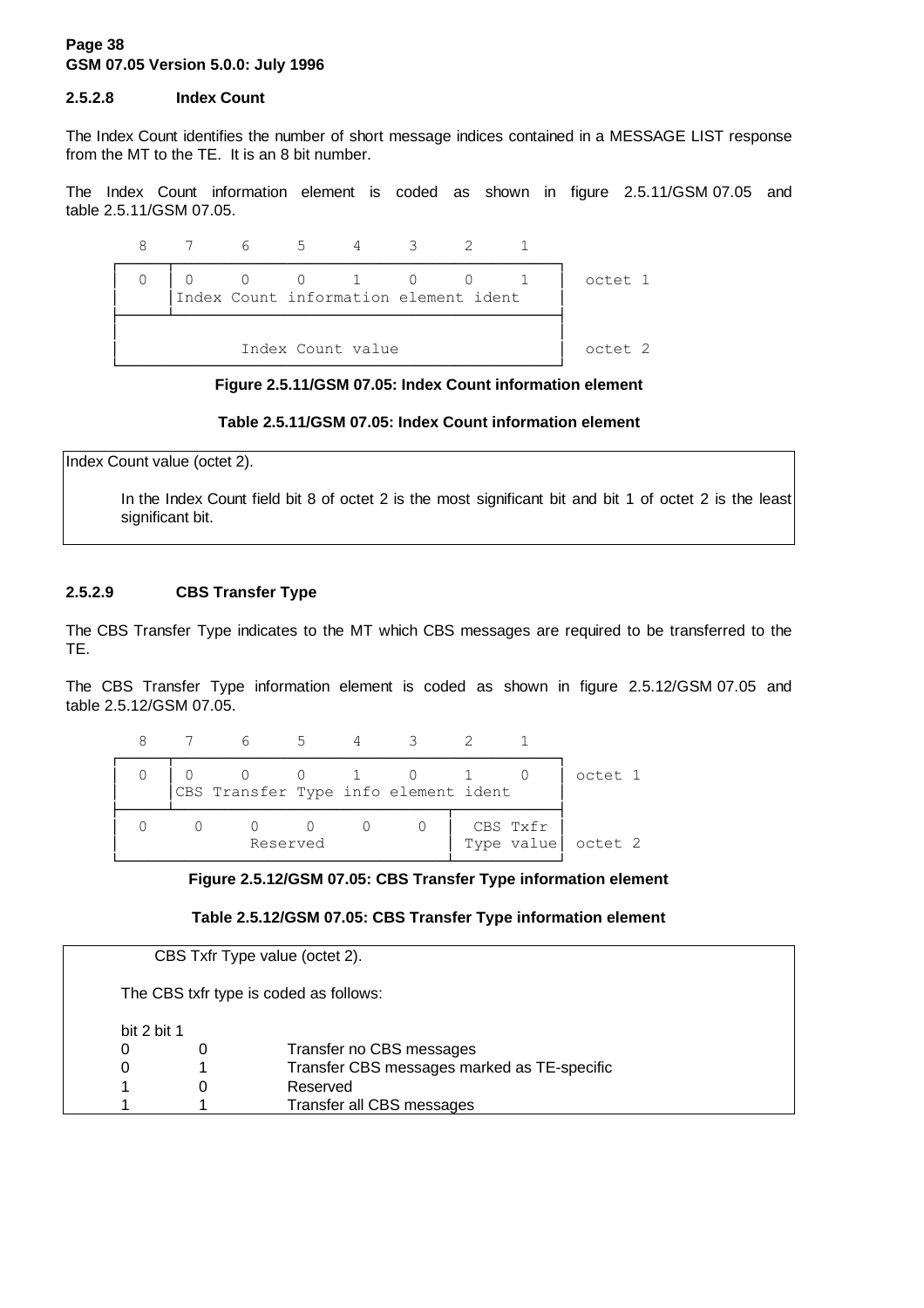### 2.5.2.8 Index Count

The Index Count identifies the number of short message indices contained in a MESSAGE LIST response from the MT to the TE. It is an 8 bit number.

The Index Count information element is coded as shown in figure 2.5.11/GSM 07.05 and table 2.5.11/GSM 07.05.

```
   8    7    6    5    4    3    2    1
┌────┬────────────────────────────────────┐
│ 0  │ 0    0    0    1    0    0    1    │  octet 1
│    │Index Count information element ident│
├────┴────────────────────────────────────┤
│                                         │
│           Index Count value             │  octet 2
└─────────────────────────────────────────┘
```

**Figure 2.5.11/GSM 07.05: Index Count information element**

**Table 2.5.11/GSM 07.05: Index Count information element**

| Index Count value (octet 2). |
|---|
| In the Index Count field bit 8 of octet 2 is the most significant bit and bit 1 of octet 2 is the least significant bit. |

### 2.5.2.9 CBS Transfer Type

The CBS Transfer Type indicates to the MT which CBS messages are required to be transferred to the TE.

The CBS Transfer Type information element is coded as shown in figure 2.5.12/GSM 07.05 and table 2.5.12/GSM 07.05.

```
   8    7    6    5    4    3    2    1
┌────┬────────────────────────────────────┐
│ 0  │ 0    0    0    1    0    1    0    │  octet 1
│    │CBS Transfer Type info element ident │
├────┴──────────────────────────┬─────────┤
│ 0    0    0    0    0    0    │CBS Txfr │
│           Reserved            │Type value│  octet 2
└───────────────────────────────┴─────────┘
```

**Figure 2.5.12/GSM 07.05: CBS Transfer Type information element**

**Table 2.5.12/GSM 07.05: CBS Transfer Type information element**

CBS Txfr Type value (octet 2).

The CBS txfr type is coded as follows:

| bit 2 | bit 1 | |
|---|---|---|
| 0 | 0 | Transfer no CBS messages |
| 0 | 1 | Transfer CBS messages marked as TE-specific |
| 1 | 0 | Reserved |
| 1 | 1 | Transfer all CBS messages |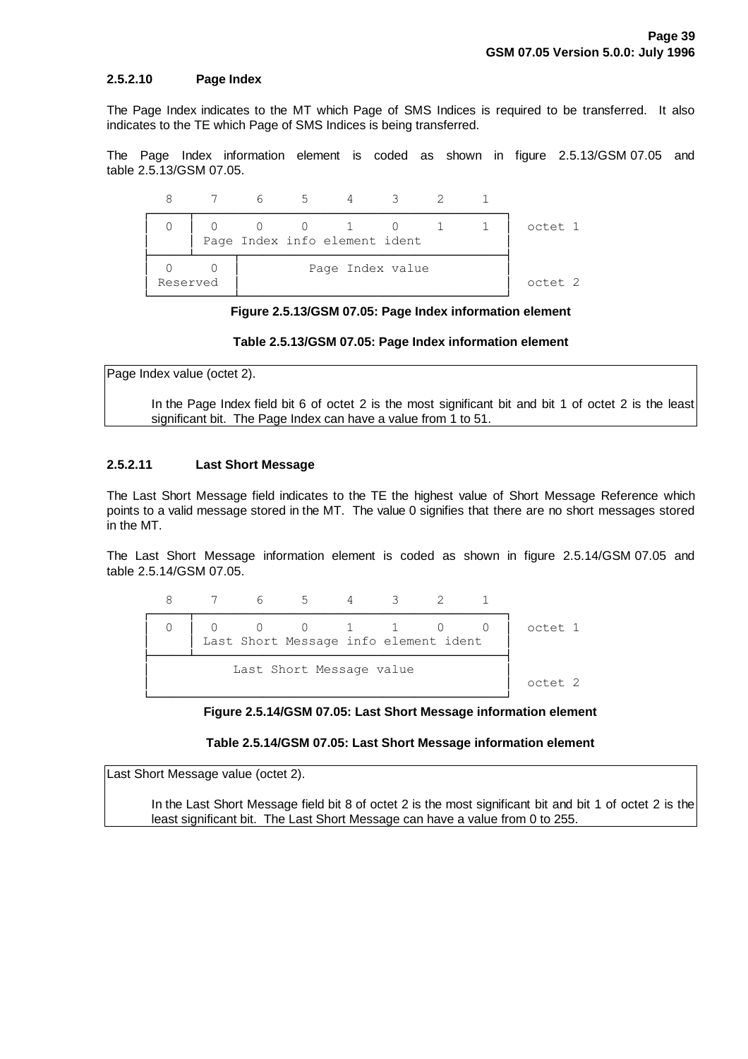### 2.5.2.10 Page Index

The Page Index indicates to the MT which Page of SMS Indices is required to be transferred. It also indicates to the TE which Page of SMS Indices is being transferred.

The Page Index information element is coded as shown in figure 2.5.13/GSM 07.05 and table 2.5.13/GSM 07.05.

```
   8     7     6     5     4     3     2     1
┌─────┬───────────────────────────────────────────┐
│  0  │  0     0     0     1     0     1     1    │  octet 1
│     │  Page Index info element ident            │
├─────┴─────┬─────────────────────────────────────┤
│  0     0  │          Page Index value           │
│ Reserved  │                                     │  octet 2
└───────────┴─────────────────────────────────────┘
```

**Figure 2.5.13/GSM 07.05: Page Index information element**

**Table 2.5.13/GSM 07.05: Page Index information element**

| Page Index value (octet 2). |
|---|
| In the Page Index field bit 6 of octet 2 is the most significant bit and bit 1 of octet 2 is the least significant bit. The Page Index can have a value from 1 to 51. |

### 2.5.2.11 Last Short Message

The Last Short Message field indicates to the TE the highest value of Short Message Reference which points to a valid message stored in the MT. The value 0 signifies that there are no short messages stored in the MT.

The Last Short Message information element is coded as shown in figure 2.5.14/GSM 07.05 and table 2.5.14/GSM 07.05.

```
   8     7     6     5     4     3     2     1
┌─────┬───────────────────────────────────────────┐
│  0  │  0     0     0     1     1     0     0    │  octet 1
│     │  Last Short Message info element ident    │
├─────┴───────────────────────────────────────────┤
│          Last Short Message value               │
│                                                 │  octet 2
└─────────────────────────────────────────────────┘
```

**Figure 2.5.14/GSM 07.05: Last Short Message information element**

**Table 2.5.14/GSM 07.05: Last Short Message information element**

| Last Short Message value (octet 2). |
|---|
| In the Last Short Message field bit 8 of octet 2 is the most significant bit and bit 1 of octet 2 is the least significant bit. The Last Short Message can have a value from 0 to 255. |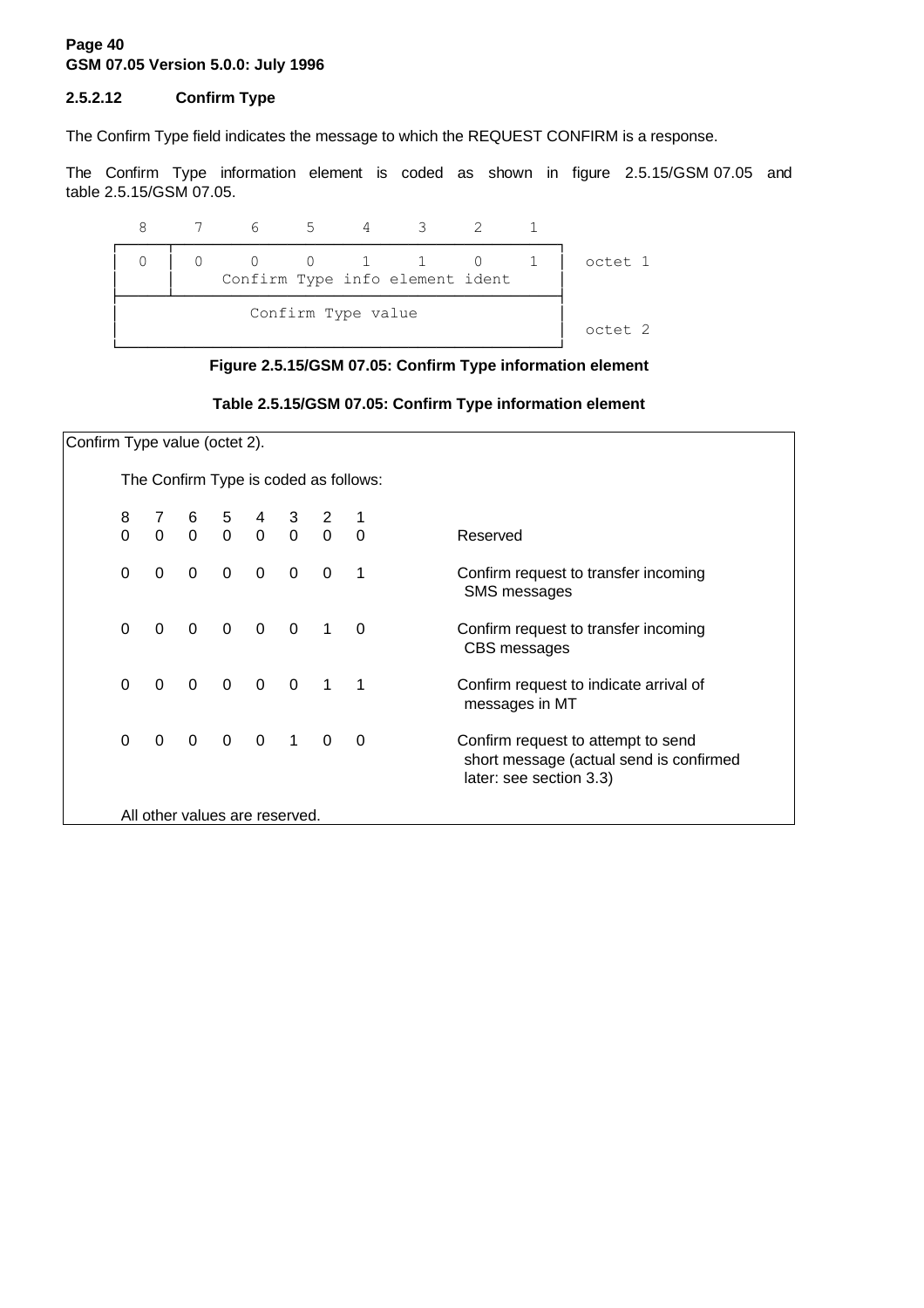### 2.5.2.12 Confirm Type

The Confirm Type field indicates the message to which the REQUEST CONFIRM is a response.

The Confirm Type information element is coded as shown in figure 2.5.15/GSM 07.05 and table 2.5.15/GSM 07.05.

```
   8     7     6     5     4     3     2     1
┌─────┬───────────────────────────────────────────┐
│  0  │  0     0     0     1     1     0     1    │  octet 1
│     │     Confirm Type info element ident       │
├─────┴───────────────────────────────────────────┤
│               Confirm Type value                │
│                                                 │  octet 2
└─────────────────────────────────────────────────┘
```

**Figure 2.5.15/GSM 07.05: Confirm Type information element**

**Table 2.5.15/GSM 07.05: Confirm Type information element**

Confirm Type value (octet 2).

The Confirm Type is coded as follows:

| 8 | 7 | 6 | 5 | 4 | 3 | 2 | 1 | |
|---|---|---|---|---|---|---|---|---|
| 0 | 0 | 0 | 0 | 0 | 0 | 0 | 0 | Reserved |
| 0 | 0 | 0 | 0 | 0 | 0 | 0 | 1 | Confirm request to transfer incoming SMS messages |
| 0 | 0 | 0 | 0 | 0 | 0 | 1 | 0 | Confirm request to transfer incoming CBS messages |
| 0 | 0 | 0 | 0 | 0 | 0 | 1 | 1 | Confirm request to indicate arrival of messages in MT |
| 0 | 0 | 0 | 0 | 0 | 1 | 0 | 0 | Confirm request to attempt to send short message (actual send is confirmed later: see section 3.3) |

All other values are reserved.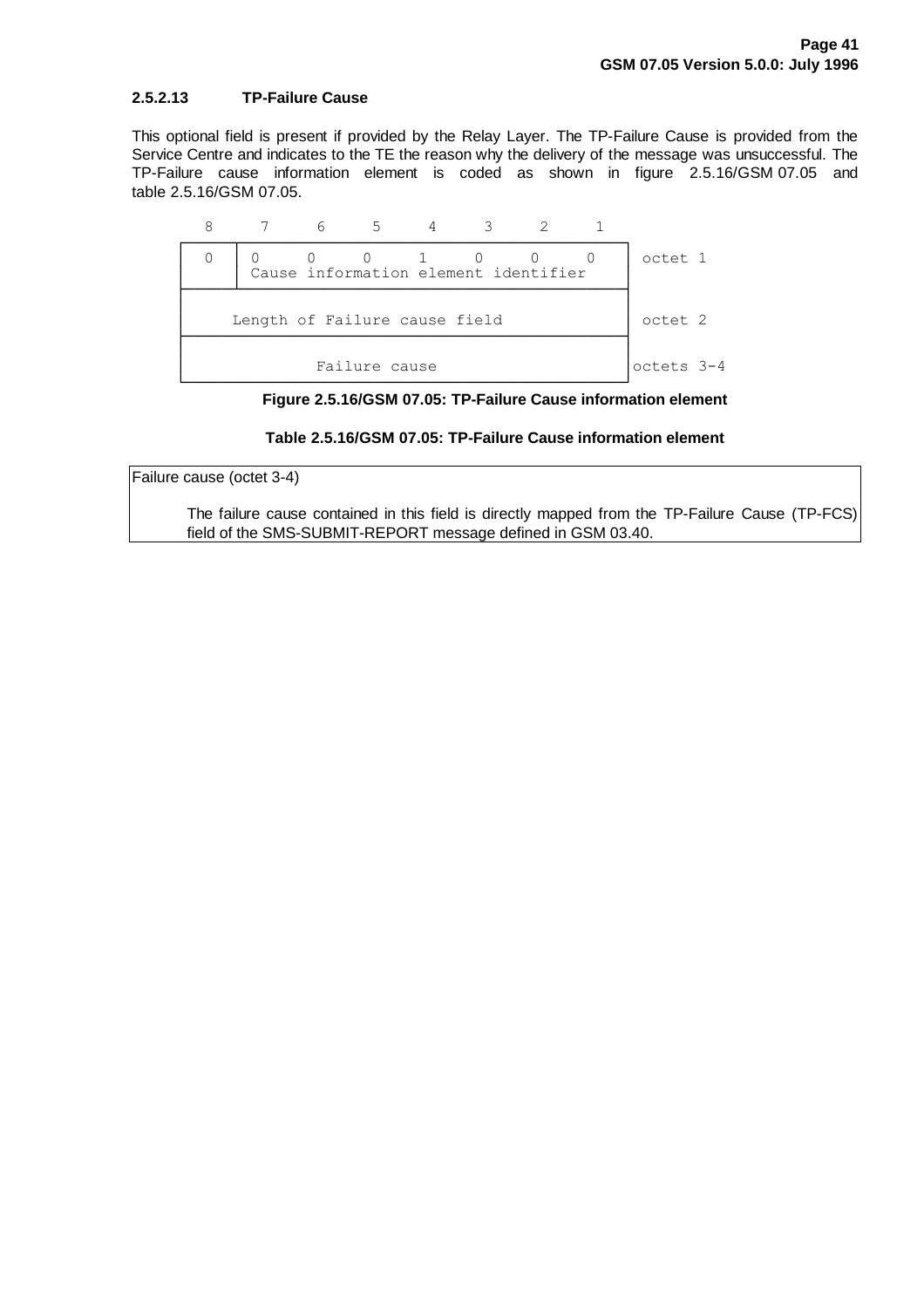### 2.5.2.13 TP-Failure Cause

This optional field is present if provided by the Relay Layer. The TP-Failure Cause is provided from the Service Centre and indicates to the TE the reason why the delivery of the message was unsuccessful. The TP-Failure cause information element is coded as shown in figure 2.5.16/GSM 07.05 and table 2.5.16/GSM 07.05.

| 8 | 7 | 6 | 5 | 4 | 3 | 2 | 1 | |
|---|---|---|---|---|---|---|---|---|
| 0 | 0 | 0 | 0 | 1 | 0 | 0 | 0 | octet 1 |
| | Cause information element identifier | | | | | | | |
| Length of Failure cause field | | | | | | | | octet 2 |
| Failure cause | | | | | | | | octets 3-4 |

**Figure 2.5.16/GSM 07.05: TP-Failure Cause information element**

**Table 2.5.16/GSM 07.05: TP-Failure Cause information element**

| Failure cause (octet 3-4) |
|---|
| The failure cause contained in this field is directly mapped from the TP-Failure Cause (TP-FCS) field of the SMS-SUBMIT-REPORT message defined in GSM 03.40. |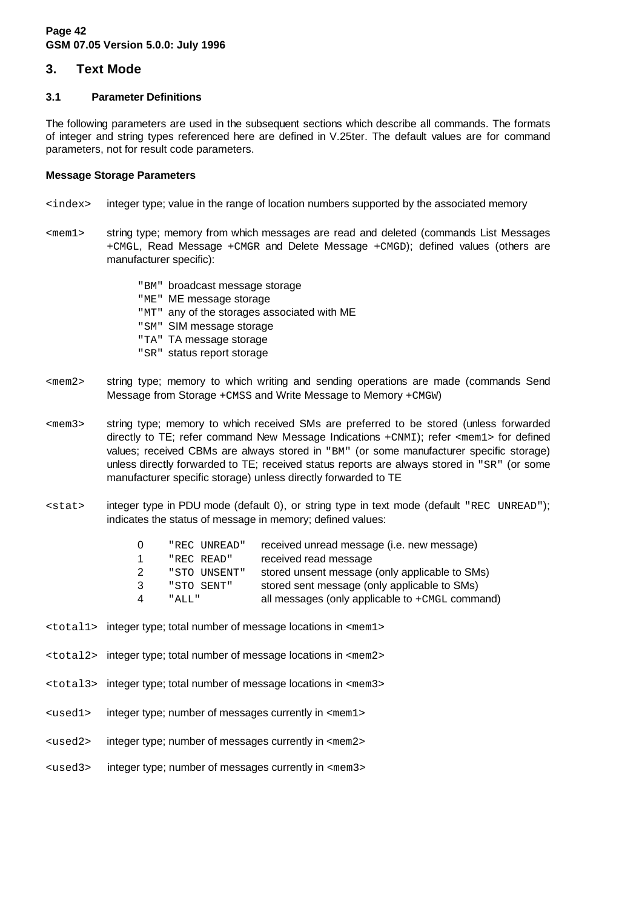## 3. Text Mode

### 3.1 Parameter Definitions

The following parameters are used in the subsequent sections which describe all commands. The formats of integer and string types referenced here are defined in V.25ter. The default values are for command parameters, not for result code parameters.

**Message Storage Parameters**

`<index>` integer type; value in the range of location numbers supported by the associated memory

`<mem1>` string type; memory from which messages are read and deleted (commands List Messages `+CMGL`, Read Message `+CMGR` and Delete Message `+CMGD`); defined values (others are manufacturer specific):

- `"BM"` broadcast message storage
- `"ME"` ME message storage
- `"MT"` any of the storages associated with ME
- `"SM"` SIM message storage
- `"TA"` TA message storage
- `"SR"` status report storage

`<mem2>` string type; memory to which writing and sending operations are made (commands Send Message from Storage `+CMSS` and Write Message to Memory `+CMGW`)

`<mem3>` string type; memory to which received SMs are preferred to be stored (unless forwarded directly to TE; refer command New Message Indications `+CNMI`); refer `<mem1>` for defined values; received CBMs are always stored in `"BM"` (or some manufacturer specific storage) unless directly forwarded to TE; received status reports are always stored in `"SR"` (or some manufacturer specific storage) unless directly forwarded to TE

`<stat>` integer type in PDU mode (default 0), or string type in text mode (default `"REC UNREAD"`); indicates the status of message in memory; defined values:

| | | |
|---|---|---|
| 0 | `"REC UNREAD"` | received unread message (i.e. new message) |
| 1 | `"REC READ"` | received read message |
| 2 | `"STO UNSENT"` | stored unsent message (only applicable to SMs) |
| 3 | `"STO SENT"` | stored sent message (only applicable to SMs) |
| 4 | `"ALL"` | all messages (only applicable to `+CMGL` command) |

`<total1>` integer type; total number of message locations in `<mem1>`

`<total2>` integer type; total number of message locations in `<mem2>`

`<total3>` integer type; total number of message locations in `<mem3>`

`<used1>` integer type; number of messages currently in `<mem1>`

`<used2>` integer type; number of messages currently in `<mem2>`

`<used3>` integer type; number of messages currently in `<mem3>`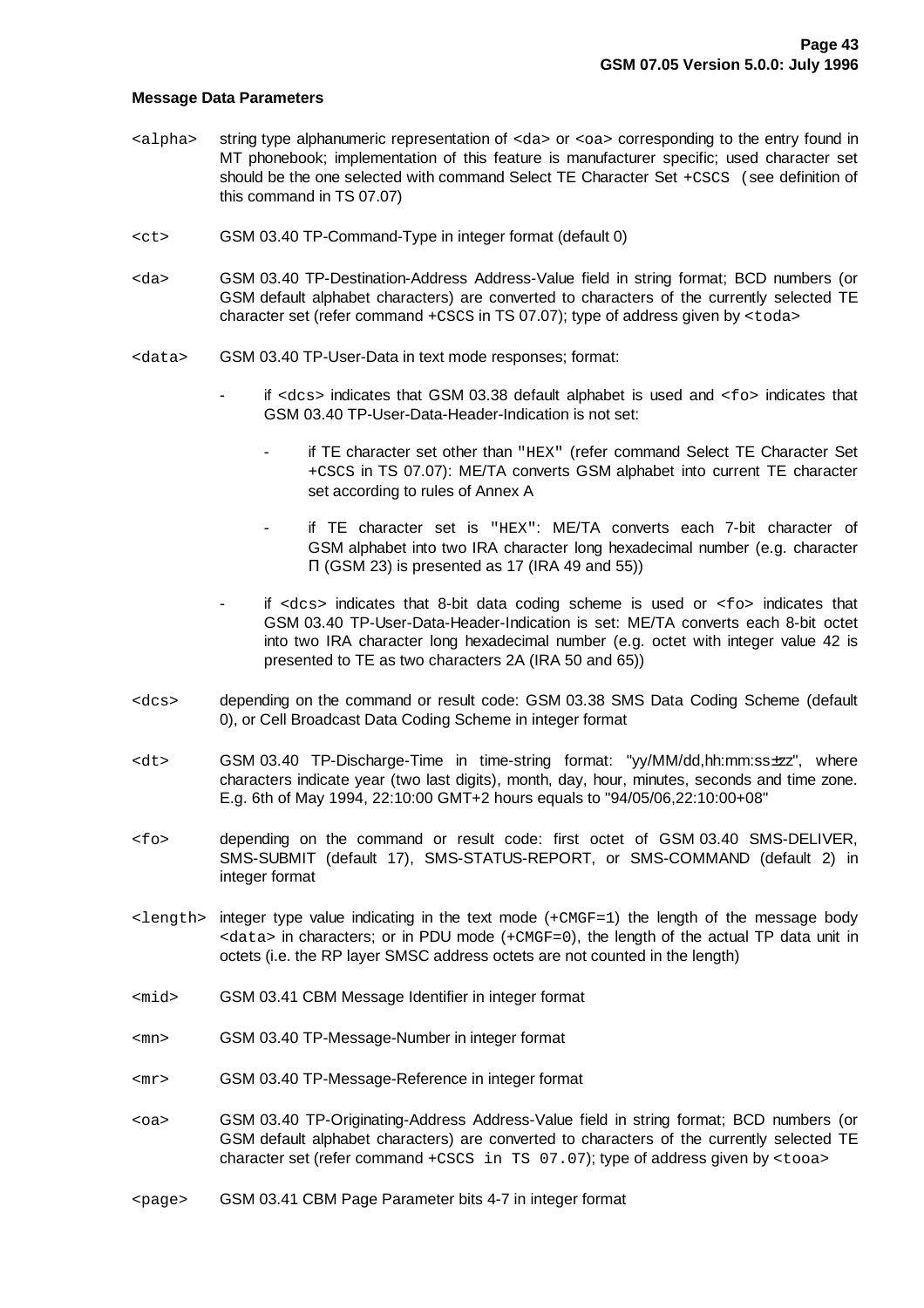**Message Data Parameters**

`<alpha>` string type alphanumeric representation of `<da>` or `<oa>` corresponding to the entry found in MT phonebook; implementation of this feature is manufacturer specific; used character set should be the one selected with command Select TE Character Set `+CSCS` (see definition of this command in TS 07.07)

`<ct>` GSM 03.40 TP-Command-Type in integer format (default 0)

`<da>` GSM 03.40 TP-Destination-Address Address-Value field in string format; BCD numbers (or GSM default alphabet characters) are converted to characters of the currently selected TE character set (refer command `+CSCS` in TS 07.07); type of address given by `<toda>`

`<data>` GSM 03.40 TP-User-Data in text mode responses; format:

- if `<dcs>` indicates that GSM 03.38 default alphabet is used and `<fo>` indicates that GSM 03.40 TP-User-Data-Header-Indication is not set:
    - if TE character set other than `"HEX"` (refer command Select TE Character Set `+CSCS` in TS 07.07): ME/TA converts GSM alphabet into current TE character set according to rules of Annex A
    - if TE character set is `"HEX"`: ME/TA converts each 7-bit character of GSM alphabet into two IRA character long hexadecimal number (e.g. character Π (GSM 23) is presented as 17 (IRA 49 and 55))
- if `<dcs>` indicates that 8-bit data coding scheme is used or `<fo>` indicates that GSM 03.40 TP-User-Data-Header-Indication is set: ME/TA converts each 8-bit octet into two IRA character long hexadecimal number (e.g. octet with integer value 42 is presented to TE as two characters 2A (IRA 50 and 65))

`<dcs>` depending on the command or result code: GSM 03.38 SMS Data Coding Scheme (default 0), or Cell Broadcast Data Coding Scheme in integer format

`<dt>` GSM 03.40 TP-Discharge-Time in time-string format: "yy/MM/dd,hh:mm:ss±zz", where characters indicate year (two last digits), month, day, hour, minutes, seconds and time zone. E.g. 6th of May 1994, 22:10:00 GMT+2 hours equals to "94/05/06,22:10:00+08"

`<fo>` depending on the command or result code: first octet of GSM 03.40 SMS-DELIVER, SMS-SUBMIT (default 17), SMS-STATUS-REPORT, or SMS-COMMAND (default 2) in integer format

`<length>` integer type value indicating in the text mode (`+CMGF=1`) the length of the message body `<data>` in characters; or in PDU mode (`+CMGF=0`), the length of the actual TP data unit in octets (i.e. the RP layer SMSC address octets are not counted in the length)

`<mid>` GSM 03.41 CBM Message Identifier in integer format

`<mn>` GSM 03.40 TP-Message-Number in integer format

`<mr>` GSM 03.40 TP-Message-Reference in integer format

`<oa>` GSM 03.40 TP-Originating-Address Address-Value field in string format; BCD numbers (or GSM default alphabet characters) are converted to characters of the currently selected TE character set (refer command `+CSCS in TS 07.07`); type of address given by `<tooa>`

`<page>` GSM 03.41 CBM Page Parameter bits 4-7 in integer format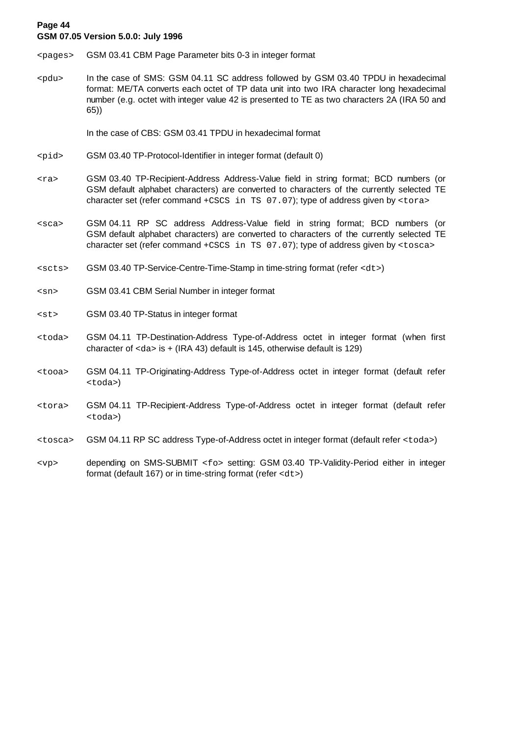`<pages>` GSM 03.41 CBM Page Parameter bits 0-3 in integer format

`<pdu>` In the case of SMS: GSM 04.11 SC address followed by GSM 03.40 TPDU in hexadecimal format: ME/TA converts each octet of TP data unit into two IRA character long hexadecimal number (e.g. octet with integer value 42 is presented to TE as two characters 2A (IRA 50 and 65))

In the case of CBS: GSM 03.41 TPDU in hexadecimal format

`<pid>` GSM 03.40 TP-Protocol-Identifier in integer format (default 0)

`<ra>` GSM 03.40 TP-Recipient-Address Address-Value field in string format; BCD numbers (or GSM default alphabet characters) are converted to characters of the currently selected TE character set (refer command `+CSCS in TS 07.07`); type of address given by `<tora>`

`<sca>` GSM 04.11 RP SC address Address-Value field in string format; BCD numbers (or GSM default alphabet characters) are converted to characters of the currently selected TE character set (refer command `+CSCS in TS 07.07`); type of address given by `<tosca>`

`<scts>` GSM 03.40 TP-Service-Centre-Time-Stamp in time-string format (refer `<dt>`)

`<sn>` GSM 03.41 CBM Serial Number in integer format

`<st>` GSM 03.40 TP-Status in integer format

`<toda>` GSM 04.11 TP-Destination-Address Type-of-Address octet in integer format (when first character of <da> is + (IRA 43) default is 145, otherwise default is 129)

`<tooa>` GSM 04.11 TP-Originating-Address Type-of-Address octet in integer format (default refer `<toda>`)

`<tora>` GSM 04.11 TP-Recipient-Address Type-of-Address octet in integer format (default refer `<toda>`)

`<tosca>` GSM 04.11 RP SC address Type-of-Address octet in integer format (default refer `<toda>`)

`<vp>` depending on SMS-SUBMIT `<fo>` setting: GSM 03.40 TP-Validity-Period either in integer format (default 167) or in time-string format (refer `<dt>`)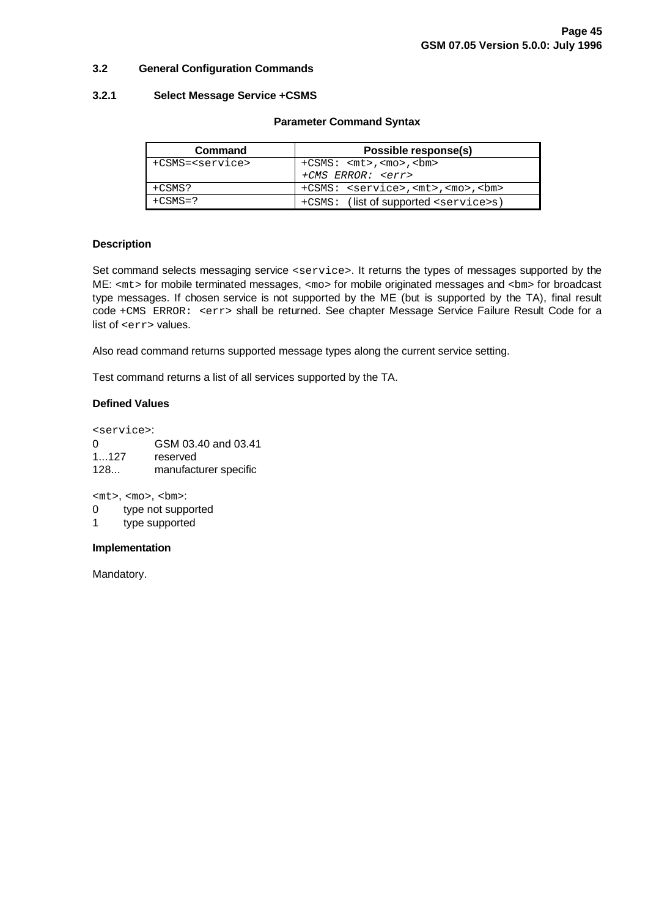## 3.2 General Configuration Commands

### 3.2.1 Select Message Service +CSMS

**Parameter Command Syntax**

| Command | Possible response(s) |
|---|---|
| `+CSMS=<service>` | `+CSMS: <mt>,<mo>,<bm>`<br>*`+CMS ERROR: <err>`* |
| `+CSMS?` | `+CSMS: <service>,<mt>,<mo>,<bm>` |
| `+CSMS=?` | `+CSMS: (`list of supported `<service>s)` |

**Description**

Set command selects messaging service `<service>`. It returns the types of messages supported by the ME: `<mt>` for mobile terminated messages, `<mo>` for mobile originated messages and `<bm>` for broadcast type messages. If chosen service is not supported by the ME (but is supported by the TA), final result code `+CMS ERROR: <err>` shall be returned. See chapter Message Service Failure Result Code for a list of `<err>` values.

Also read command returns supported message types along the current service setting.

Test command returns a list of all services supported by the TA.

**Defined Values**

`<service>`:
0 GSM 03.40 and 03.41
1...127 reserved
128... manufacturer specific

`<mt>`, `<mo>`, `<bm>`:
0 type not supported
1 type supported

**Implementation**

Mandatory.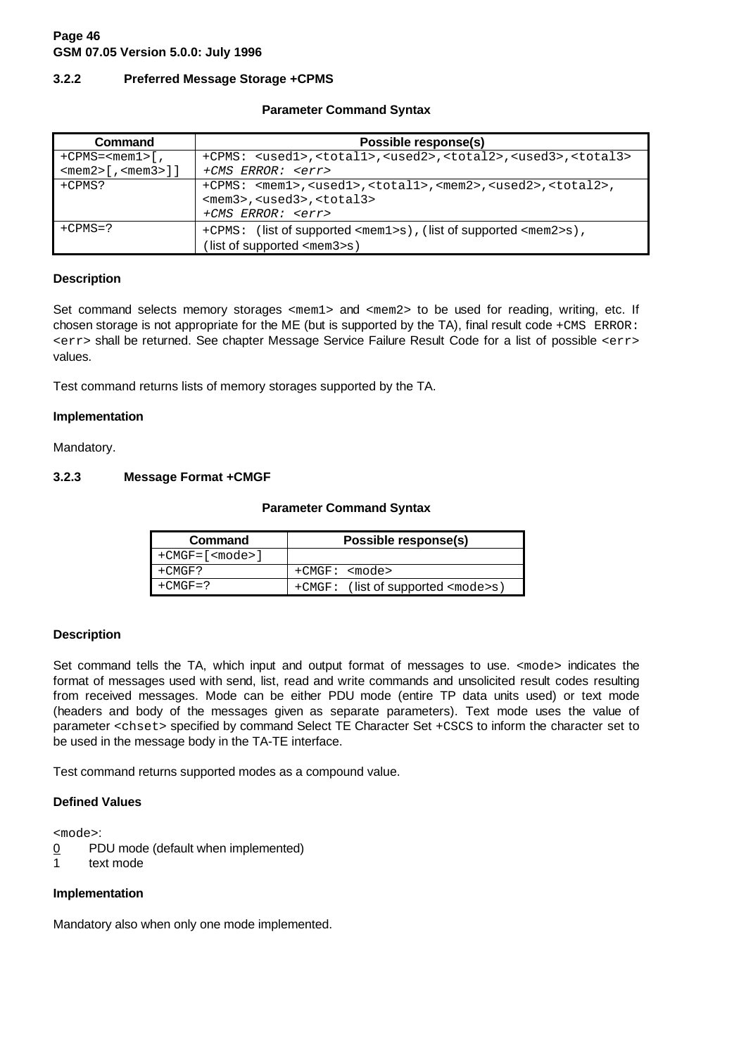### 3.2.2 Preferred Message Storage +CPMS

**Parameter Command Syntax**

| Command | Possible response(s) |
|---|---|
| +CPMS=<mem1>[,<mem2>[,<mem3>]] | +CPMS: <used1>,<total1>,<used2>,<total2>,<used3>,<total3><br>*+CMS ERROR: <err>* |
| +CPMS? | +CPMS: <mem1>,<used1>,<total1>,<mem2>,<used2>,<total2>,<mem3>,<used3>,<total3><br>*+CMS ERROR: <err>* |
| +CPMS=? | +CPMS: (list of supported <mem1>s),(list of supported <mem2>s),(list of supported <mem3>s) |

**Description**

Set command selects memory storages <mem1> and <mem2> to be used for reading, writing, etc. If chosen storage is not appropriate for the ME (but is supported by the TA), final result code +CMS ERROR: <err> shall be returned. See chapter Message Service Failure Result Code for a list of possible <err> values.

Test command returns lists of memory storages supported by the TA.

**Implementation**

Mandatory.

### 3.2.3 Message Format +CMGF

**Parameter Command Syntax**

| Command | Possible response(s) |
|---|---|
| +CMGF=[<mode>] | |
| +CMGF? | +CMGF: <mode> |
| +CMGF=? | +CMGF: (list of supported <mode>s) |

**Description**

Set command tells the TA, which input and output format of messages to use. <mode> indicates the format of messages used with send, list, read and write commands and unsolicited result codes resulting from received messages. Mode can be either PDU mode (entire TP data units used) or text mode (headers and body of the messages given as separate parameters). Text mode uses the value of parameter <chset> specified by command Select TE Character Set +CSCS to inform the character set to be used in the message body in the TA-TE interface.

Test command returns supported modes as a compound value.

**Defined Values**

<mode>:
0 PDU mode (default when implemented)
1 text mode

**Implementation**

Mandatory also when only one mode implemented.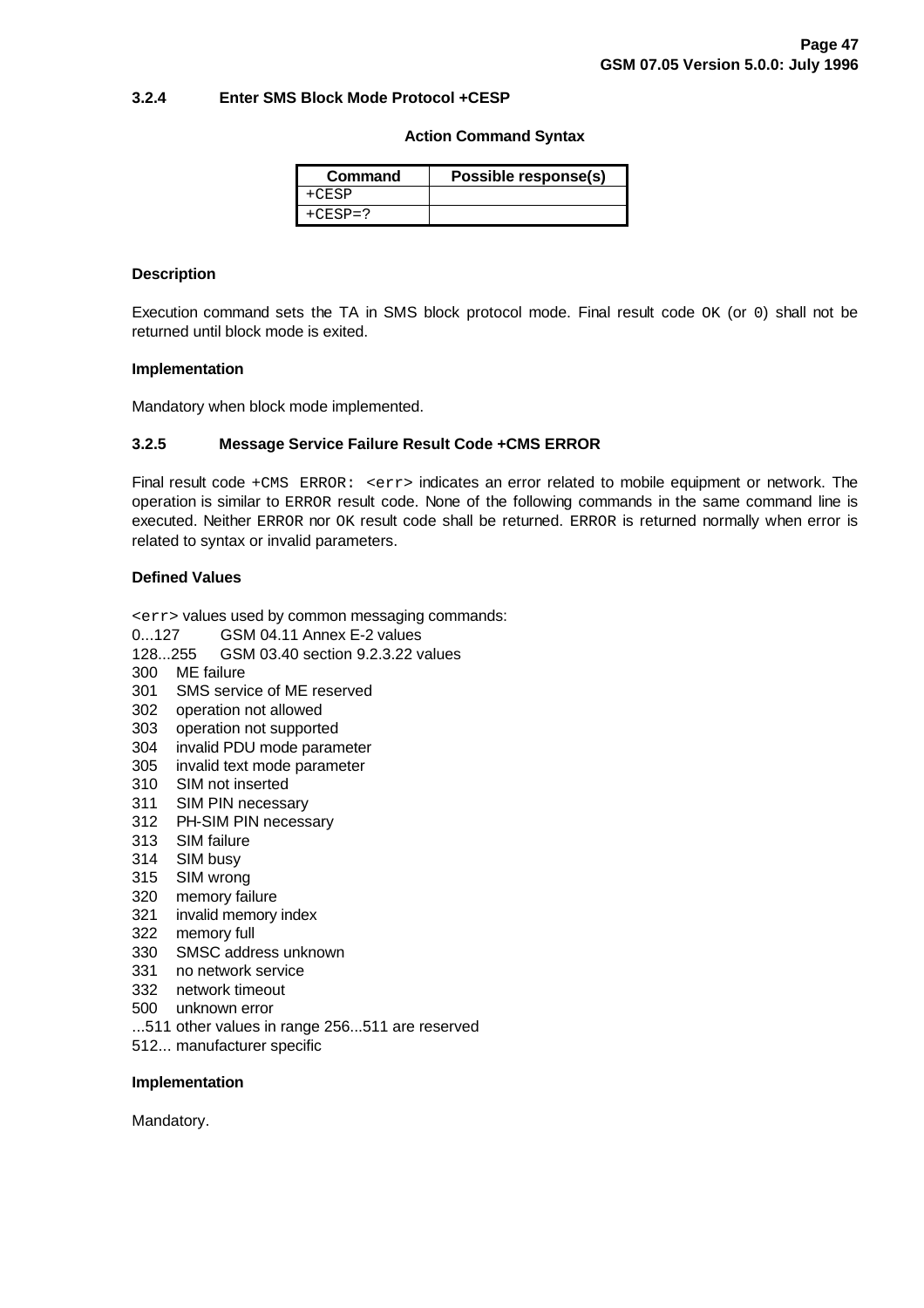### 3.2.4 Enter SMS Block Mode Protocol +CESP

**Action Command Syntax**

| Command | Possible response(s) |
|---|---|
| +CESP | |
| +CESP=? | |

**Description**

Execution command sets the TA in SMS block protocol mode. Final result code OK (or 0) shall not be returned until block mode is exited.

**Implementation**

Mandatory when block mode implemented.

### 3.2.5 Message Service Failure Result Code +CMS ERROR

Final result code +CMS ERROR: <err> indicates an error related to mobile equipment or network. The operation is similar to ERROR result code. None of the following commands in the same command line is executed. Neither ERROR nor OK result code shall be returned. ERROR is returned normally when error is related to syntax or invalid parameters.

**Defined Values**

<err> values used by common messaging commands:

0...127 GSM 04.11 Annex E-2 values
128...255 GSM 03.40 section 9.2.3.22 values
300 ME failure
301 SMS service of ME reserved
302 operation not allowed
303 operation not supported
304 invalid PDU mode parameter
305 invalid text mode parameter
310 SIM not inserted
311 SIM PIN necessary
312 PH-SIM PIN necessary
313 SIM failure
314 SIM busy
315 SIM wrong
320 memory failure
321 invalid memory index
322 memory full
330 SMSC address unknown
331 no network service
332 network timeout
500 unknown error
...511 other values in range 256...511 are reserved
512... manufacturer specific

**Implementation**

Mandatory.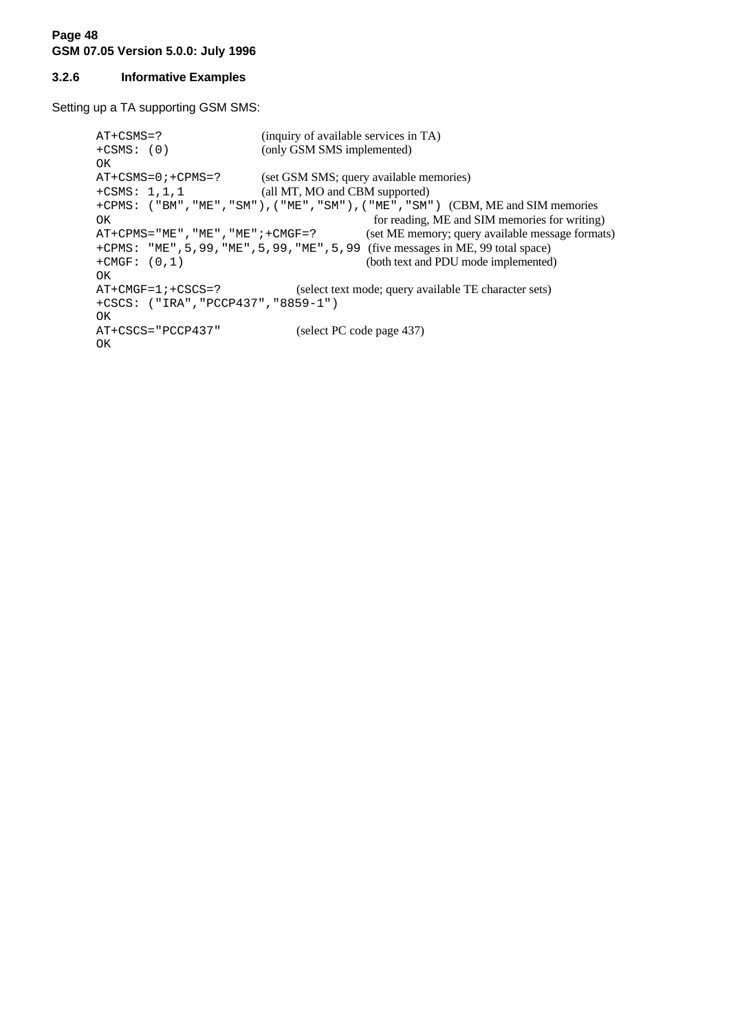### 3.2.6 Informative Examples

Setting up a TA supporting GSM SMS:

```
AT+CSMS=?                    (inquiry of available services in TA)
+CSMS: (0)                   (only GSM SMS implemented)
OK
AT+CSMS=0;+CPMS=?            (set GSM SMS; query available memories)
+CSMS: 1,1,1                 (all MT, MO and CBM supported)
+CPMS: ("BM","ME","SM"),("ME","SM"),("ME","SM")  (CBM, ME and SIM memories
OK                                                for reading, ME and SIM memories for writing)
AT+CPMS="ME","ME","ME";+CMGF=?           (set ME memory; query available message formats)
+CPMS: "ME",5,99,"ME",5,99,"ME",5,99  (five messages in ME, 99 total space)
+CMGF: (0,1)                             (both text and PDU mode implemented)
OK
AT+CMGF=1;+CSCS=?            (select text mode; query available TE character sets)
+CSCS: ("IRA","PCCP437","8859-1")
OK
AT+CSCS="PCCP437"            (select PC code page 437)
OK
```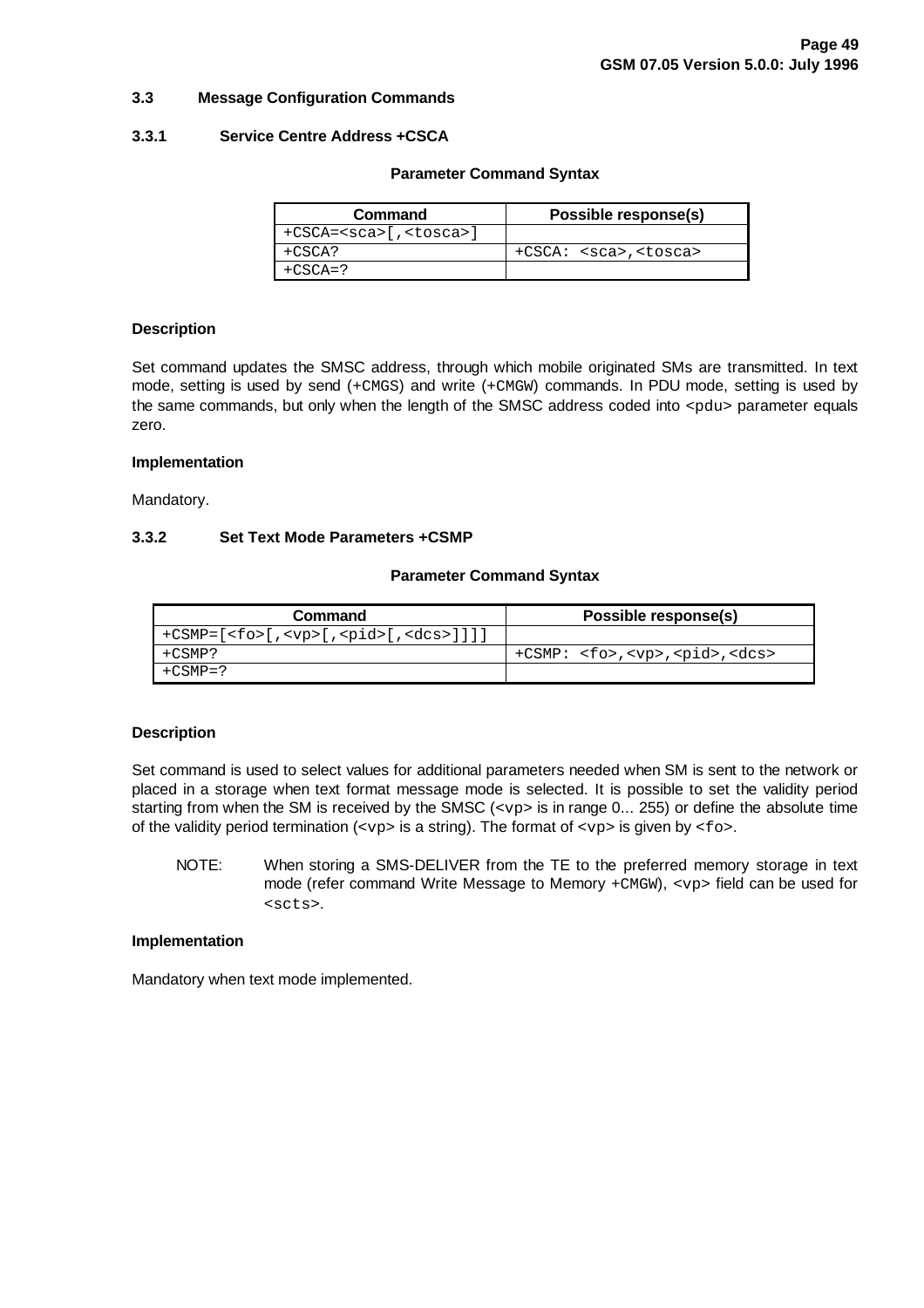## 3.3 Message Configuration Commands

### 3.3.1 Service Centre Address +CSCA

**Parameter Command Syntax**

| Command | Possible response(s) |
|---|---|
| `+CSCA=<sca>[,<tosca>]` | |
| `+CSCA?` | `+CSCA: <sca>,<tosca>` |
| `+CSCA=?` | |

**Description**

Set command updates the SMSC address, through which mobile originated SMs are transmitted. In text mode, setting is used by send (`+CMGS`) and write (`+CMGW`) commands. In PDU mode, setting is used by the same commands, but only when the length of the SMSC address coded into `<pdu>` parameter equals zero.

**Implementation**

Mandatory.

### 3.3.2 Set Text Mode Parameters +CSMP

**Parameter Command Syntax**

| Command | Possible response(s) |
|---|---|
| `+CSMP=[<fo>[,<vp>[,<pid>[,<dcs>]]]]` | |
| `+CSMP?` | `+CSMP: <fo>,<vp>,<pid>,<dcs>` |
| `+CSMP=?` | |

**Description**

Set command is used to select values for additional parameters needed when SM is sent to the network or placed in a storage when text format message mode is selected. It is possible to set the validity period starting from when the SM is received by the SMSC (`<vp>` is in range 0... 255) or define the absolute time of the validity period termination (`<vp>` is a string). The format of `<vp>` is given by `<fo>`.

NOTE: When storing a SMS-DELIVER from the TE to the preferred memory storage in text mode (refer command Write Message to Memory `+CMGW`), `<vp>` field can be used for `<scts>`.

**Implementation**

Mandatory when text mode implemented.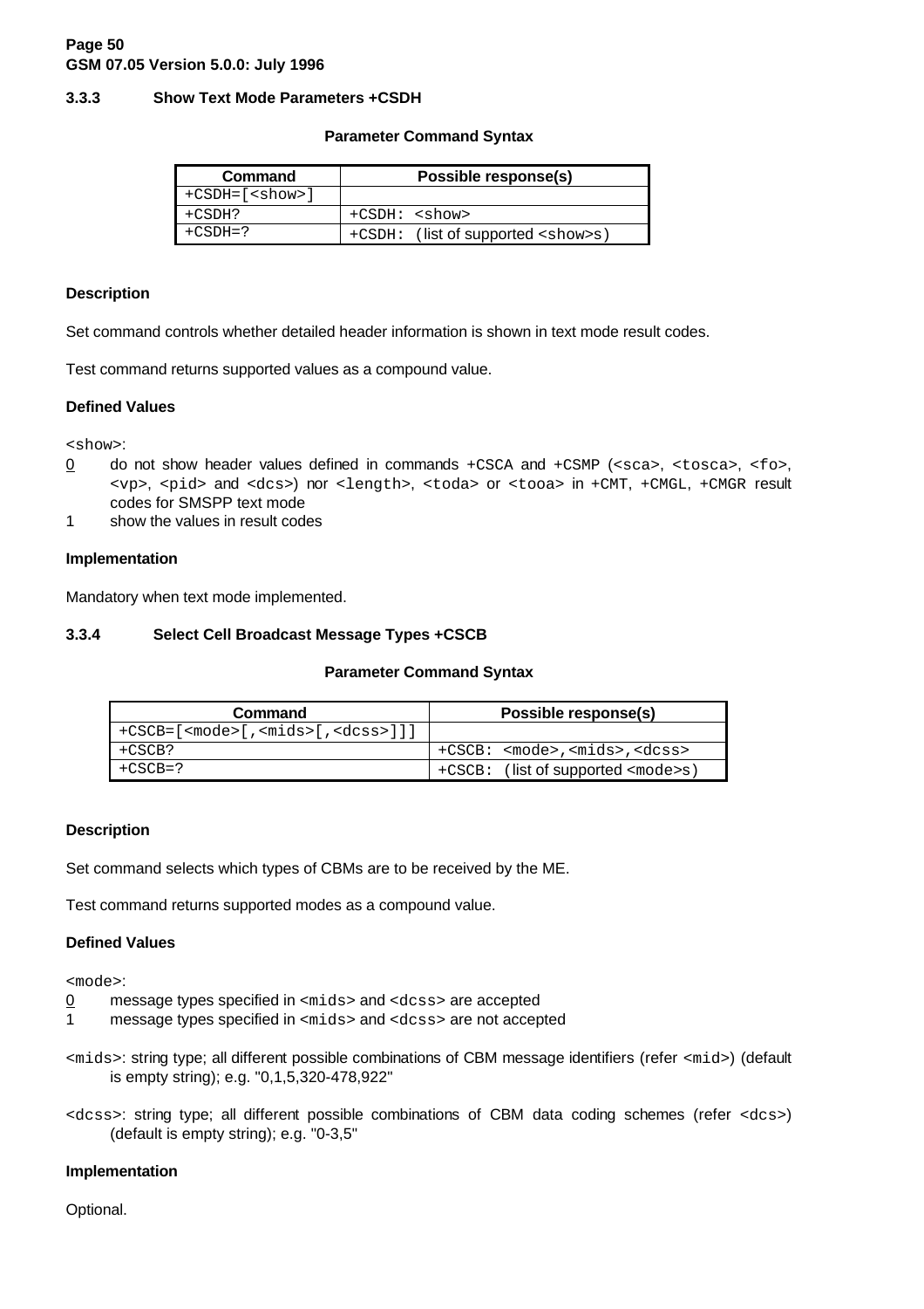### 3.3.3 Show Text Mode Parameters +CSDH

**Parameter Command Syntax**

| Command | Possible response(s) |
|---|---|
| +CSDH=[<show>] | |
| +CSDH? | +CSDH: <show> |
| +CSDH=? | +CSDH: (list of supported <show>s) |

**Description**

Set command controls whether detailed header information is shown in text mode result codes.

Test command returns supported values as a compound value.

**Defined Values**

<show>:

<u>0</u> do not show header values defined in commands +CSCA and +CSMP (<sca>, <tosca>, <fo>, <vp>, <pid> and <dcs>) nor <length>, <toda> or <tooa> in +CMT, +CMGL, +CMGR result codes for SMSPP text mode

1 show the values in result codes

**Implementation**

Mandatory when text mode implemented.

### 3.3.4 Select Cell Broadcast Message Types +CSCB

**Parameter Command Syntax**

| Command | Possible response(s) |
|---|---|
| +CSCB=[<mode>[,<mids>[,<dcss>]]] | |
| +CSCB? | +CSCB: <mode>,<mids>,<dcss> |
| +CSCB=? | +CSCB: (list of supported <mode>s) |

**Description**

Set command selects which types of CBMs are to be received by the ME.

Test command returns supported modes as a compound value.

**Defined Values**

<mode>:

<u>0</u> message types specified in <mids> and <dcss> are accepted

1 message types specified in <mids> and <dcss> are not accepted

<mids>: string type; all different possible combinations of CBM message identifiers (refer <mid>) (default is empty string); e.g. "0,1,5,320-478,922"

<dcss>: string type; all different possible combinations of CBM data coding schemes (refer <dcs>) (default is empty string); e.g. "0-3,5"

**Implementation**

Optional.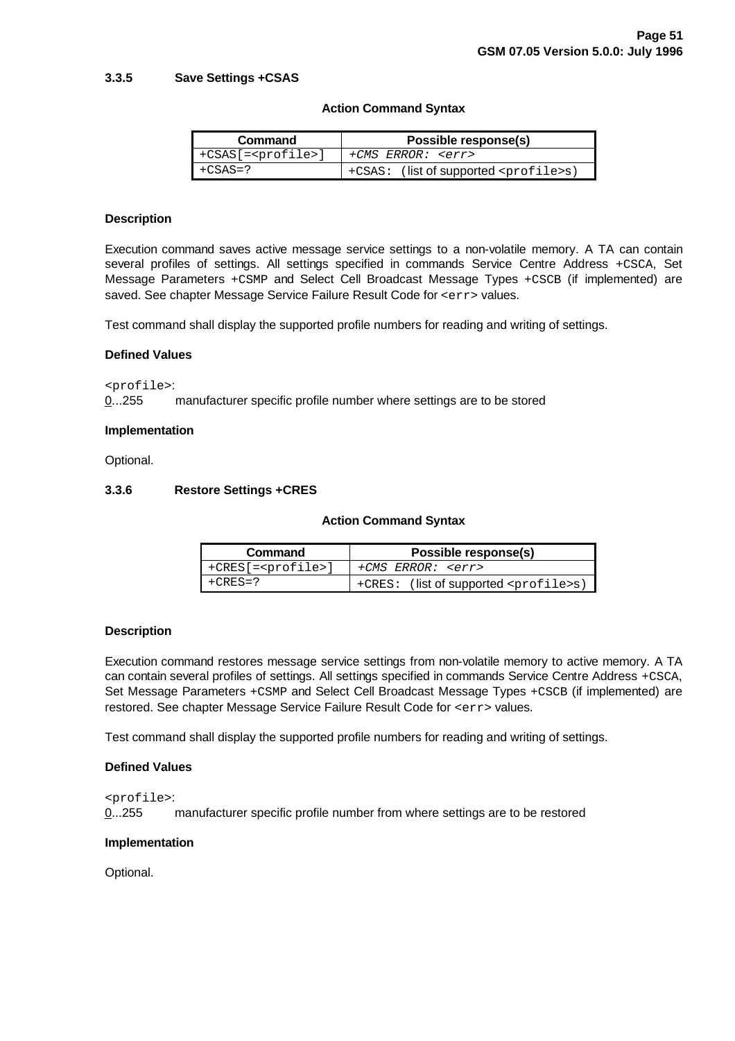### 3.3.5 Save Settings +CSAS

**Action Command Syntax**

| Command | Possible response(s) |
|---|---|
| +CSAS[=<profile>] | *+CMS ERROR: <err>* |
| +CSAS=? | +CSAS: (list of supported <profile>s) |

**Description**

Execution command saves active message service settings to a non-volatile memory. A TA can contain several profiles of settings. All settings specified in commands Service Centre Address +CSCA, Set Message Parameters +CSMP and Select Cell Broadcast Message Types +CSCB (if implemented) are saved. See chapter Message Service Failure Result Code for <err> values.

Test command shall display the supported profile numbers for reading and writing of settings.

**Defined Values**

<profile>:
0...255 manufacturer specific profile number where settings are to be stored

**Implementation**

Optional.

### 3.3.6 Restore Settings +CRES

**Action Command Syntax**

| Command | Possible response(s) |
|---|---|
| +CRES[=<profile>] | *+CMS ERROR: <err>* |
| +CRES=? | +CRES: (list of supported <profile>s) |

**Description**

Execution command restores message service settings from non-volatile memory to active memory. A TA can contain several profiles of settings. All settings specified in commands Service Centre Address +CSCA, Set Message Parameters +CSMP and Select Cell Broadcast Message Types +CSCB (if implemented) are restored. See chapter Message Service Failure Result Code for <err> values.

Test command shall display the supported profile numbers for reading and writing of settings.

**Defined Values**

<profile>:
0...255 manufacturer specific profile number from where settings are to be restored

**Implementation**

Optional.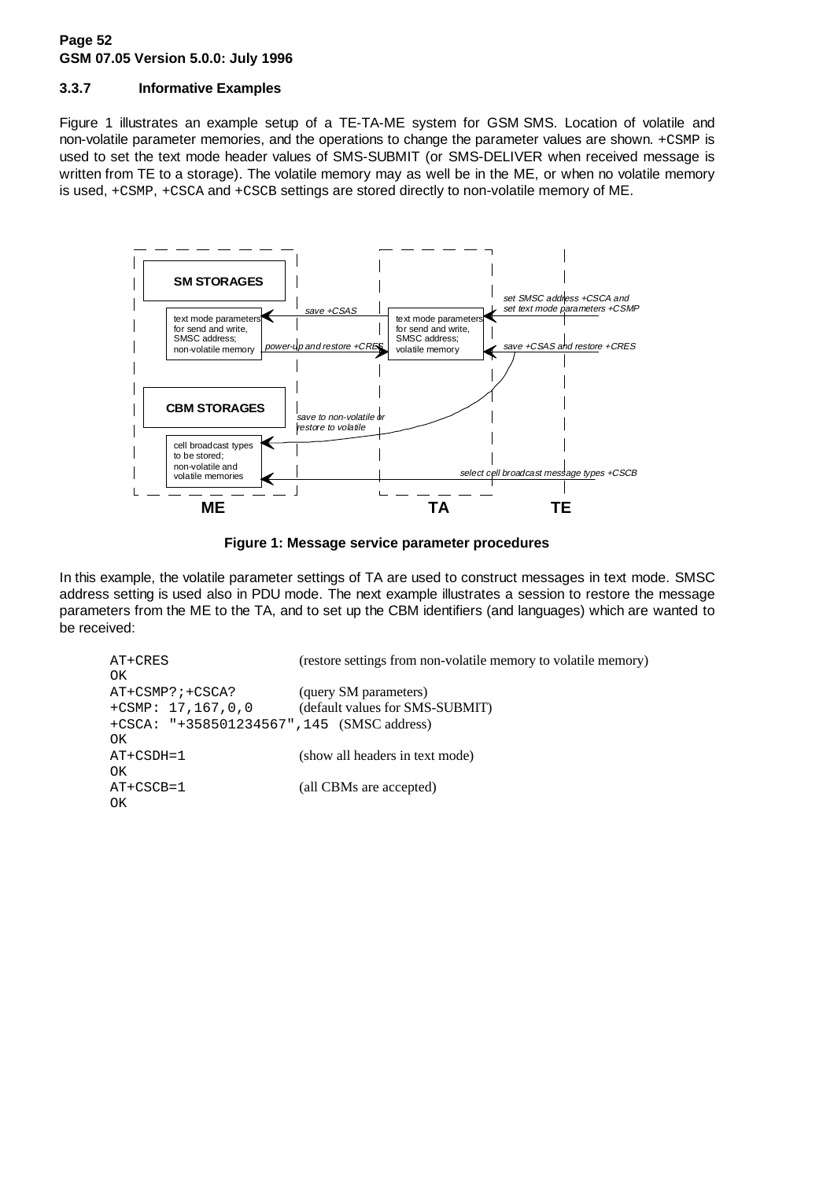### 3.3.7 Informative Examples

Figure 1 illustrates an example setup of a TE-TA-ME system for GSM SMS. Location of volatile and non-volatile parameter memories, and the operations to change the parameter values are shown. +CSMP is used to set the text mode header values of SMS-SUBMIT (or SMS-DELIVER when received message is written from TE to a storage). The volatile memory may as well be in the ME, or when no volatile memory is used, +CSMP, +CSCA and +CSCB settings are stored directly to non-volatile memory of ME.

**Figure 1: Message service parameter procedures**

In this example, the volatile parameter settings of TA are used to construct messages in text mode. SMSC address setting is used also in PDU mode. The next example illustrates a session to restore the message parameters from the ME to the TA, and to set up the CBM identifiers (and languages) which are wanted to be received:

```
AT+CRES                (restore settings from non-volatile memory to volatile memory)
OK
AT+CSMP?;+CSCA?        (query SM parameters)
+CSMP: 17,167,0,0      (default values for SMS-SUBMIT)
+CSCA: "+358501234567",145  (SMSC address)
OK
AT+CSDH=1              (show all headers in text mode)
OK
AT+CSCB=1              (all CBMs are accepted)
OK
```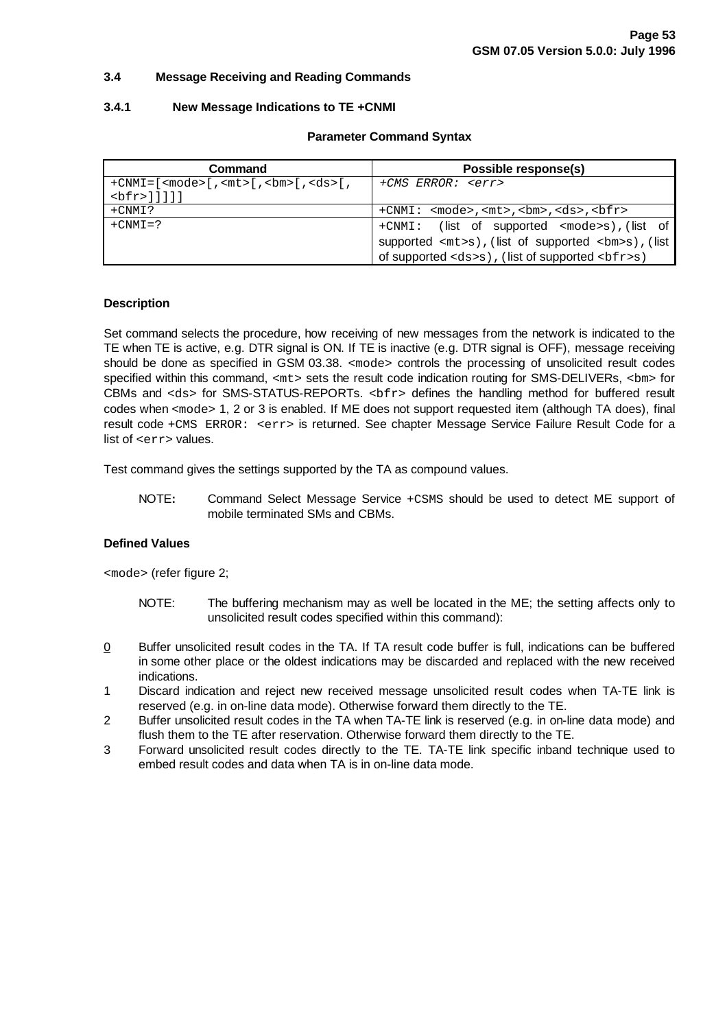### 3.4 Message Receiving and Reading Commands

#### 3.4.1 New Message Indications to TE +CNMI

**Parameter Command Syntax**

| Command | Possible response(s) |
|---|---|
| `+CNMI=[<mode>[,<mt>[,<bm>[,<ds>[,<bfr>]]]]]` | *+CMS ERROR: <err>* |
| `+CNMI?` | `+CNMI: <mode>,<mt>,<bm>,<ds>,<bfr>` |
| `+CNMI=?` | `+CNMI:` (list of supported `<mode>`s),(list of supported `<mt>`s),(list of supported `<bm>`s),(list of supported `<ds>`s),(list of supported `<bfr>`s) |

**Description**

Set command selects the procedure, how receiving of new messages from the network is indicated to the TE when TE is active, e.g. DTR signal is ON. If TE is inactive (e.g. DTR signal is OFF), message receiving should be done as specified in GSM 03.38. `<mode>` controls the processing of unsolicited result codes specified within this command, `<mt>` sets the result code indication routing for SMS-DELIVERs, `<bm>` for CBMs and `<ds>` for SMS-STATUS-REPORTs. `<bfr>` defines the handling method for buffered result codes when `<mode>` 1, 2 or 3 is enabled. If ME does not support requested item (although TA does), final result code `+CMS ERROR: <err>` is returned. See chapter Message Service Failure Result Code for a list of `<err>` values.

Test command gives the settings supported by the TA as compound values.

NOTE**:** Command Select Message Service `+CSMS` should be used to detect ME support of mobile terminated SMs and CBMs.

**Defined Values**

`<mode>` (refer figure 2;

NOTE: The buffering mechanism may as well be located in the ME; the setting affects only to unsolicited result codes specified within this command):

- <u>0</u> Buffer unsolicited result codes in the TA. If TA result code buffer is full, indications can be buffered in some other place or the oldest indications may be discarded and replaced with the new received indications.
- 1 Discard indication and reject new received message unsolicited result codes when TA-TE link is reserved (e.g. in on-line data mode). Otherwise forward them directly to the TE.
- 2 Buffer unsolicited result codes in the TA when TA-TE link is reserved (e.g. in on-line data mode) and flush them to the TE after reservation. Otherwise forward them directly to the TE.
- 3 Forward unsolicited result codes directly to the TE. TA-TE link specific inband technique used to embed result codes and data when TA is in on-line data mode.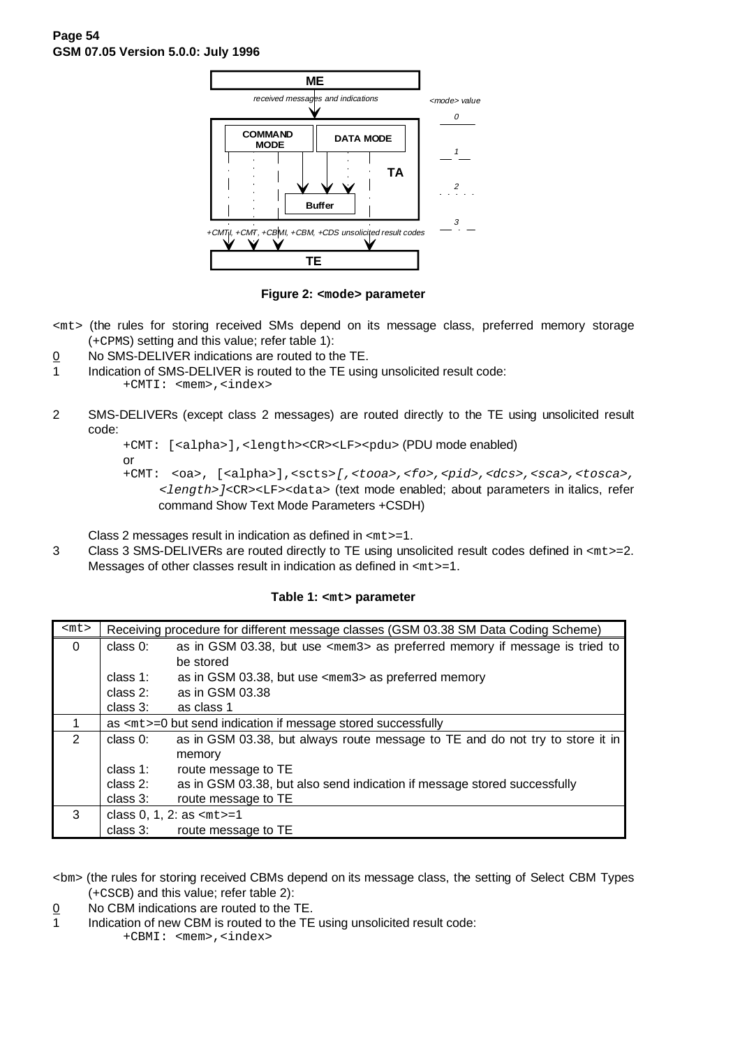ME

received messages and indications

<mode> value

0

COMMAND MODE

DATA MODE

1

TA

2

Buffer

3

+CMTI, +CMT, +CBMI, +CBM, +CDS unsolicited result codes

TE

**Figure 2: <mode> parameter**

<mt> (the rules for storing received SMs depend on its message class, preferred memory storage (+CPMS) setting and this value; refer table 1):

0 No SMS-DELIVER indications are routed to the TE.

1 Indication of SMS-DELIVER is routed to the TE using unsolicited result code:
`+CMTI: <mem>,<index>`

2 SMS-DELIVERs (except class 2 messages) are routed directly to the TE using unsolicited result code:
`+CMT: [<alpha>],<length><CR><LF><pdu>` (PDU mode enabled)
or
`+CMT: <oa>, [<alpha>],<scts>`*`[,<tooa>,<fo>,<pid>,<dcs>,<sca>,<tosca>, <length>]`*`<CR><LF><data>` (text mode enabled; about parameters in italics, refer command Show Text Mode Parameters +CSDH)

Class 2 messages result in indication as defined in <mt>=1.

3 Class 3 SMS-DELIVERs are routed directly to TE using unsolicited result codes defined in <mt>=2. Messages of other classes result in indication as defined in <mt>=1.

**Table 1: <mt> parameter**

| <mt> | Receiving procedure for different message classes (GSM 03.38 SM Data Coding Scheme) |
|---|---|
| 0 | class 0: as in GSM 03.38, but use <mem3> as preferred memory if message is tried to be stored |
| | class 1: as in GSM 03.38, but use <mem3> as preferred memory |
| | class 2: as in GSM 03.38 |
| | class 3: as class 1 |
| 1 | as <mt>=0 but send indication if message stored successfully |
| 2 | class 0: as in GSM 03.38, but always route message to TE and do not try to store it in memory |
| | class 1: route message to TE |
| | class 2: as in GSM 03.38, but also send indication if message stored successfully |
| | class 3: route message to TE |
| 3 | class 0, 1, 2: as <mt>=1 |
| | class 3: route message to TE |

<bm> (the rules for storing received CBMs depend on its message class, the setting of Select CBM Types (+CSCB) and this value; refer table 2):

0 No CBM indications are routed to the TE.

1 Indication of new CBM is routed to the TE using unsolicited result code:
`+CBMI: <mem>,<index>`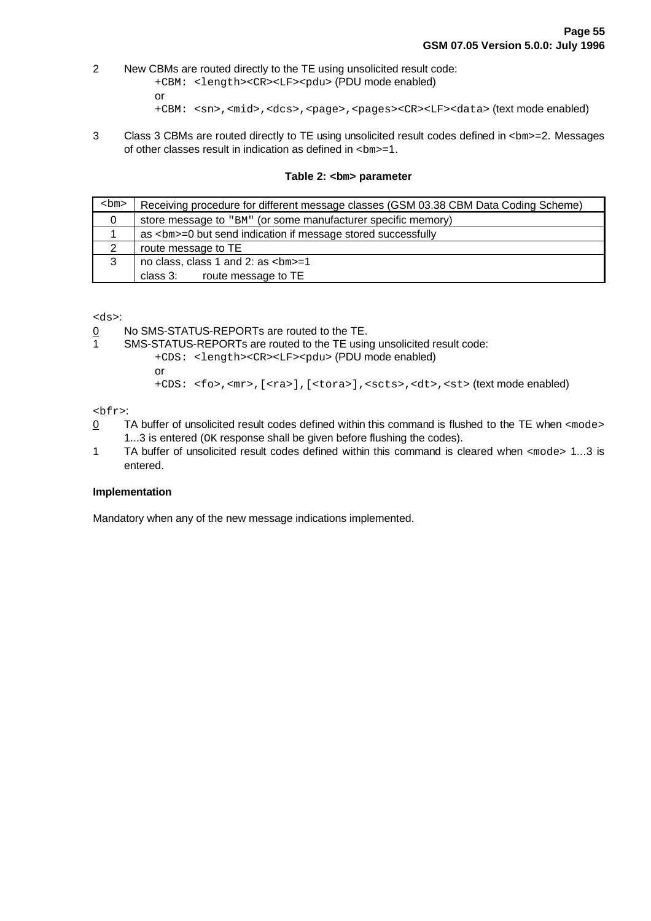2 New CBMs are routed directly to the TE using unsolicited result code:
    `+CBM: <length><CR><LF><pdu>` (PDU mode enabled)
    or
    `+CBM: <sn>,<mid>,<dcs>,<page>,<pages><CR><LF><data>` (text mode enabled)

3 Class 3 CBMs are routed directly to TE using unsolicited result codes defined in `<bm>=2`. Messages of other classes result in indication as defined in `<bm>=1`.

**Table 2: <bm> parameter**

| <bm> | Receiving procedure for different message classes (GSM 03.38 CBM Data Coding Scheme) |
|---|---|
| 0 | store message to "BM" (or some manufacturer specific memory) |
| 1 | as <bm>=0 but send indication if message stored successfully |
| 2 | route message to TE |
| 3 | no class, class 1 and 2: as <bm>=1<br>class 3: route message to TE |

`<ds>`:

0 No SMS-STATUS-REPORTs are routed to the TE.

1 SMS-STATUS-REPORTs are routed to the TE using unsolicited result code:
    `+CDS: <length><CR><LF><pdu>` (PDU mode enabled)
    or
    `+CDS: <fo>,<mr>,[<ra>],[<tora>],<scts>,<dt>,<st>` (text mode enabled)

`<bfr>`:

0 TA buffer of unsolicited result codes defined within this command is flushed to the TE when `<mode>` 1...3 is entered (`OK` response shall be given before flushing the codes).

1 TA buffer of unsolicited result codes defined within this command is cleared when `<mode>` 1...3 is entered.

**Implementation**

Mandatory when any of the new message indications implemented.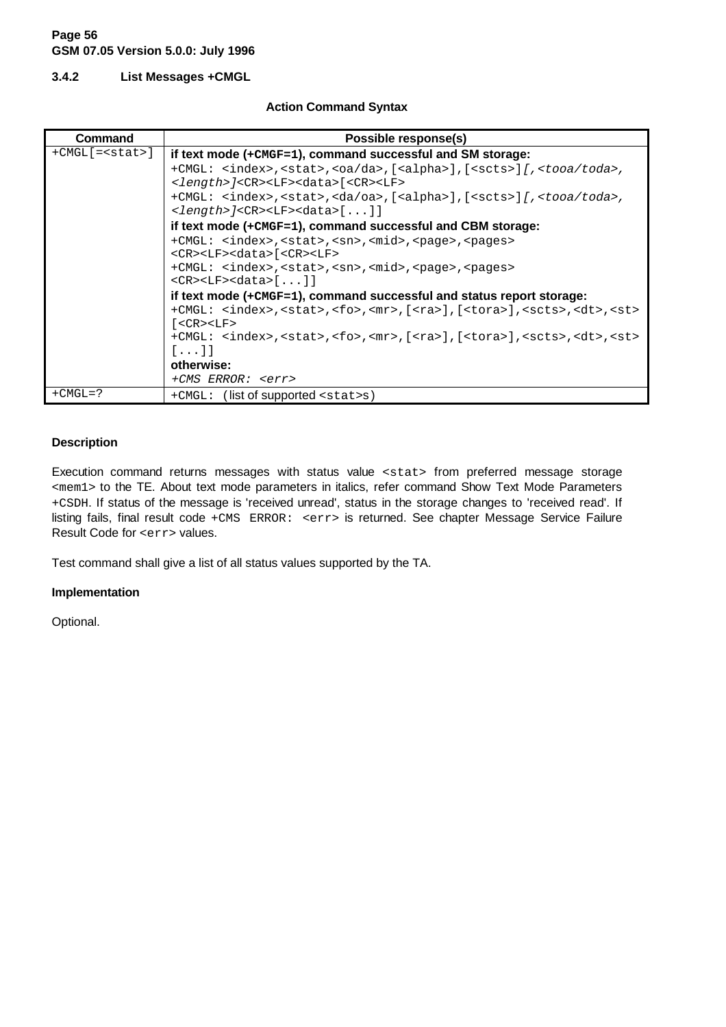### 3.4.2 List Messages +CMGL

**Action Command Syntax**

| Command | Possible response(s) |
|---|---|
| +CMGL[=<stat>] | **if text mode (+CMGF=1), command successful and SM storage:**<br>+CMGL: <index>,<stat>,<oa/da>,[<alpha>],[<scts>]*[,<tooa/toda>,<length>]*<CR><LF><data>[<CR><LF><br>+CMGL: <index>,<stat>,<da/oa>,[<alpha>],[<scts>]*[,<tooa/toda>,<length>]*<CR><LF><data>[...]]<br>**if text mode (+CMGF=1), command successful and CBM storage:**<br>+CMGL: <index>,<stat>,<sn>,<mid>,<page>,<pages><CR><LF><data>[<CR><LF><br>+CMGL: <index>,<stat>,<sn>,<mid>,<page>,<pages><CR><LF><data>[...]]<br>**if text mode (+CMGF=1), command successful and status report storage:**<br>+CMGL: <index>,<stat>,<fo>,<mr>,[<ra>],[<tora>],<scts>,<dt>,<st>[<CR><LF><br>+CMGL: <index>,<stat>,<fo>,<mr>,[<ra>],[<tora>],<scts>,<dt>,<st>[...]]<br>**otherwise:**<br>*+CMS ERROR: <err>* |
| +CMGL=? | +CMGL: (list of supported <stat>s) |

**Description**

Execution command returns messages with status value <stat> from preferred message storage <mem1> to the TE. About text mode parameters in italics, refer command Show Text Mode Parameters +CSDH. If status of the message is 'received unread', status in the storage changes to 'received read'. If listing fails, final result code +CMS ERROR: <err> is returned. See chapter Message Service Failure Result Code for <err> values.

Test command shall give a list of all status values supported by the TA.

**Implementation**

Optional.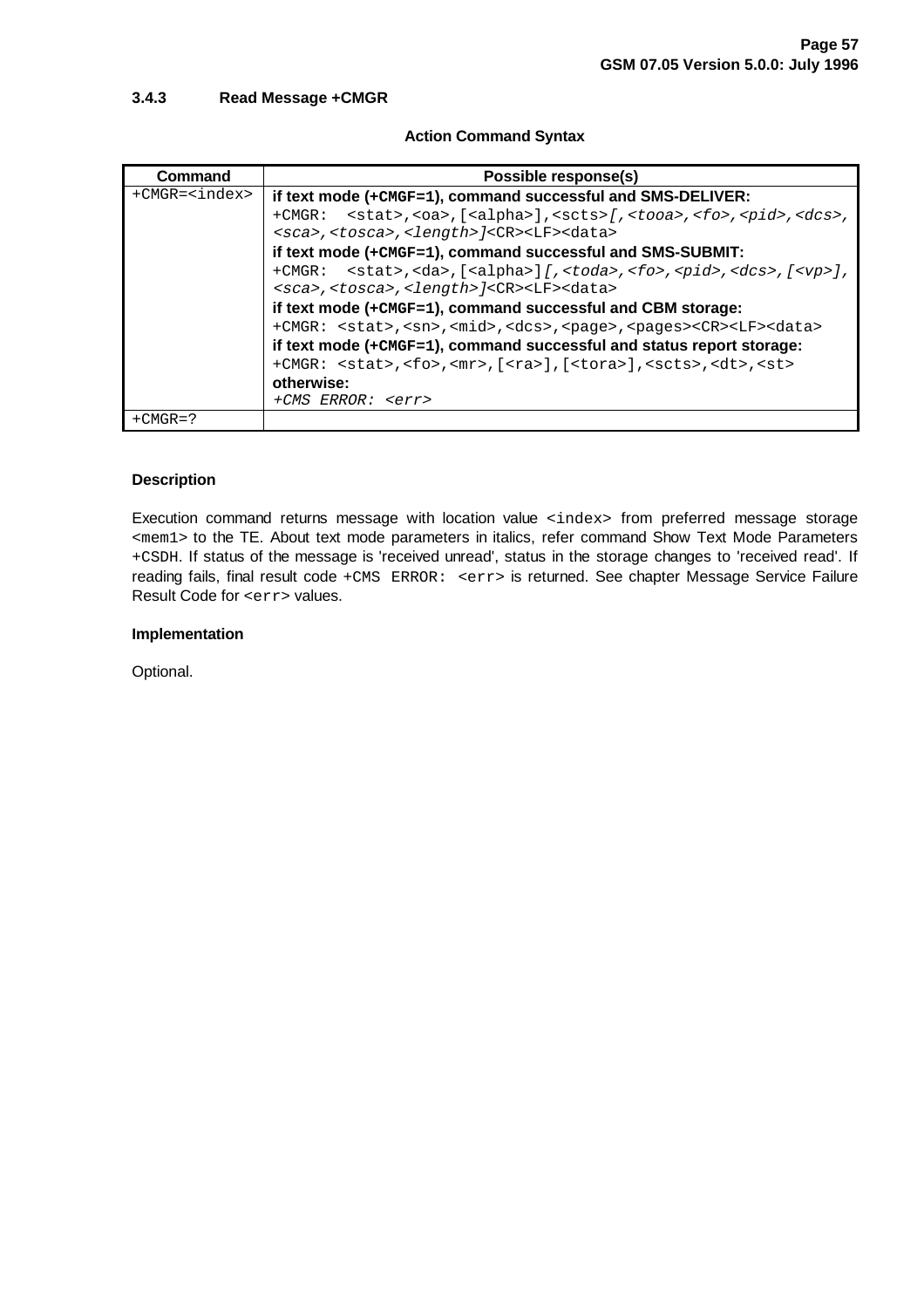### 3.4.3 Read Message +CMGR

**Action Command Syntax**

| Command | Possible response(s) |
|---|---|
| +CMGR=<index> | **if text mode (+CMGF=1), command successful and SMS-DELIVER:**<br>+CMGR: <stat>,<oa>,[<alpha>],<scts>*[,<tooa>,<fo>,<pid>,<dcs>,<sca>,<tosca>,<length>]*<CR><LF><data><br>**if text mode (+CMGF=1), command successful and SMS-SUBMIT:**<br>+CMGR: <stat>,<da>,[<alpha>]*[,<toda>,<fo>,<pid>,<dcs>,[<vp>],<sca>,<tosca>,<length>]*<CR><LF><data><br>**if text mode (+CMGF=1), command successful and CBM storage:**<br>+CMGR: <stat>,<sn>,<mid>,<dcs>,<page>,<pages><CR><LF><data><br>**if text mode (+CMGF=1), command successful and status report storage:**<br>+CMGR: <stat>,<fo>,<mr>,[<ra>],[<tora>],<scts>,<dt>,<st><br>**otherwise:**<br>*+CMS ERROR: <err>* |
| +CMGR=? | |

**Description**

Execution command returns message with location value <index> from preferred message storage <mem1> to the TE. About text mode parameters in italics, refer command Show Text Mode Parameters +CSDH. If status of the message is 'received unread', status in the storage changes to 'received read'. If reading fails, final result code +CMS ERROR: <err> is returned. See chapter Message Service Failure Result Code for <err> values.

**Implementation**

Optional.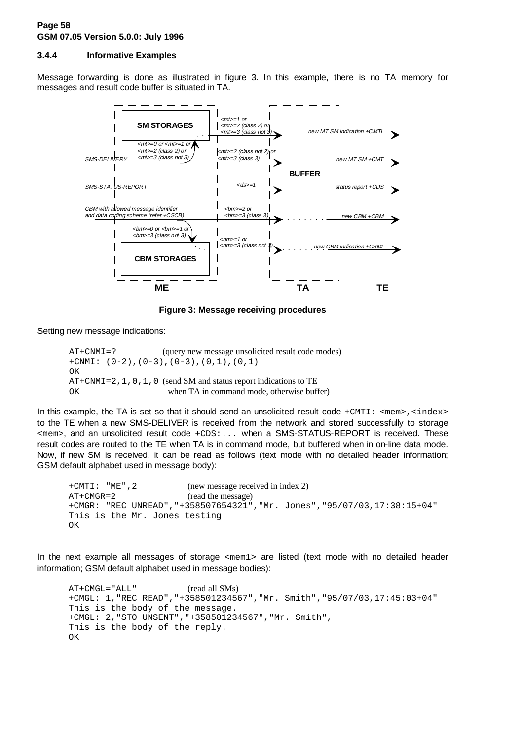### 3.4.4 Informative Examples

Message forwarding is done as illustrated in figure 3. In this example, there is no TA memory for messages and result code buffer is situated in TA.

**Figure 3: Message receiving procedures**

Setting new message indications:

```
AT+CNMI=?            (query new message unsolicited result code modes)
+CNMI: (0-2),(0-3),(0-3),(0,1),(0,1)
OK
AT+CNMI=2,1,0,1,0  (send SM and status report indications to TE
OK                    when TA in command mode, otherwise buffer)
```

In this example, the TA is set so that it should send an unsolicited result code `+CMTI: <mem>,<index>` to the TE when a new SMS-DELIVER is received from the network and stored successfully to storage `<mem>`, and an unsolicited result code `+CDS:...` when a SMS-STATUS-REPORT is received. These result codes are routed to the TE when TA is in command mode, but buffered when in on-line data mode. Now, if new SM is received, it can be read as follows (text mode with no detailed header information; GSM default alphabet used in message body):

```
+CMTI: "ME",2          (new message received in index 2)
AT+CMGR=2              (read the message)
+CMGR: "REC UNREAD","+358507654321","Mr. Jones","95/07/03,17:38:15+04"
This is the Mr. Jones testing
OK
```

In the next example all messages of storage `<mem1>` are listed (text mode with no detailed header information; GSM default alphabet used in message bodies):

```
AT+CMGL="ALL"          (read all SMs)
+CMGL: 1,"REC READ","+358501234567","Mr. Smith","95/07/03,17:45:03+04"
This is the body of the message.
+CMGL: 2,"STO UNSENT","+358501234567","Mr. Smith",
This is the body of the reply.
OK
```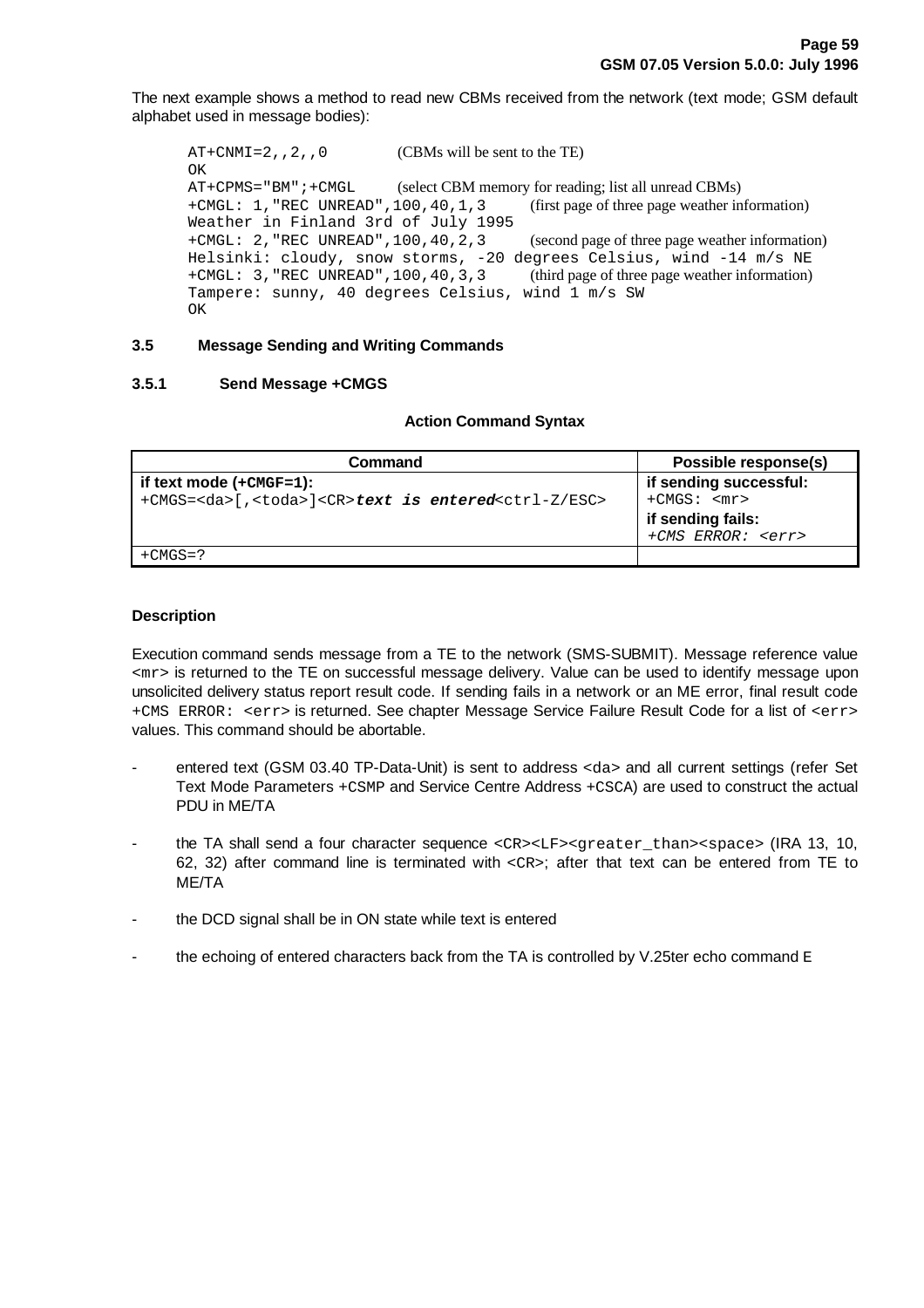The next example shows a method to read new CBMs received from the network (text mode; GSM default alphabet used in message bodies):

```
AT+CNMI=2,,2,,0          (CBMs will be sent to the TE)
OK
AT+CPMS="BM";+CMGL       (select CBM memory for reading; list all unread CBMs)
+CMGL: 1,"REC UNREAD",100,40,1,3       (first page of three page weather information)
Weather in Finland 3rd of July 1995
+CMGL: 2,"REC UNREAD",100,40,2,3       (second page of three page weather information)
Helsinki: cloudy, snow storms, -20 degrees Celsius, wind -14 m/s NE
+CMGL: 3,"REC UNREAD",100,40,3,3       (third page of three page weather information)
Tampere: sunny, 40 degrees Celsius, wind 1 m/s SW
OK
```

## 3.5 Message Sending and Writing Commands

### 3.5.1 Send Message +CMGS

**Action Command Syntax**

| Command | Possible response(s) |
| --- | --- |
| **if text mode (+CMGF=1):** +CMGS=<da>[,<toda>]<CR>***text is entered***<ctrl-Z/ESC> | **if sending successful:** +CMGS: <mr> **if sending fails:** *+CMS ERROR: <err>* |
| +CMGS=? | |

**Description**

Execution command sends message from a TE to the network (SMS-SUBMIT). Message reference value <mr> is returned to the TE on successful message delivery. Value can be used to identify message upon unsolicited delivery status report result code. If sending fails in a network or an ME error, final result code +CMS ERROR: <err> is returned. See chapter Message Service Failure Result Code for a list of <err> values. This command should be abortable.

- entered text (GSM 03.40 TP-Data-Unit) is sent to address <da> and all current settings (refer Set Text Mode Parameters +CSMP and Service Centre Address +CSCA) are used to construct the actual PDU in ME/TA
- the TA shall send a four character sequence <CR><LF><greater_than><space> (IRA 13, 10, 62, 32) after command line is terminated with <CR>; after that text can be entered from TE to ME/TA
- the DCD signal shall be in ON state while text is entered
- the echoing of entered characters back from the TA is controlled by V.25ter echo command E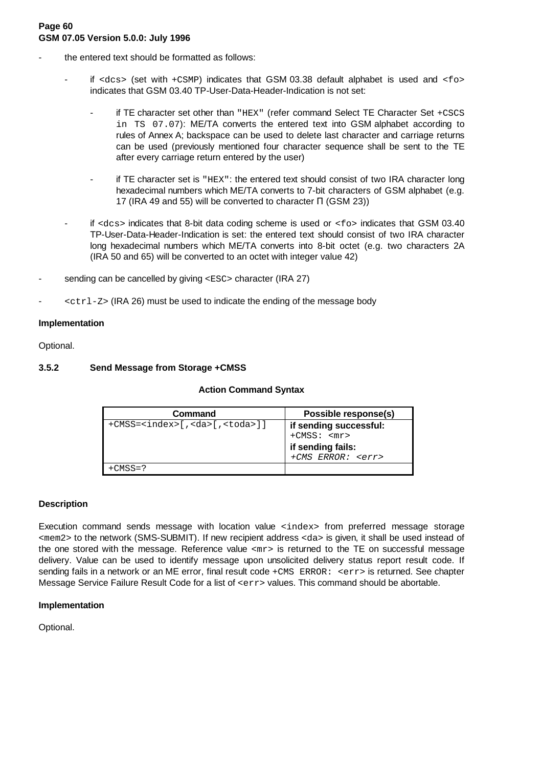- the entered text should be formatted as follows:

  - if `<dcs>` (set with `+CSMP`) indicates that GSM 03.38 default alphabet is used and `<fo>` indicates that GSM 03.40 TP-User-Data-Header-Indication is not set:

    - if TE character set other than `"HEX"` (refer command Select TE Character Set `+CSCS in TS 07.07`): ME/TA converts the entered text into GSM alphabet according to rules of Annex A; backspace can be used to delete last character and carriage returns can be used (previously mentioned four character sequence shall be sent to the TE after every carriage return entered by the user)

    - if TE character set is `"HEX"`: the entered text should consist of two IRA character long hexadecimal numbers which ME/TA converts to 7-bit characters of GSM alphabet (e.g. 17 (IRA 49 and 55) will be converted to character Π (GSM 23))

  - if `<dcs>` indicates that 8-bit data coding scheme is used or `<fo>` indicates that GSM 03.40 TP-User-Data-Header-Indication is set: the entered text should consist of two IRA character long hexadecimal numbers which ME/TA converts into 8-bit octet (e.g. two characters 2A (IRA 50 and 65) will be converted to an octet with integer value 42)

- sending can be cancelled by giving `<ESC>` character (IRA 27)

- `<ctrl-Z>` (IRA 26) must be used to indicate the ending of the message body

**Implementation**

Optional.

### 3.5.2 Send Message from Storage +CMSS

**Action Command Syntax**

| Command | Possible response(s) |
|---|---|
| `+CMSS=<index>[,<da>[,<toda>]]` | **if sending successful:**<br>`+CMSS: <mr>`<br>**if sending fails:**<br>*`+CMS ERROR: <err>`* |
| `+CMSS=?` | |

**Description**

Execution command sends message with location value `<index>` from preferred message storage `<mem2>` to the network (SMS-SUBMIT). If new recipient address `<da>` is given, it shall be used instead of the one stored with the message. Reference value `<mr>` is returned to the TE on successful message delivery. Value can be used to identify message upon unsolicited delivery status report result code. If sending fails in a network or an ME error, final result code `+CMS ERROR: <err>` is returned. See chapter Message Service Failure Result Code for a list of `<err>` values. This command should be abortable.

**Implementation**

Optional.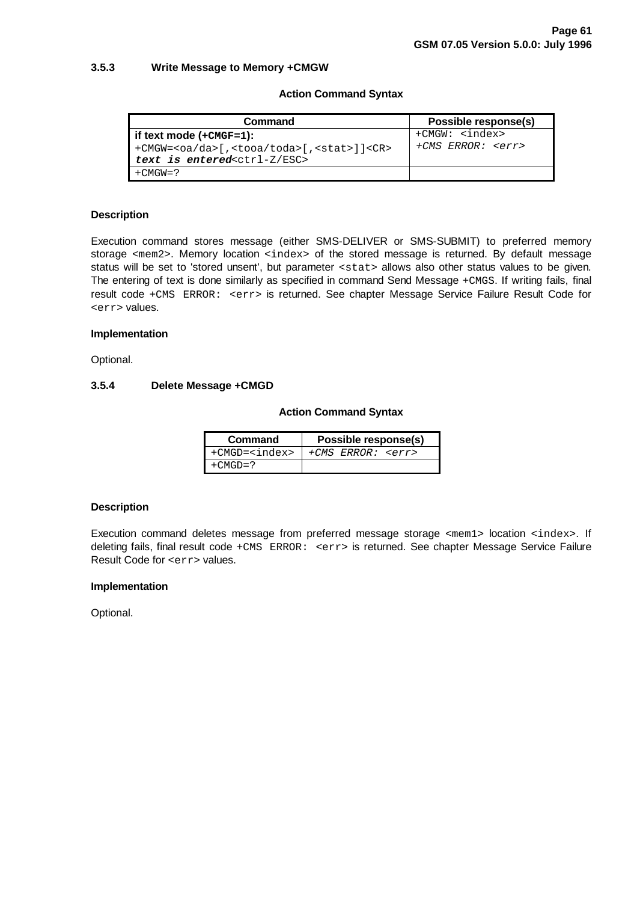### 3.5.3 Write Message to Memory +CMGW

**Action Command Syntax**

| Command | Possible response(s) |
|---|---|
| **if text mode (+CMGF=1):**<br>+CMGW=<oa/da>[,<tooa/toda>[,<stat>]]<CR><br>***text is entered***<ctrl-Z/ESC> | +CMGW: <index><br>*+CMS ERROR: <err>* |
| +CMGW=? | |

**Description**

Execution command stores message (either SMS-DELIVER or SMS-SUBMIT) to preferred memory storage <mem2>. Memory location <index> of the stored message is returned. By default message status will be set to 'stored unsent', but parameter <stat> allows also other status values to be given. The entering of text is done similarly as specified in command Send Message +CMGS. If writing fails, final result code +CMS ERROR: <err> is returned. See chapter Message Service Failure Result Code for <err> values.

**Implementation**

Optional.

### 3.5.4 Delete Message +CMGD

**Action Command Syntax**

| Command | Possible response(s) |
|---|---|
| +CMGD=<index> | *+CMS ERROR: <err>* |
| +CMGD=? | |

**Description**

Execution command deletes message from preferred message storage <mem1> location <index>. If deleting fails, final result code +CMS ERROR: <err> is returned. See chapter Message Service Failure Result Code for <err> values.

**Implementation**

Optional.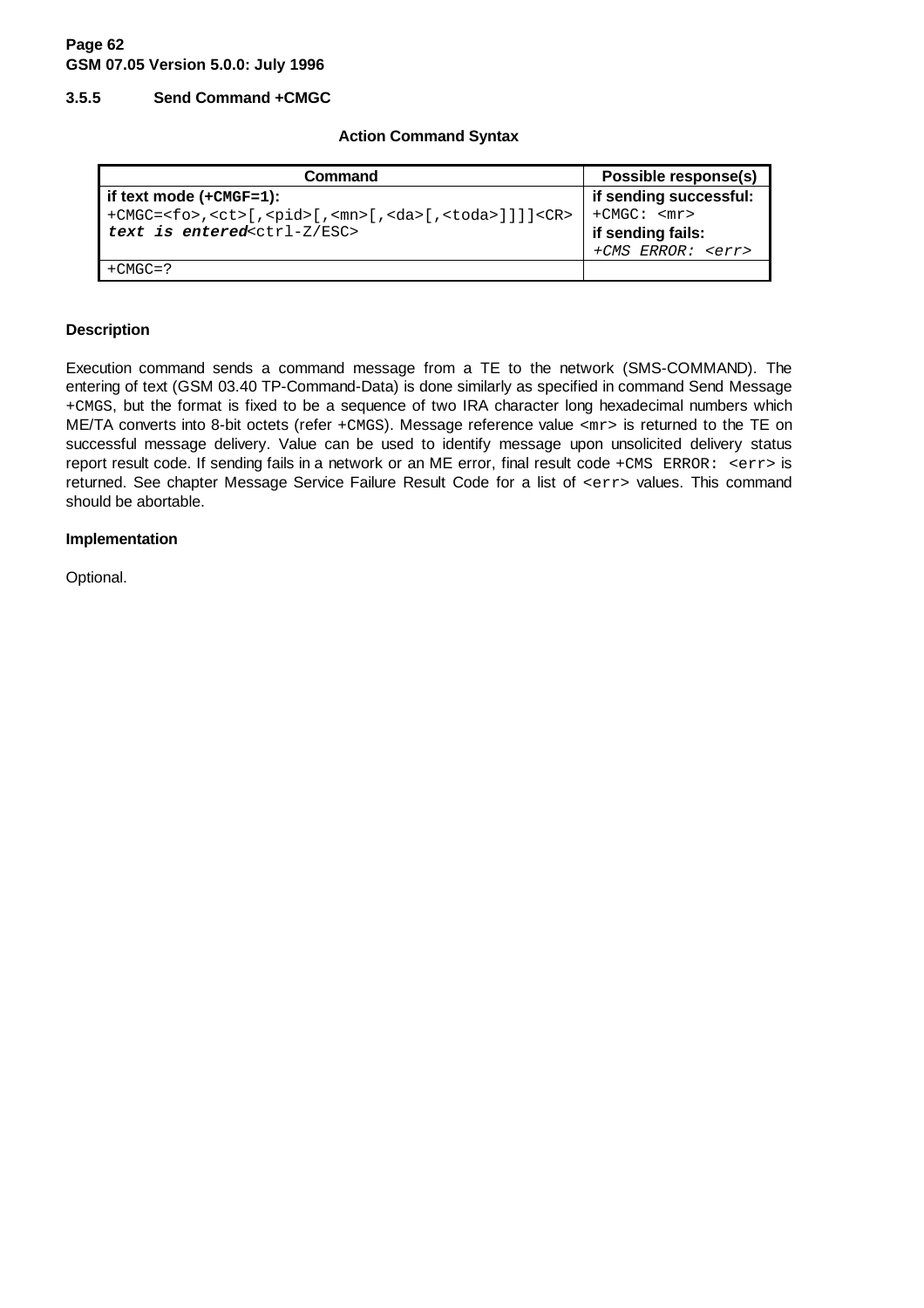### 3.5.5 Send Command +CMGC

**Action Command Syntax**

| Command | Possible response(s) |
|---|---|
| **if text mode (+CMGF=1):**<br>+CMGC=<fo>,<ct>[,<pid>[,<mn>[,<da>[,<toda>]]]]<CR><br>***text is entered***<ctrl-Z/ESC> | **if sending successful:**<br>+CMGC: <mr><br>**if sending fails:**<br>*+CMS ERROR: <err>* |
| +CMGC=? | |

**Description**

Execution command sends a command message from a TE to the network (SMS-COMMAND). The entering of text (GSM 03.40 TP-Command-Data) is done similarly as specified in command Send Message +CMGS, but the format is fixed to be a sequence of two IRA character long hexadecimal numbers which ME/TA converts into 8-bit octets (refer +CMGS). Message reference value <mr> is returned to the TE on successful message delivery. Value can be used to identify message upon unsolicited delivery status report result code. If sending fails in a network or an ME error, final result code +CMS ERROR: <err> is returned. See chapter Message Service Failure Result Code for a list of <err> values. This command should be abortable.

**Implementation**

Optional.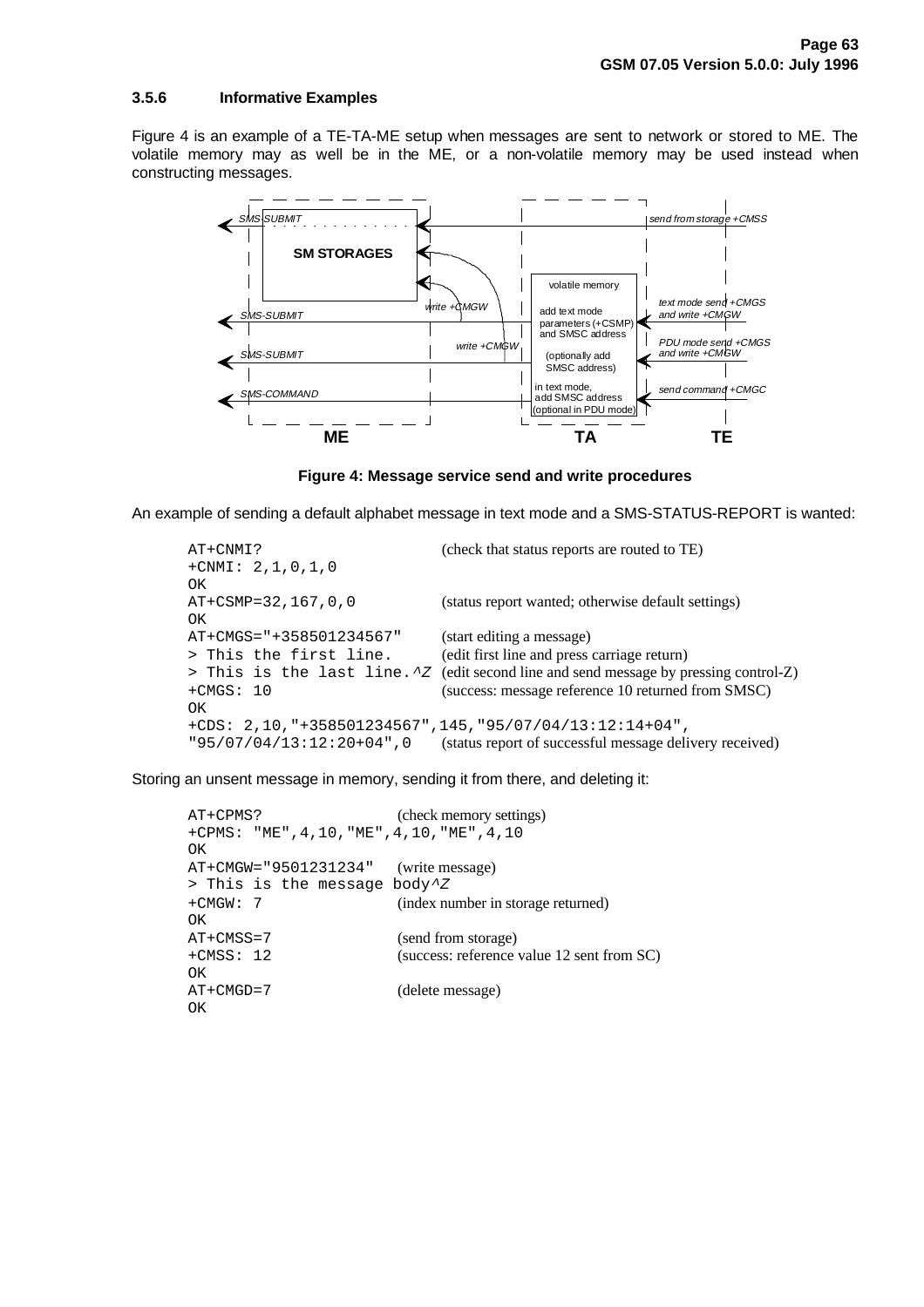### 3.5.6 Informative Examples

Figure 4 is an example of a TE-TA-ME setup when messages are sent to network or stored to ME. The volatile memory may as well be in the ME, or a non-volatile memory may be used instead when constructing messages.

SMS-SUBMIT
SM STORAGES
write +CMGW
write +CMGW
SMS-SUBMIT
SMS-SUBMIT
SMS-COMMAND
volatile memory
add text mode parameters (+CSMP) and SMSC address
(optionally add SMSC address)
in text mode, add SMSC address (optional in PDU mode)
send from storage +CMSS
text mode send +CMGS and write +CMGW
PDU mode send +CMGS and write +CMGW
send command +CMGC
ME
TA
TE

**Figure 4: Message service send and write procedures**

An example of sending a default alphabet message in text mode and a SMS-STATUS-REPORT is wanted:

```
AT+CNMI?                        (check that status reports are routed to TE)
+CNMI: 2,1,0,1,0
OK
AT+CSMP=32,167,0,0              (status report wanted; otherwise default settings)
OK
AT+CMGS="+358501234567"         (start editing a message)
> This the first line.          (edit first line and press carriage return)
> This is the last line.^Z      (edit second line and send message by pressing control-Z)
+CMGS: 10                       (success: message reference 10 returned from SMSC)
OK
+CDS: 2,10,"+358501234567",145,"95/07/04/13:12:14+04",
"95/07/04/13:12:20+04",0        (status report of successful message delivery received)
```

Storing an unsent message in memory, sending it from there, and deleting it:

```
AT+CPMS?                  (check memory settings)
+CPMS: "ME",4,10,"ME",4,10,"ME",4,10
OK
AT+CMGW="9501231234"      (write message)
> This is the message body^Z
+CMGW: 7                  (index number in storage returned)
OK
AT+CMSS=7                 (send from storage)
+CMSS: 12                 (success: reference value 12 sent from SC)
OK
AT+CMGD=7                 (delete message)
OK
```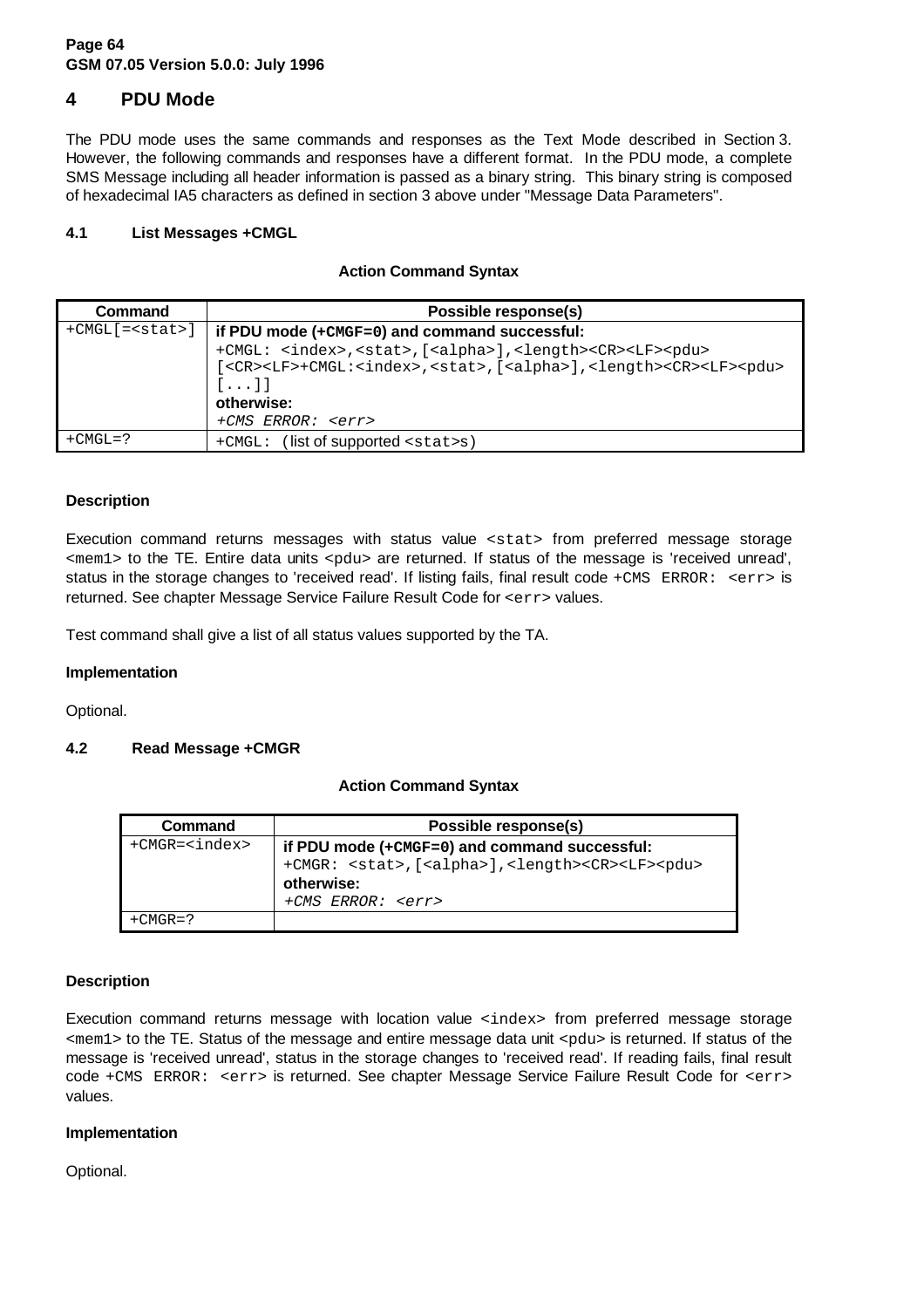# 4 PDU Mode

The PDU mode uses the same commands and responses as the Text Mode described in Section 3. However, the following commands and responses have a different format. In the PDU mode, a complete SMS Message including all header information is passed as a binary string. This binary string is composed of hexadecimal IA5 characters as defined in section 3 above under "Message Data Parameters".

## 4.1 List Messages +CMGL

**Action Command Syntax**

| Command | Possible response(s) |
|---|---|
| `+CMGL[=<stat>]` | **if PDU mode (`+CMGF=0`) and command successful:**<br>`+CMGL: <index>,<stat>,[<alpha>],<length><CR><LF><pdu>`<br>`[<CR><LF>+CMGL:<index>,<stat>,[<alpha>],<length><CR><LF><pdu>`<br>`[...]]`<br>**otherwise:**<br>*`+CMS ERROR: <err>`* |
| `+CMGL=?` | `+CMGL:` (list of supported `<stat>`s) |

**Description**

Execution command returns messages with status value `<stat>` from preferred message storage `<mem1>` to the TE. Entire data units `<pdu>` are returned. If status of the message is 'received unread', status in the storage changes to 'received read'. If listing fails, final result code `+CMS ERROR: <err>` is returned. See chapter Message Service Failure Result Code for `<err>` values.

Test command shall give a list of all status values supported by the TA.

**Implementation**

Optional.

## 4.2 Read Message +CMGR

**Action Command Syntax**

| Command | Possible response(s) |
|---|---|
| `+CMGR=<index>` | **if PDU mode (`+CMGF=0`) and command successful:**<br>`+CMGR: <stat>,[<alpha>],<length><CR><LF><pdu>`<br>**otherwise:**<br>*`+CMS ERROR: <err>`* |
| `+CMGR=?` | |

**Description**

Execution command returns message with location value `<index>` from preferred message storage `<mem1>` to the TE. Status of the message and entire message data unit `<pdu>` is returned. If status of the message is 'received unread', status in the storage changes to 'received read'. If reading fails, final result code `+CMS ERROR: <err>` is returned. See chapter Message Service Failure Result Code for `<err>` values.

**Implementation**

Optional.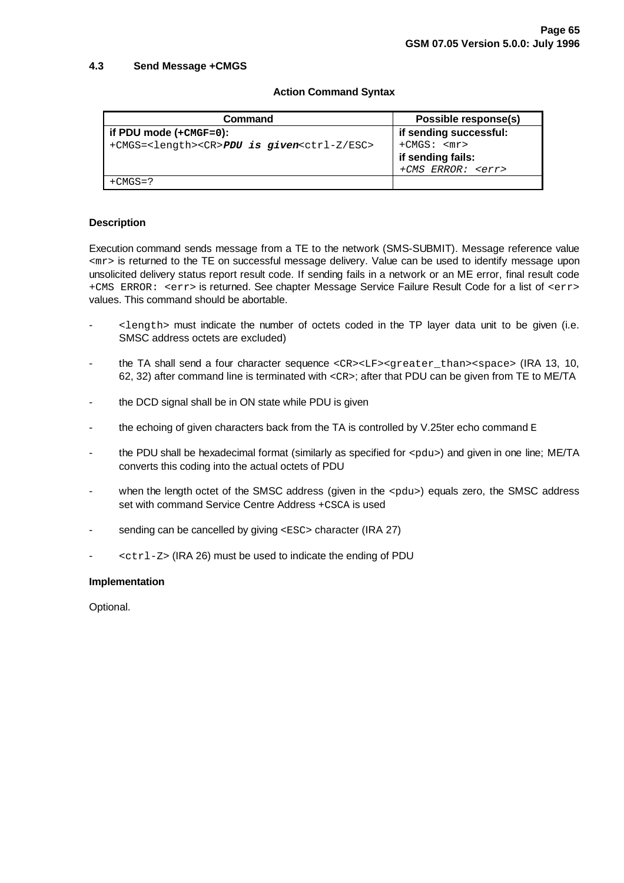### 4.3 Send Message +CMGS

**Action Command Syntax**

| Command | Possible response(s) |
|---|---|
| **if PDU mode (+CMGF=0):**<br>+CMGS=<length><CR>***PDU is given***<ctrl-Z/ESC> | **if sending successful:**<br>+CMGS: <mr><br>**if sending fails:**<br>*+CMS ERROR: <err>* |
| +CMGS=? | |

**Description**

Execution command sends message from a TE to the network (SMS-SUBMIT). Message reference value <mr> is returned to the TE on successful message delivery. Value can be used to identify message upon unsolicited delivery status report result code. If sending fails in a network or an ME error, final result code +CMS ERROR: <err> is returned. See chapter Message Service Failure Result Code for a list of <err> values. This command should be abortable.

- <length> must indicate the number of octets coded in the TP layer data unit to be given (i.e. SMSC address octets are excluded)
- the TA shall send a four character sequence <CR><LF><greater_than><space> (IRA 13, 10, 62, 32) after command line is terminated with <CR>; after that PDU can be given from TE to ME/TA
- the DCD signal shall be in ON state while PDU is given
- the echoing of given characters back from the TA is controlled by V.25ter echo command E
- the PDU shall be hexadecimal format (similarly as specified for <pdu>) and given in one line; ME/TA converts this coding into the actual octets of PDU
- when the length octet of the SMSC address (given in the <pdu>) equals zero, the SMSC address set with command Service Centre Address +CSCA is used
- sending can be cancelled by giving <ESC> character (IRA 27)
- <ctrl-Z> (IRA 26) must be used to indicate the ending of PDU

**Implementation**

Optional.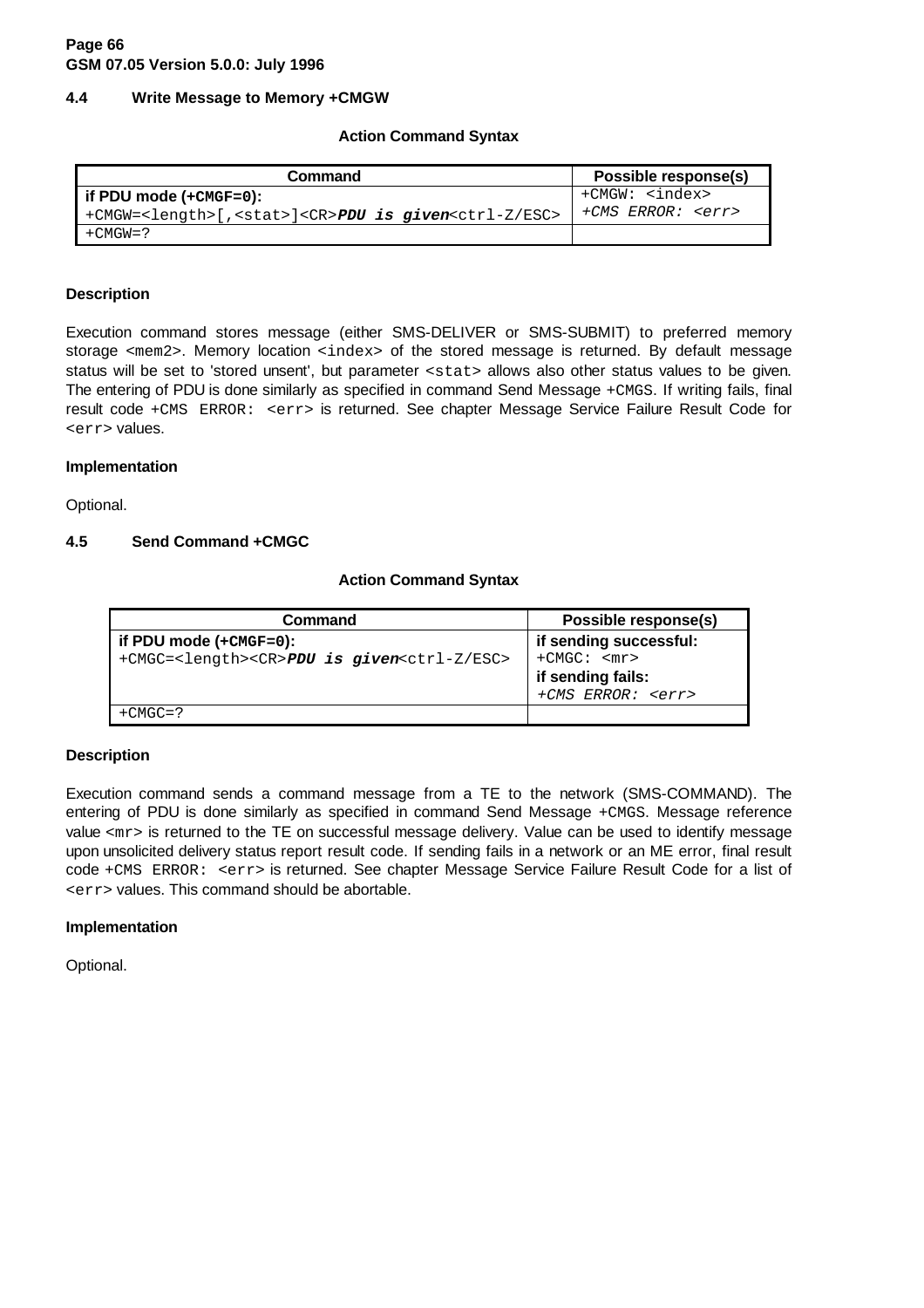### 4.4 Write Message to Memory +CMGW

**Action Command Syntax**

| Command | Possible response(s) |
|---|---|
| **if PDU mode (+CMGF=0):**<br>+CMGW=<length>[,<stat>]<CR>***PDU is given***<ctrl-Z/ESC> | +CMGW: <index><br>*+CMS ERROR: <err>* |
| +CMGW=? | |

**Description**

Execution command stores message (either SMS-DELIVER or SMS-SUBMIT) to preferred memory storage <mem2>. Memory location <index> of the stored message is returned. By default message status will be set to 'stored unsent', but parameter <stat> allows also other status values to be given. The entering of PDU is done similarly as specified in command Send Message +CMGS. If writing fails, final result code +CMS ERROR: <err> is returned. See chapter Message Service Failure Result Code for <err> values.

**Implementation**

Optional.

### 4.5 Send Command +CMGC

**Action Command Syntax**

| Command | Possible response(s) |
|---|---|
| **if PDU mode (+CMGF=0):**<br>+CMGC=<length><CR>***PDU is given***<ctrl-Z/ESC> | **if sending successful:**<br>+CMGC: <mr><br>**if sending fails:**<br>*+CMS ERROR: <err>* |
| +CMGC=? | |

**Description**

Execution command sends a command message from a TE to the network (SMS-COMMAND). The entering of PDU is done similarly as specified in command Send Message +CMGS. Message reference value <mr> is returned to the TE on successful message delivery. Value can be used to identify message upon unsolicited delivery status report result code. If sending fails in a network or an ME error, final result code +CMS ERROR: <err> is returned. See chapter Message Service Failure Result Code for a list of <err> values. This command should be abortable.

**Implementation**

Optional.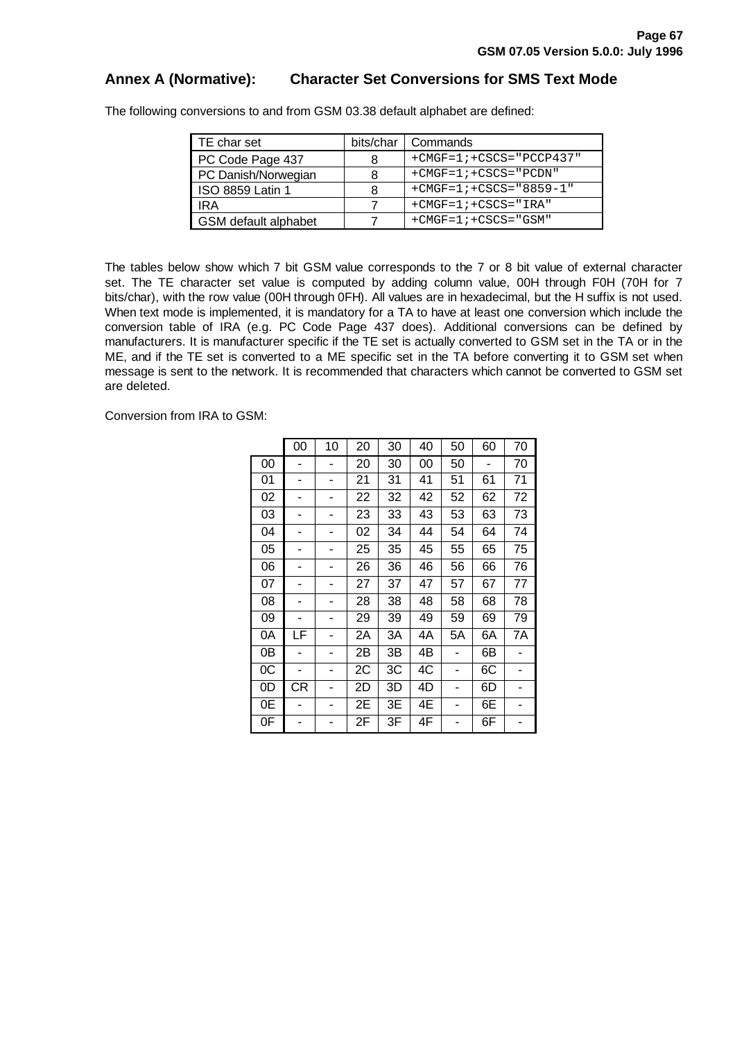## Annex A (Normative): Character Set Conversions for SMS Text Mode

The following conversions to and from GSM 03.38 default alphabet are defined:

| TE char set | bits/char | Commands |
|---|---|---|
| PC Code Page 437 | 8 | `+CMGF=1;+CSCS="PCCP437"` |
| PC Danish/Norwegian | 8 | `+CMGF=1;+CSCS="PCDN"` |
| ISO 8859 Latin 1 | 8 | `+CMGF=1;+CSCS="8859-1"` |
| IRA | 7 | `+CMGF=1;+CSCS="IRA"` |
| GSM default alphabet | 7 | `+CMGF=1;+CSCS="GSM"` |

The tables below show which 7 bit GSM value corresponds to the 7 or 8 bit value of external character set. The TE character set value is computed by adding column value, 00H through F0H (70H for 7 bits/char), with the row value (00H through 0FH). All values are in hexadecimal, but the H suffix is not used. When text mode is implemented, it is mandatory for a TA to have at least one conversion which include the conversion table of IRA (e.g. PC Code Page 437 does). Additional conversions can be defined by manufacturers. It is manufacturer specific if the TE set is actually converted to GSM set in the TA or in the ME, and if the TE set is converted to a ME specific set in the TA before converting it to GSM set when message is sent to the network. It is recommended that characters which cannot be converted to GSM set are deleted.

Conversion from IRA to GSM:

| | 00 | 10 | 20 | 30 | 40 | 50 | 60 | 70 |
|---|---|---|---|---|---|---|---|---|
| 00 | - | - | 20 | 30 | 00 | 50 | - | 70 |
| 01 | - | - | 21 | 31 | 41 | 51 | 61 | 71 |
| 02 | - | - | 22 | 32 | 42 | 52 | 62 | 72 |
| 03 | - | - | 23 | 33 | 43 | 53 | 63 | 73 |
| 04 | - | - | 02 | 34 | 44 | 54 | 64 | 74 |
| 05 | - | - | 25 | 35 | 45 | 55 | 65 | 75 |
| 06 | - | - | 26 | 36 | 46 | 56 | 66 | 76 |
| 07 | - | - | 27 | 37 | 47 | 57 | 67 | 77 |
| 08 | - | - | 28 | 38 | 48 | 58 | 68 | 78 |
| 09 | - | - | 29 | 39 | 49 | 59 | 69 | 79 |
| 0A | LF | - | 2A | 3A | 4A | 5A | 6A | 7A |
| 0B | - | - | 2B | 3B | 4B | - | 6B | - |
| 0C | - | - | 2C | 3C | 4C | - | 6C | - |
| 0D | CR | - | 2D | 3D | 4D | - | 6D | - |
| 0E | - | - | 2E | 3E | 4E | - | 6E | - |
| 0F | - | - | 2F | 3F | 4F | - | 6F | - |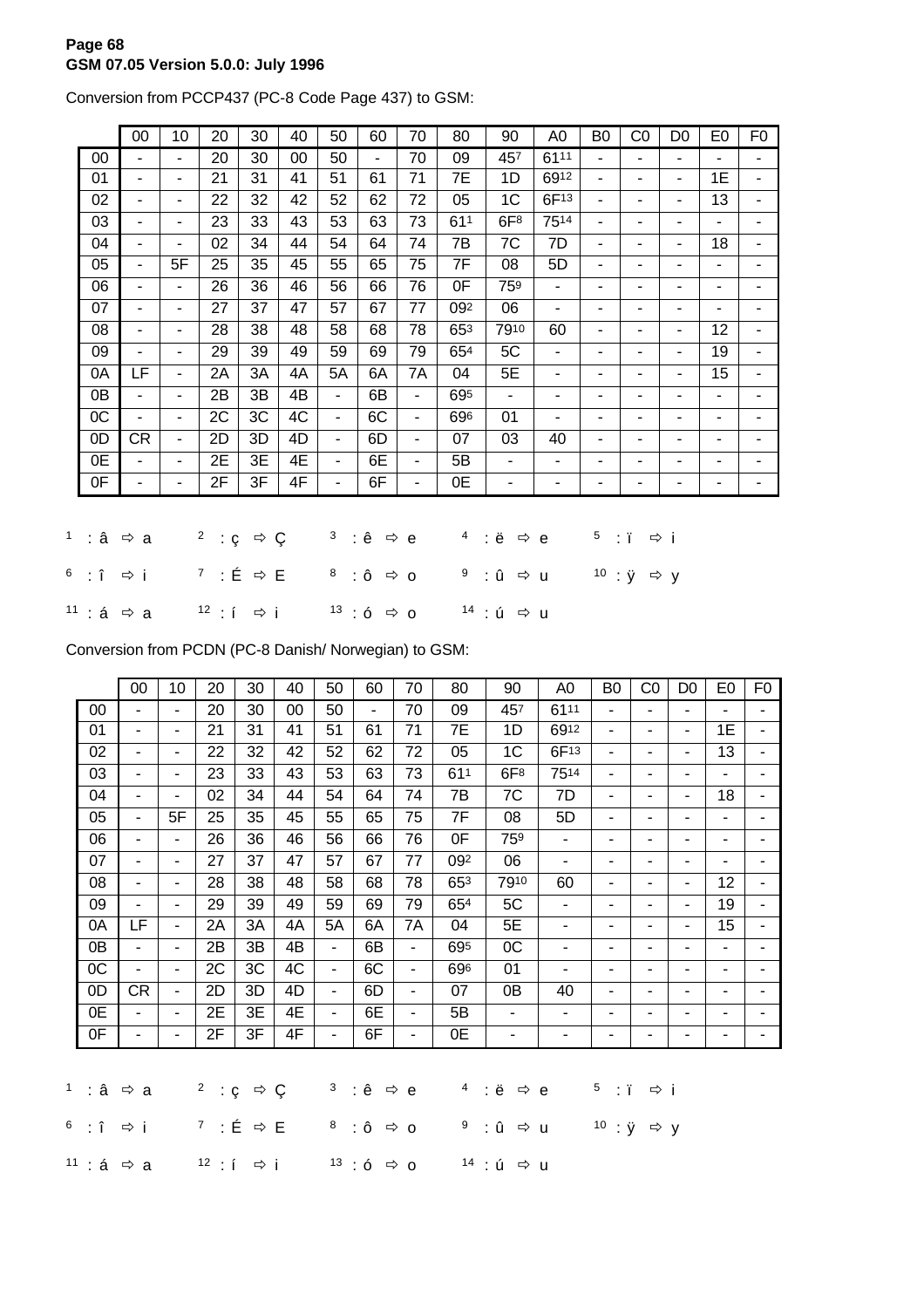Conversion from PCCP437 (PC-8 Code Page 437) to GSM:

| | 00 | 10 | 20 | 30 | 40 | 50 | 60 | 70 | 80 | 90 | A0 | B0 | C0 | D0 | E0 | F0 |
|---|---|---|---|---|---|---|---|---|---|---|---|---|---|---|---|---|
| 00 | - | - | 20 | 30 | 00 | 50 | - | 70 | 09 | 45[7] | 61[11] | - | - | - | - | - |
| 01 | - | - | 21 | 31 | 41 | 51 | 61 | 71 | 7E | 1D | 69[12] | - | - | - | 1E | - |
| 02 | - | - | 22 | 32 | 42 | 52 | 62 | 72 | 05 | 1C | 6F[13] | - | - | - | 13 | - |
| 03 | - | - | 23 | 33 | 43 | 53 | 63 | 73 | 61[1] | 6F[8] | 75[14] | - | - | - | - | - |
| 04 | - | - | 02 | 34 | 44 | 54 | 64 | 74 | 7B | 7C | 7D | - | - | - | 18 | - |
| 05 | - | 5F | 25 | 35 | 45 | 55 | 65 | 75 | 7F | 08 | 5D | - | - | - | - | - |
| 06 | - | - | 26 | 36 | 46 | 56 | 66 | 76 | 0F | 75[9] | - | - | - | - | - | - |
| 07 | - | - | 27 | 37 | 47 | 57 | 67 | 77 | 09[2] | 06 | - | - | - | - | - | - |
| 08 | - | - | 28 | 38 | 48 | 58 | 68 | 78 | 65[3] | 79[10] | 60 | - | - | - | 12 | - |
| 09 | - | - | 29 | 39 | 49 | 59 | 69 | 79 | 65[4] | 5C | - | - | - | - | 19 | - |
| 0A | LF | - | 2A | 3A | 4A | 5A | 6A | 7A | 04 | 5E | - | - | - | - | 15 | - |
| 0B | - | - | 2B | 3B | 4B | - | 6B | - | 69[5] | - | - | - | - | - | - | - |
| 0C | - | - | 2C | 3C | 4C | - | 6C | - | 69[6] | 01 | - | - | - | - | - | - |
| 0D | CR | - | 2D | 3D | 4D | - | 6D | - | 07 | 03 | 40 | - | - | - | - | - |
| 0E | - | - | 2E | 3E | 4E | - | 6E | - | 5B | - | - | - | - | - | - | - |
| 0F | - | - | 2F | 3F | 4F | - | 6F | - | 0E | - | - | - | - | - | - | - |

[1] : â ⇨ a   [2] : ç ⇨ Ç   [3] : ê ⇨ e   [4] : ë ⇨ e   [5] : ï ⇨ i

[6] : î ⇨ i   [7] : É ⇨ E   [8] : ô ⇨ o   [9] : û ⇨ u   [10] : ÿ ⇨ y

[11] : á ⇨ a   [12] : í ⇨ i   [13] : ó ⇨ o   [14] : ú ⇨ u

Conversion from PCDN (PC-8 Danish/ Norwegian) to GSM:

| | 00 | 10 | 20 | 30 | 40 | 50 | 60 | 70 | 80 | 90 | A0 | B0 | C0 | D0 | E0 | F0 |
|---|---|---|---|---|---|---|---|---|---|---|---|---|---|---|---|---|
| 00 | - | - | 20 | 30 | 00 | 50 | - | 70 | 09 | 45[7] | 61[11] | - | - | - | - | - |
| 01 | - | - | 21 | 31 | 41 | 51 | 61 | 71 | 7E | 1D | 69[12] | - | - | - | 1E | - |
| 02 | - | - | 22 | 32 | 42 | 52 | 62 | 72 | 05 | 1C | 6F[13] | - | - | - | 13 | - |
| 03 | - | - | 23 | 33 | 43 | 53 | 63 | 73 | 61[1] | 6F[8] | 75[14] | - | - | - | - | - |
| 04 | - | - | 02 | 34 | 44 | 54 | 64 | 74 | 7B | 7C | 7D | - | - | - | 18 | - |
| 05 | - | 5F | 25 | 35 | 45 | 55 | 65 | 75 | 7F | 08 | 5D | - | - | - | - | - |
| 06 | - | - | 26 | 36 | 46 | 56 | 66 | 76 | 0F | 75[9] | - | - | - | - | - | - |
| 07 | - | - | 27 | 37 | 47 | 57 | 67 | 77 | 09[2] | 06 | - | - | - | - | - | - |
| 08 | - | - | 28 | 38 | 48 | 58 | 68 | 78 | 65[3] | 79[10] | 60 | - | - | - | 12 | - |
| 09 | - | - | 29 | 39 | 49 | 59 | 69 | 79 | 65[4] | 5C | - | - | - | - | 19 | - |
| 0A | LF | - | 2A | 3A | 4A | 5A | 6A | 7A | 04 | 5E | - | - | - | - | 15 | - |
| 0B | - | - | 2B | 3B | 4B | - | 6B | - | 69[5] | 0C | - | - | - | - | - | - |
| 0C | - | - | 2C | 3C | 4C | - | 6C | - | 69[6] | 01 | - | - | - | - | - | - |
| 0D | CR | - | 2D | 3D | 4D | - | 6D | - | 07 | 0B | 40 | - | - | - | - | - |
| 0E | - | - | 2E | 3E | 4E | - | 6E | - | 5B | - | - | - | - | - | - | - |
| 0F | - | - | 2F | 3F | 4F | - | 6F | - | 0E | - | - | - | - | - | - | - |

[1] : â ⇨ a   [2] : ç ⇨ Ç   [3] : ê ⇨ e   [4] : ë ⇨ e   [5] : ï ⇨ i

[6] : î ⇨ i   [7] : É ⇨ E   [8] : ô ⇨ o   [9] : û ⇨ u   [10] : ÿ ⇨ y

[11] : á ⇨ a   [12] : í ⇨ i   [13] : ó ⇨ o   [14] : ú ⇨ u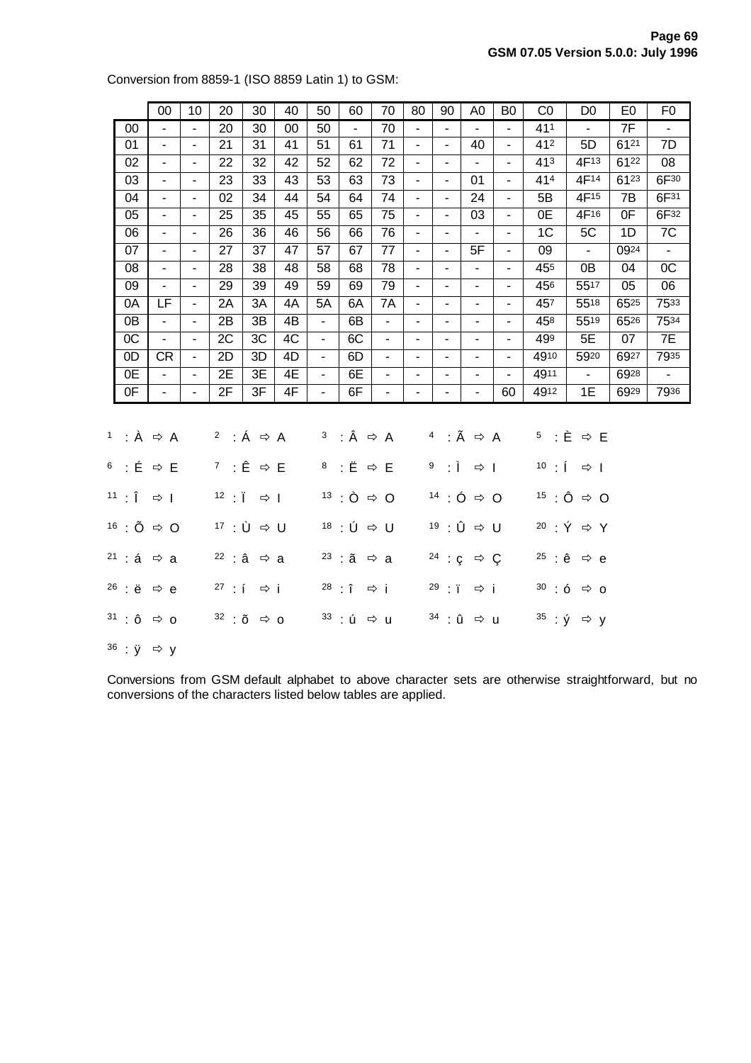Conversion from 8859-1 (ISO 8859 Latin 1) to GSM:

| | 00 | 10 | 20 | 30 | 40 | 50 | 60 | 70 | 80 | 90 | A0 | B0 | C0 | D0 | E0 | F0 |
|---|---|---|---|---|---|---|---|---|---|---|---|---|---|---|---|---|
| 00 | - | - | 20 | 30 | 00 | 50 | - | 70 | - | - | - | - | 41[1] | - | 7F | - |
| 01 | - | - | 21 | 31 | 41 | 51 | 61 | 71 | - | - | 40 | - | 41[2] | 5D | 61[21] | 7D |
| 02 | - | - | 22 | 32 | 42 | 52 | 62 | 72 | - | - | - | - | 41[3] | 4F[13] | 61[22] | 08 |
| 03 | - | - | 23 | 33 | 43 | 53 | 63 | 73 | - | - | 01 | - | 41[4] | 4F[14] | 61[23] | 6F[30] |
| 04 | - | - | 02 | 34 | 44 | 54 | 64 | 74 | - | - | 24 | - | 5B | 4F[15] | 7B | 6F[31] |
| 05 | - | - | 25 | 35 | 45 | 55 | 65 | 75 | - | - | 03 | - | 0E | 4F[16] | 0F | 6F[32] |
| 06 | - | - | 26 | 36 | 46 | 56 | 66 | 76 | - | - | - | - | 1C | 5C | 1D | 7C |
| 07 | - | - | 27 | 37 | 47 | 57 | 67 | 77 | - | - | 5F | - | 09 | - | 09[24] | - |
| 08 | - | - | 28 | 38 | 48 | 58 | 68 | 78 | - | - | - | - | 45[5] | 0B | 04 | 0C |
| 09 | - | - | 29 | 39 | 49 | 59 | 69 | 79 | - | - | - | - | 45[6] | 55[17] | 05 | 06 |
| 0A | LF | - | 2A | 3A | 4A | 5A | 6A | 7A | - | - | - | - | 45[7] | 55[18] | 65[25] | 75[33] |
| 0B | - | - | 2B | 3B | 4B | - | 6B | - | - | - | - | - | 45[8] | 55[19] | 65[26] | 75[34] |
| 0C | - | - | 2C | 3C | 4C | - | 6C | - | - | - | - | - | 49[9] | 5E | 07 | 7E |
| 0D | CR | - | 2D | 3D | 4D | - | 6D | - | - | - | - | - | 49[10] | 59[20] | 69[27] | 79[35] |
| 0E | - | - | 2E | 3E | 4E | - | 6E | - | - | - | - | - | 49[11] | - | 69[28] | - |
| 0F | - | - | 2F | 3F | 4F | - | 6F | - | - | - | - | 60 | 49[12] | 1E | 69[29] | 79[36] |

[1] : À ⇨ A [2] : Á ⇨ A [3] : Â ⇨ A [4] : Ã ⇨ A [5] : È ⇨ E

[6] : É ⇨ E [7] : Ê ⇨ E [8] : Ë ⇨ E [9] : Ì ⇨ I [10] : Í ⇨ I

[11] : Î ⇨ I [12] : Ï ⇨ I [13] : Ò ⇨ O [14] : Ó ⇨ O [15] : Ô ⇨ O

[16] : Õ ⇨ O [17] : Ù ⇨ U [18] : Ú ⇨ U [19] : Û ⇨ U [20] : Ý ⇨ Y

[21] : á ⇨ a [22] : â ⇨ a [23] : ã ⇨ a [24] : ç ⇨ Ç [25] : ê ⇨ e

[26] : ë ⇨ e [27] : í ⇨ i [28] : î ⇨ i [29] : ï ⇨ i [30] : ó ⇨ o

[31] : ô ⇨ o [32] : õ ⇨ o [33] : ú ⇨ u [34] : û ⇨ u [35] : ý ⇨ y

[36] : ÿ ⇨ y

Conversions from GSM default alphabet to above character sets are otherwise straightforward, but no conversions of the characters listed below tables are applied.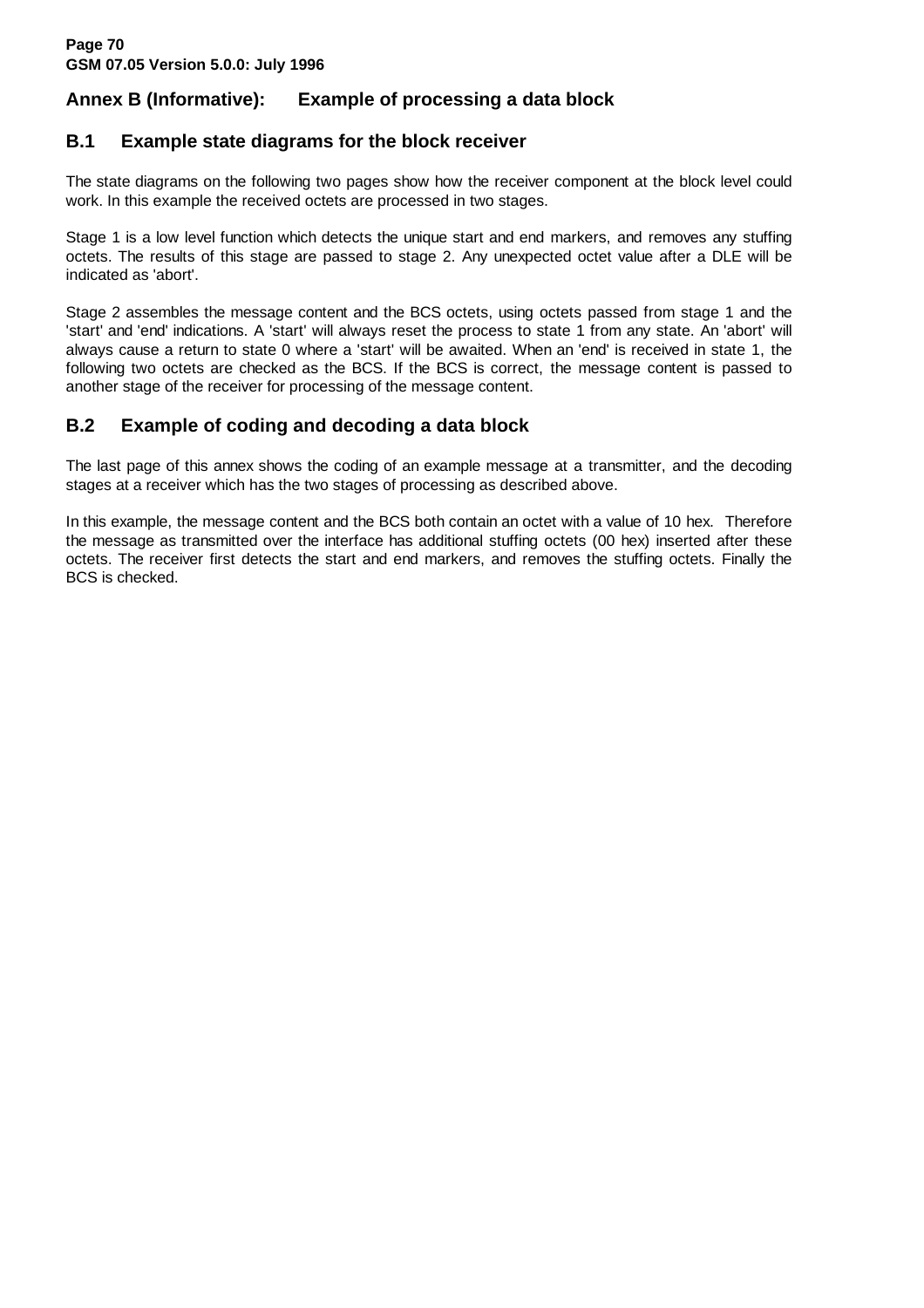# Annex B (Informative): Example of processing a data block

## B.1 Example state diagrams for the block receiver

The state diagrams on the following two pages show how the receiver component at the block level could work. In this example the received octets are processed in two stages.

Stage 1 is a low level function which detects the unique start and end markers, and removes any stuffing octets. The results of this stage are passed to stage 2. Any unexpected octet value after a DLE will be indicated as 'abort'.

Stage 2 assembles the message content and the BCS octets, using octets passed from stage 1 and the 'start' and 'end' indications. A 'start' will always reset the process to state 1 from any state. An 'abort' will always cause a return to state 0 where a 'start' will be awaited. When an 'end' is received in state 1, the following two octets are checked as the BCS. If the BCS is correct, the message content is passed to another stage of the receiver for processing of the message content.

## B.2 Example of coding and decoding a data block

The last page of this annex shows the coding of an example message at a transmitter, and the decoding stages at a receiver which has the two stages of processing as described above.

In this example, the message content and the BCS both contain an octet with a value of 10 hex. Therefore the message as transmitted over the interface has additional stuffing octets (00 hex) inserted after these octets. The receiver first detects the start and end markers, and removes the stuffing octets. Finally the BCS is checked.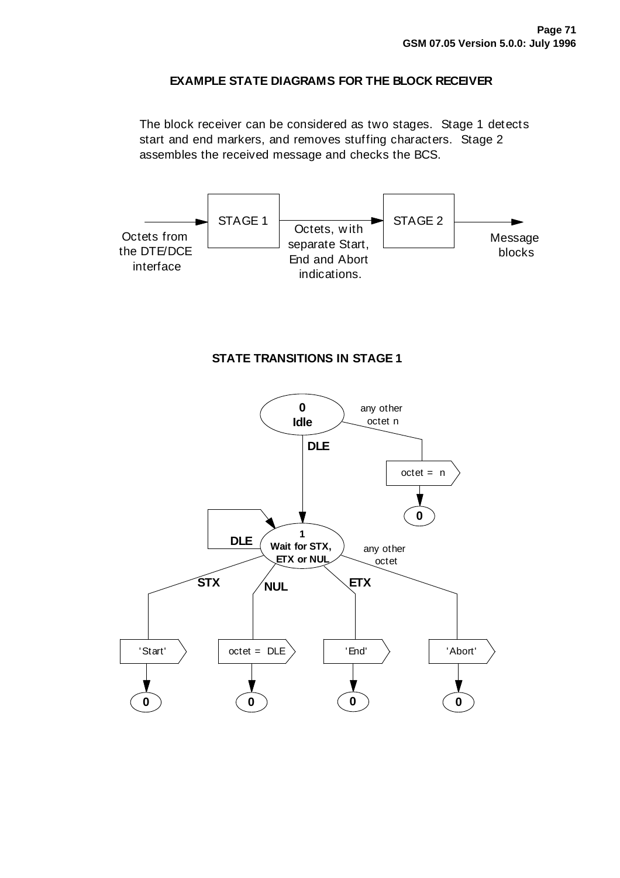## EXAMPLE STATE DIAGRAMS FOR THE BLOCK RECEIVER

The block receiver can be considered as two stages. Stage 1 detects start and end markers, and removes stuffing characters. Stage 2 assembles the received message and checks the BCS.

Octets from the DTE/DCE interface → STAGE 1 → Octets, with separate Start, End and Abort indications. → STAGE 2 → Message blocks

### STATE TRANSITIONS IN STAGE 1

**0 Idle**

- DLE → **1 Wait for STX, ETX or NUL**
- any other octet n → octet = n → 0

**1 Wait for STX, ETX or NUL**

- DLE → 1
- STX → 'Start' → 0
- NUL → octet = DLE → 0
- ETX → 'End' → 0
- any other octet → 'Abort' → 0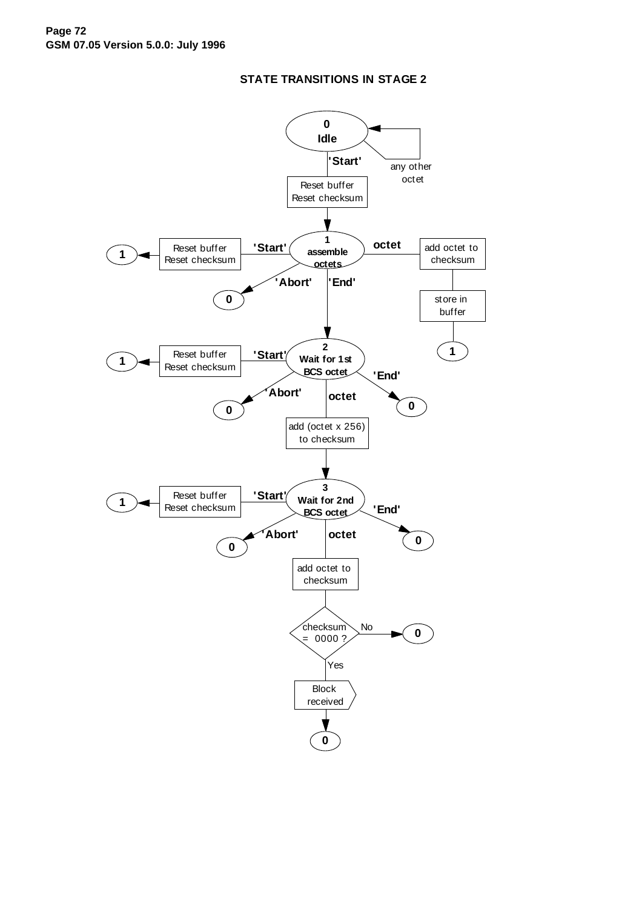## STATE TRANSITIONS IN STAGE 2

0 Idle

'Start'

any other octet

Reset buffer
Reset checksum

1 assemble octets

'Start'

Reset buffer
Reset checksum

1

octet

add octet to checksum

store in buffer

1

'Abort'

0

'End'

2 Wait for 1st BCS octet

'Start'

Reset buffer
Reset checksum

1

'Abort'

0

octet

'End'

0

add (octet x 256) to checksum

3 Wait for 2nd BCS octet

'Start'

Reset buffer
Reset checksum

1

'Abort'

0

octet

'End'

0

add octet to checksum

checksum = 0000 ?

No

0

Yes

Block received

0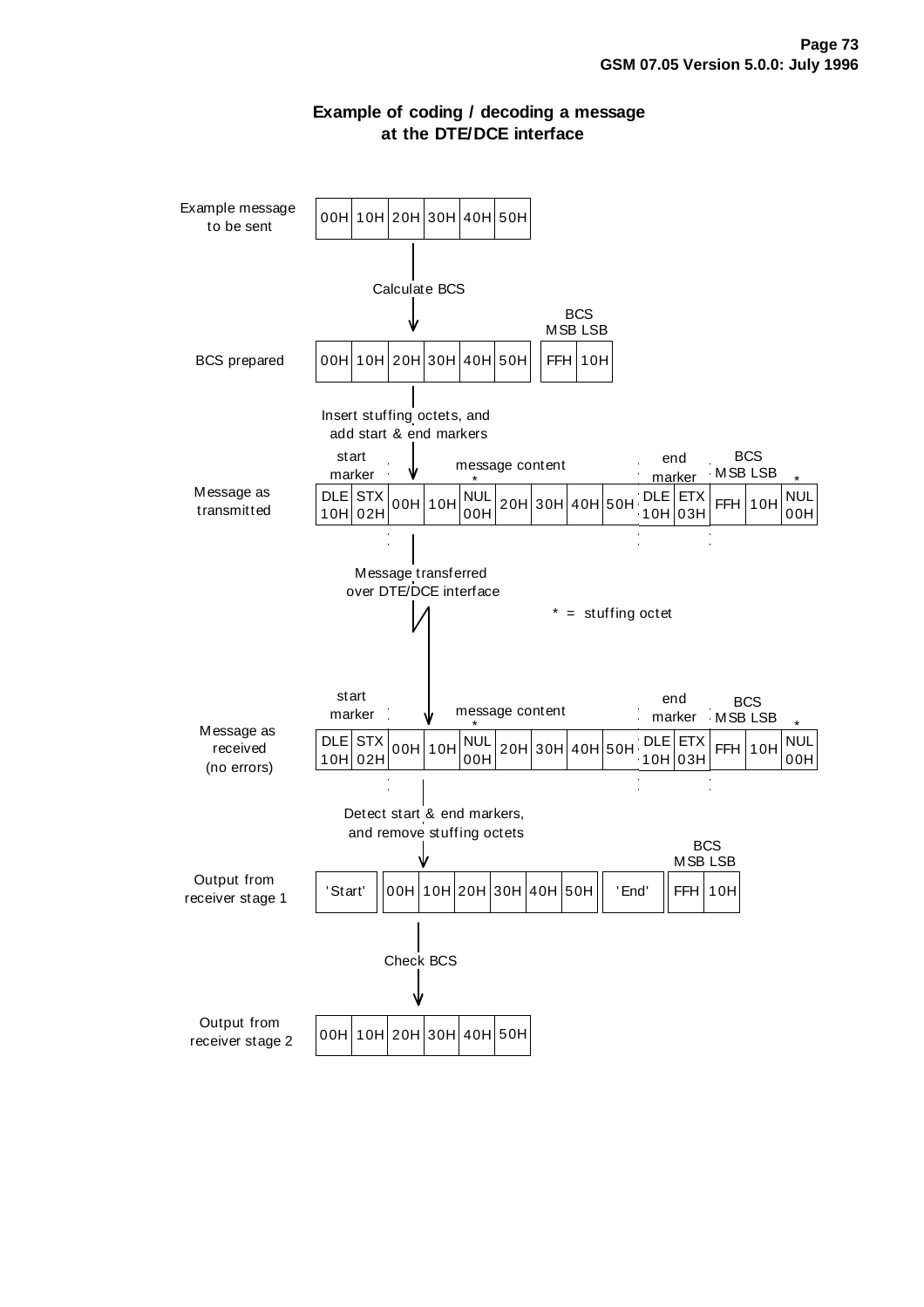### Example of coding / decoding a message at the DTE/DCE interface

**Example message to be sent**

| 00H | 10H | 20H | 30H | 40H | 50H |
|---|---|---|---|---|---|

↓ Calculate BCS

**BCS prepared**

| 00H | 10H | 20H | 30H | 40H | 50H | | BCS MSB | BCS LSB |
|---|---|---|---|---|---|---|---|---|
| | | | | | | | FFH | 10H |

(Message: 00H 10H 20H 30H 40H 50H; BCS MSB: FFH, LSB: 10H)

↓ Insert stuffing octets, and add start & end markers

**Message as transmitted**

| start marker | | message content | | | | | | | end marker | | BCS MSB | BCS LSB | * |
|---|---|---|---|---|---|---|---|---|---|---|---|---|---|
| DLE 10H | STX 02H | 00H | 10H | NUL 00H * | 20H | 30H | 40H | 50H | DLE 10H | ETX 03H | FFH | 10H | NUL 00H |

↓ Message transferred over DTE/DCE interface

\* = stuffing octet

**Message as received (no errors)**

| start marker | | message content | | | | | | | end marker | | BCS MSB | BCS LSB | * |
|---|---|---|---|---|---|---|---|---|---|---|---|---|---|
| DLE 10H | STX 02H | 00H | 10H | NUL 00H * | 20H | 30H | 40H | 50H | DLE 10H | ETX 03H | FFH | 10H | NUL 00H |

↓ Detect start & end markers, and remove stuffing octets

**Output from receiver stage 1**

| 'Start' | 00H | 10H | 20H | 30H | 40H | 50H | 'End' | BCS MSB | BCS LSB |
|---|---|---|---|---|---|---|---|---|---|
| | | | | | | | | FFH | 10H |

↓ Check BCS

**Output from receiver stage 2**

| 00H | 10H | 20H | 30H | 40H | 50H |
|---|---|---|---|---|---|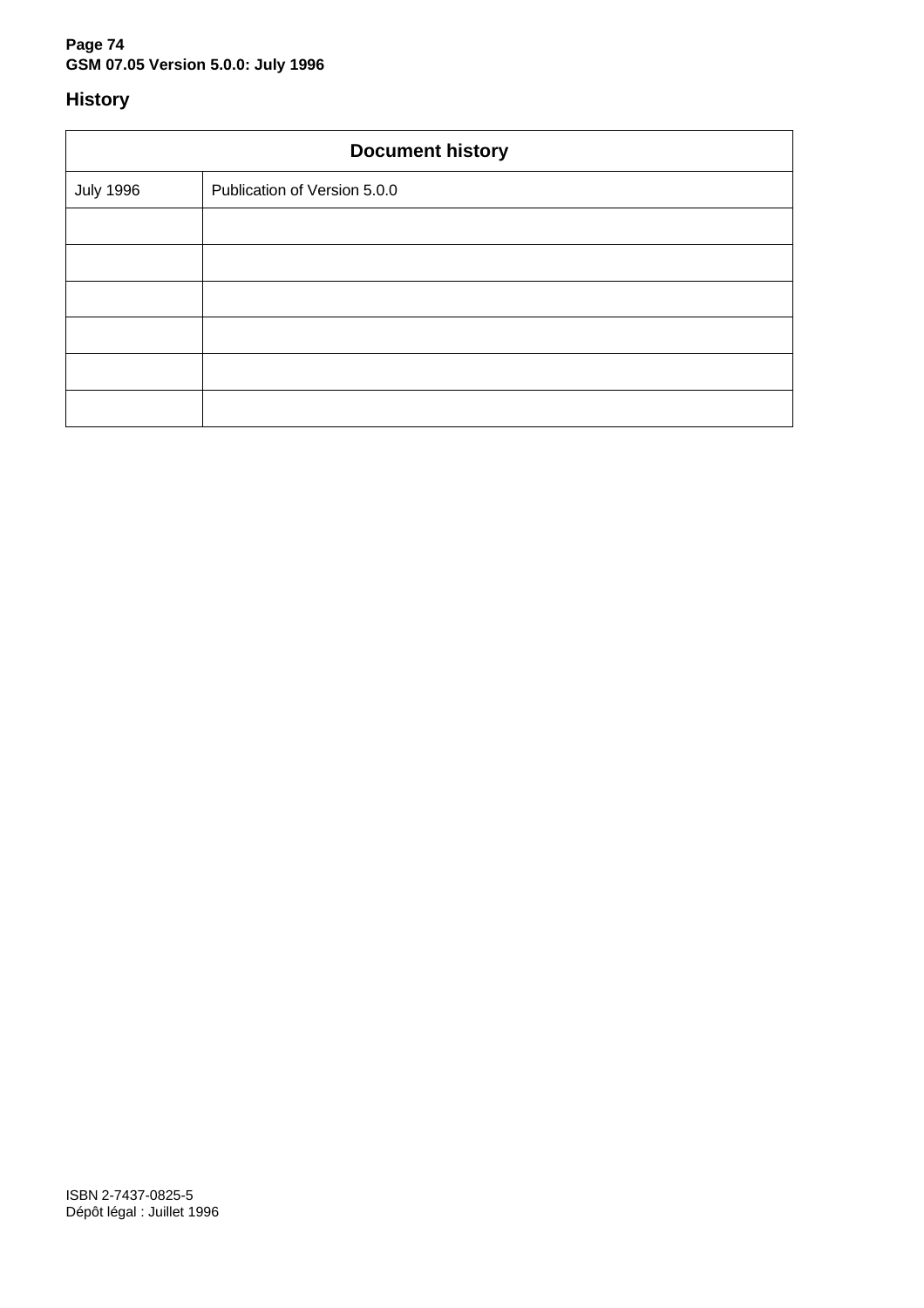## History

| Document history | |
|---|---|
| July 1996 | Publication of Version 5.0.0 |
| | |
| | |
| | |
| | |
| | |
| | |

ISBN 2-7437-0825-5
Dépôt légal : Juillet 1996